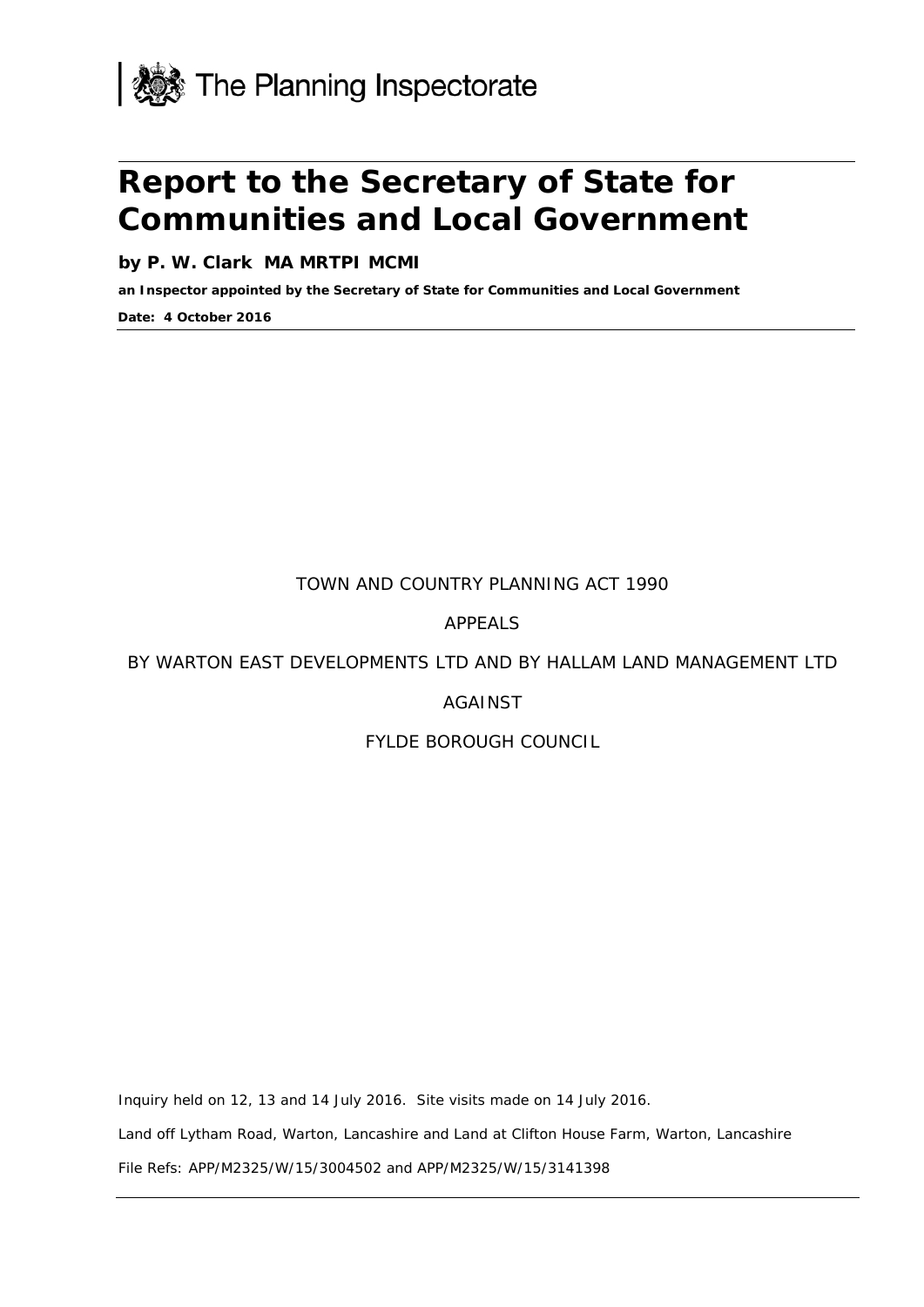The Planning Inspectorate

# Report to the Secretary of State for Communities and Local Government

**by P. W. Clark MA MRTPI MCMI**

**an Inspector appointed by the Secretary of State for Communities and Local Government**

**Date: 4 October 2016**

TOWN AND COUNTRY PLANNING ACT 1990

APPEALS

BY WARTON EAST DEVELOPMENTS LTD AND BY HALLAM LAND MANAGEMENT LTD

AGAINST

FYLDE BOROUGH COUNCIL

Inquiry held on 12, 13 and 14 July 2016. Site visits made on 14 July 2016.

Land off Lytham Road, Warton, Lancashire and Land at Clifton House Farm, Warton, Lancashire

File Refs: APP/M2325/W/15/3004502 and APP/M2325/W/15/3141398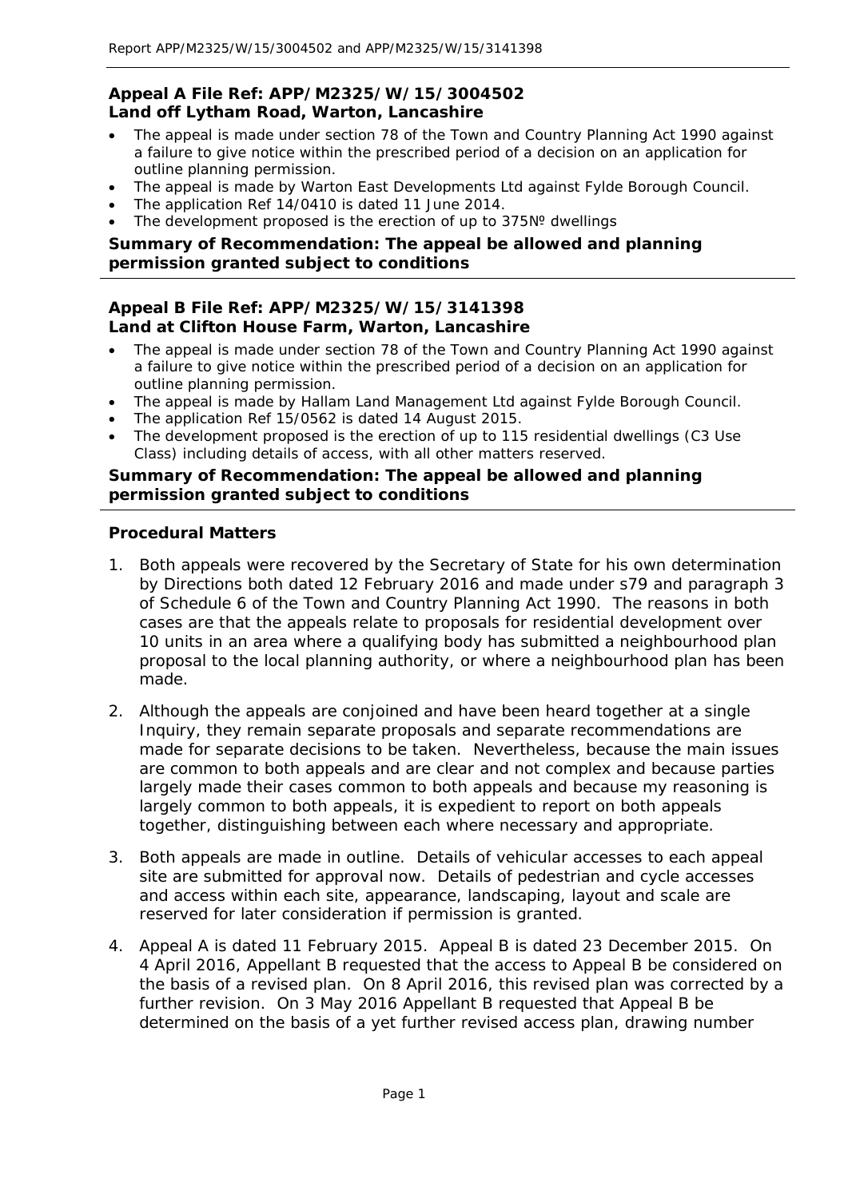**Appeal A File Ref: APP/M2325/W/15/3004502**
**Land off Lytham Road, Warton, Lancashire**

- The appeal is made under section 78 of the Town and Country Planning Act 1990 against a failure to give notice within the prescribed period of a decision on an application for outline planning permission.
- The appeal is made by Warton East Developments Ltd against Fylde Borough Council.
- The application Ref 14/0410 is dated 11 June 2014.
- The development proposed is the erection of up to 375№ dwellings

**Summary of Recommendation: The appeal be allowed and planning permission granted subject to conditions**

**Appeal B File Ref: APP/M2325/W/15/3141398**
**Land at Clifton House Farm, Warton, Lancashire**

- The appeal is made under section 78 of the Town and Country Planning Act 1990 against a failure to give notice within the prescribed period of a decision on an application for outline planning permission.
- The appeal is made by Hallam Land Management Ltd against Fylde Borough Council.
- The application Ref 15/0562 is dated 14 August 2015.
- The development proposed is the erection of up to 115 residential dwellings (C3 Use Class) including details of access, with all other matters reserved.

**Summary of Recommendation: The appeal be allowed and planning permission granted subject to conditions**

## Procedural Matters

1. Both appeals were recovered by the Secretary of State for his own determination by Directions both dated 12 February 2016 and made under s79 and paragraph 3 of Schedule 6 of the Town and Country Planning Act 1990. The reasons in both cases are that the appeals relate to proposals for residential development over 10 units in an area where a qualifying body has submitted a neighbourhood plan proposal to the local planning authority, or where a neighbourhood plan has been made.

2. Although the appeals are conjoined and have been heard together at a single Inquiry, they remain separate proposals and separate recommendations are made for separate decisions to be taken. Nevertheless, because the main issues are common to both appeals and are clear and not complex and because parties largely made their cases common to both appeals and because my reasoning is largely common to both appeals, it is expedient to report on both appeals together, distinguishing between each where necessary and appropriate.

3. Both appeals are made in outline. Details of vehicular accesses to each appeal site are submitted for approval now. Details of pedestrian and cycle accesses and access within each site, appearance, landscaping, layout and scale are reserved for later consideration if permission is granted.

4. Appeal A is dated 11 February 2015. Appeal B is dated 23 December 2015. On 4 April 2016, Appellant B requested that the access to Appeal B be considered on the basis of a revised plan. On 8 April 2016, this revised plan was corrected by a further revision. On 3 May 2016 Appellant B requested that Appeal B be determined on the basis of a yet further revised access plan, drawing number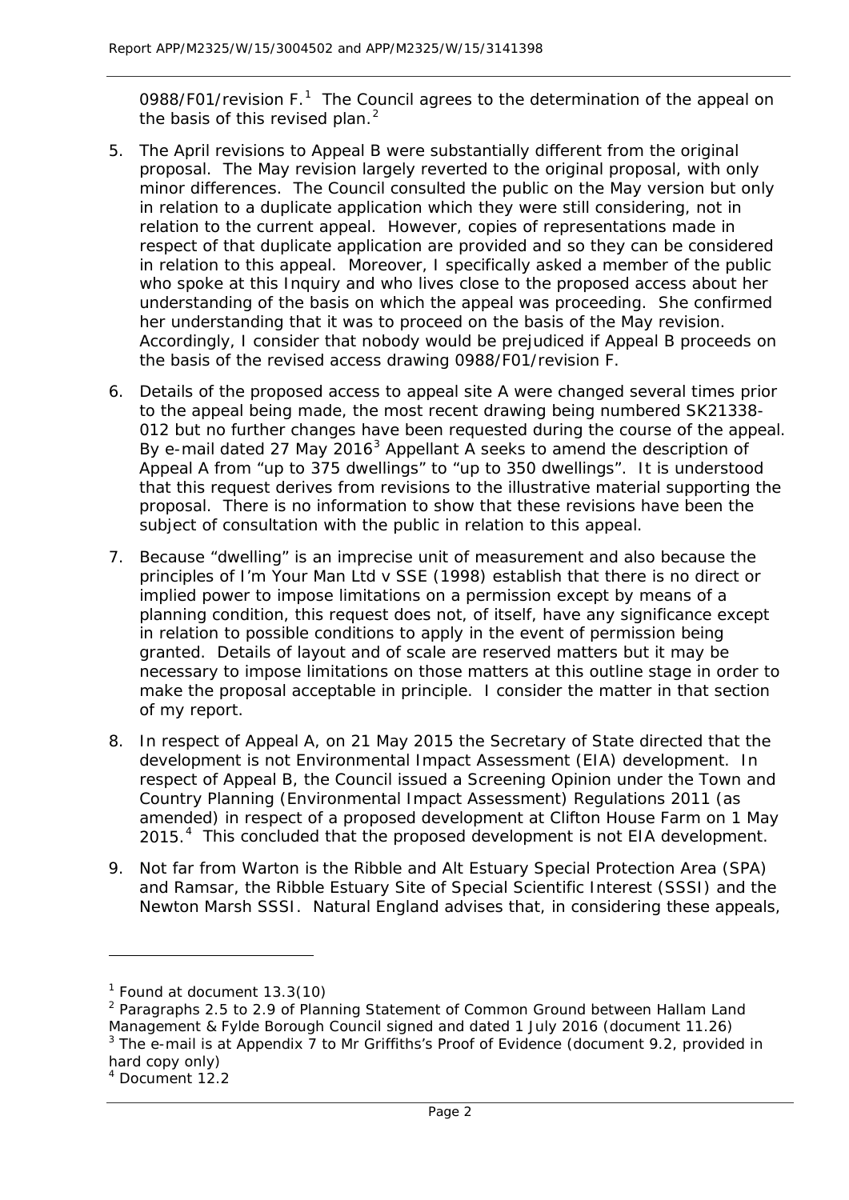0988/F01/revision F.[1] The Council agrees to the determination of the appeal on the basis of this revised plan.[2]

5. The April revisions to Appeal B were substantially different from the original proposal. The May revision largely reverted to the original proposal, with only minor differences. The Council consulted the public on the May version but only in relation to a duplicate application which they were still considering, not in relation to the current appeal. However, copies of representations made in respect of that duplicate application are provided and so they can be considered in relation to this appeal. Moreover, I specifically asked a member of the public who spoke at this Inquiry and who lives close to the proposed access about her understanding of the basis on which the appeal was proceeding. She confirmed her understanding that it was to proceed on the basis of the May revision. Accordingly, I consider that nobody would be prejudiced if Appeal B proceeds on the basis of the revised access drawing 0988/F01/revision F.

6. Details of the proposed access to appeal site A were changed several times prior to the appeal being made, the most recent drawing being numbered SK21338-012 but no further changes have been requested during the course of the appeal. By e-mail dated 27 May 2016[3] Appellant A seeks to amend the description of Appeal A from "up to 375 dwellings" to "up to 350 dwellings". It is understood that this request derives from revisions to the illustrative material supporting the proposal. There is no information to show that these revisions have been the subject of consultation with the public in relation to this appeal.

7. Because "dwelling" is an imprecise unit of measurement and also because the principles of *I'm Your Man Ltd v SSE (1998)* establish that there is no direct or implied power to impose limitations on a permission except by means of a planning condition, this request does not, of itself, have any significance except in relation to possible conditions to apply in the event of permission being granted. Details of layout and of scale are reserved matters but it may be necessary to impose limitations on those matters at this outline stage in order to make the proposal acceptable in principle. I consider the matter in that section of my report.

8. In respect of Appeal A, on 21 May 2015 the Secretary of State directed that the development is not Environmental Impact Assessment (EIA) development. In respect of Appeal B, the Council issued a Screening Opinion under the Town and Country Planning (Environmental Impact Assessment) Regulations 2011 (as amended) in respect of a proposed development at Clifton House Farm on 1 May 2015.[4] This concluded that the proposed development is not EIA development.

9. Not far from Warton is the Ribble and Alt Estuary Special Protection Area (SPA) and Ramsar, the Ribble Estuary Site of Special Scientific Interest (SSSI) and the Newton Marsh SSSI. Natural England advises that, in considering these appeals,

---

[1] Found at document 13.3(10)

[2] Paragraphs 2.5 to 2.9 of Planning Statement of Common Ground between Hallam Land Management & Fylde Borough Council signed and dated 1 July 2016 (document 11.26)

[3] The e-mail is at Appendix 7 to Mr Griffiths's Proof of Evidence (document 9.2, provided in hard copy only)

[4] Document 12.2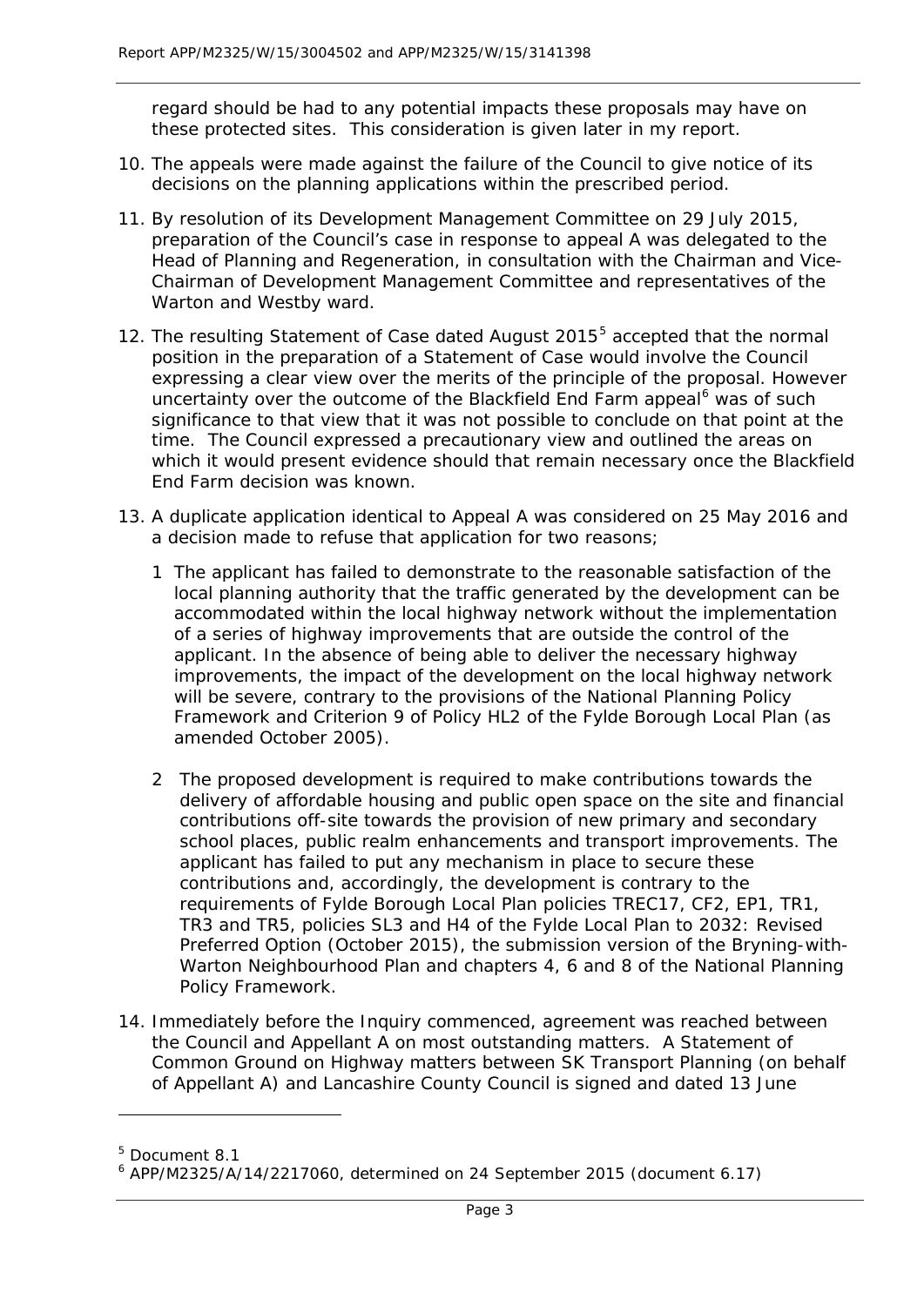regard should be had to any potential impacts these proposals may have on these protected sites. This consideration is given later in my report.

10. The appeals were made against the failure of the Council to give notice of its decisions on the planning applications within the prescribed period.

11. By resolution of its Development Management Committee on 29 July 2015, preparation of the Council's case in response to appeal A was delegated to the Head of Planning and Regeneration, in consultation with the Chairman and Vice-Chairman of Development Management Committee and representatives of the Warton and Westby ward.

12. The resulting Statement of Case dated August 2015[5] accepted that the normal position in the preparation of a Statement of Case would involve the Council expressing a clear view over the merits of the principle of the proposal. However uncertainty over the outcome of the Blackfield End Farm appeal[6] was of such significance to that view that it was not possible to conclude on that point at the time. The Council expressed a precautionary view and outlined the areas on which it would present evidence should that remain necessary once the Blackfield End Farm decision was known.

13. A duplicate application identical to Appeal A was considered on 25 May 2016 and a decision made to refuse that application for two reasons;

    1 The applicant has failed to demonstrate to the reasonable satisfaction of the local planning authority that the traffic generated by the development can be accommodated within the local highway network without the implementation of a series of highway improvements that are outside the control of the applicant. In the absence of being able to deliver the necessary highway improvements, the impact of the development on the local highway network will be severe, contrary to the provisions of the National Planning Policy Framework and Criterion 9 of Policy HL2 of the Fylde Borough Local Plan (as amended October 2005).

    2 The proposed development is required to make contributions towards the delivery of affordable housing and public open space on the site and financial contributions off-site towards the provision of new primary and secondary school places, public realm enhancements and transport improvements. The applicant has failed to put any mechanism in place to secure these contributions and, accordingly, the development is contrary to the requirements of Fylde Borough Local Plan policies TREC17, CF2, EP1, TR1, TR3 and TR5, policies SL3 and H4 of the Fylde Local Plan to 2032: Revised Preferred Option (October 2015), the submission version of the Bryning-with-Warton Neighbourhood Plan and chapters 4, 6 and 8 of the National Planning Policy Framework.

14. Immediately before the Inquiry commenced, agreement was reached between the Council and Appellant A on most outstanding matters. A Statement of Common Ground on Highway matters between SK Transport Planning (on behalf of Appellant A) and Lancashire County Council is signed and dated 13 June

---

[5] Document 8.1

[6] APP/M2325/A/14/2217060, determined on 24 September 2015 (document 6.17)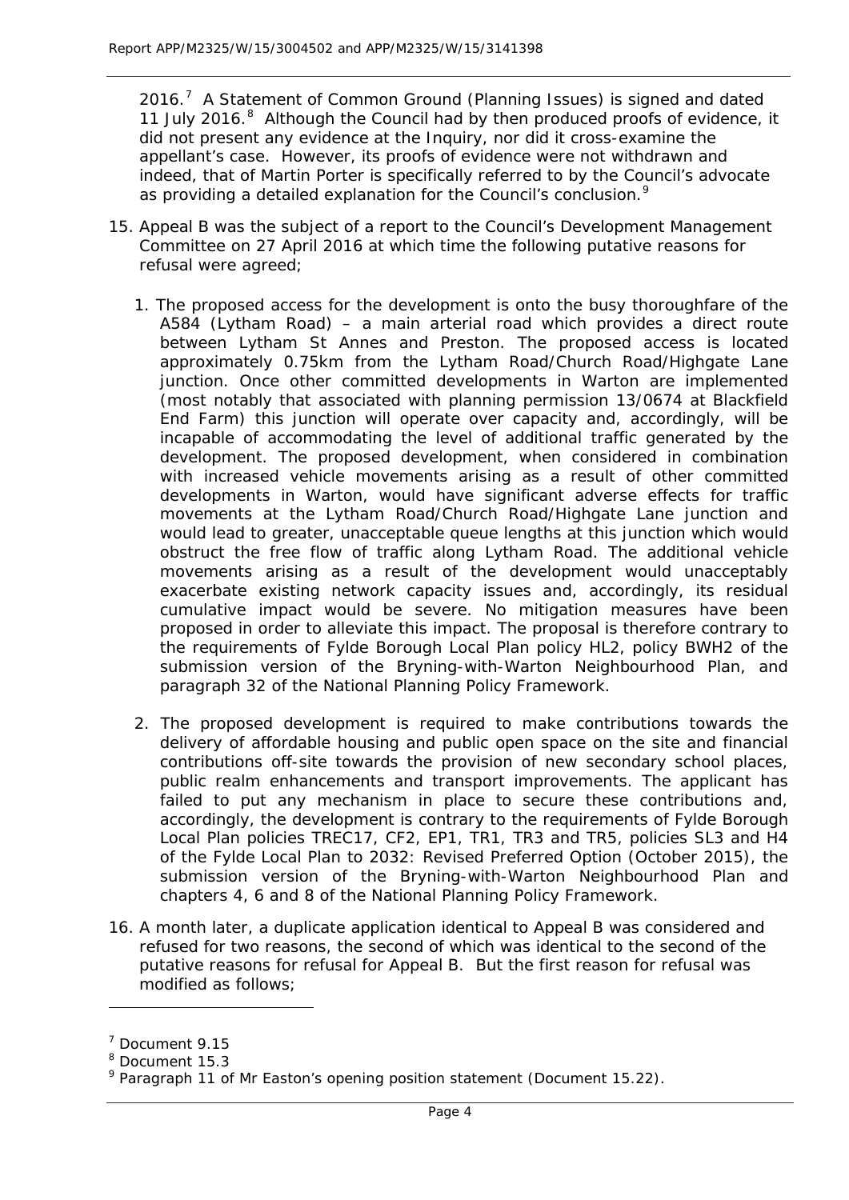2016.[7] A Statement of Common Ground (Planning Issues) is signed and dated 11 July 2016.[8] Although the Council had by then produced proofs of evidence, it did not present any evidence at the Inquiry, nor did it cross-examine the appellant's case. However, its proofs of evidence were not withdrawn and indeed, that of Martin Porter is specifically referred to by the Council's advocate as providing a detailed explanation for the Council's conclusion.[9]

15. Appeal B was the subject of a report to the Council's Development Management Committee on 27 April 2016 at which time the following putative reasons for refusal were agreed;

    1. The proposed access for the development is onto the busy thoroughfare of the A584 (Lytham Road) – a main arterial road which provides a direct route between Lytham St Annes and Preston. The proposed access is located approximately 0.75km from the Lytham Road/Church Road/Highgate Lane junction. Once other committed developments in Warton are implemented (most notably that associated with planning permission 13/0674 at Blackfield End Farm) this junction will operate over capacity and, accordingly, will be incapable of accommodating the level of additional traffic generated by the development. The proposed development, when considered in combination with increased vehicle movements arising as a result of other committed developments in Warton, would have significant adverse effects for traffic movements at the Lytham Road/Church Road/Highgate Lane junction and would lead to greater, unacceptable queue lengths at this junction which would obstruct the free flow of traffic along Lytham Road. The additional vehicle movements arising as a result of the development would unacceptably exacerbate existing network capacity issues and, accordingly, its residual cumulative impact would be severe. No mitigation measures have been proposed in order to alleviate this impact. The proposal is therefore contrary to the requirements of Fylde Borough Local Plan policy HL2, policy BWH2 of the submission version of the Bryning-with-Warton Neighbourhood Plan, and paragraph 32 of the National Planning Policy Framework.

    2. The proposed development is required to make contributions towards the delivery of affordable housing and public open space on the site and financial contributions off-site towards the provision of new secondary school places, public realm enhancements and transport improvements. The applicant has failed to put any mechanism in place to secure these contributions and, accordingly, the development is contrary to the requirements of Fylde Borough Local Plan policies TREC17, CF2, EP1, TR1, TR3 and TR5, policies SL3 and H4 of the Fylde Local Plan to 2032: Revised Preferred Option (October 2015), the submission version of the Bryning-with-Warton Neighbourhood Plan and chapters 4, 6 and 8 of the National Planning Policy Framework.

16. A month later, a duplicate application identical to Appeal B was considered and refused for two reasons, the second of which was identical to the second of the putative reasons for refusal for Appeal B. But the first reason for refusal was modified as follows;

---

[7] Document 9.15

[8] Document 15.3

[9] Paragraph 11 of Mr Easton's opening position statement (Document 15.22).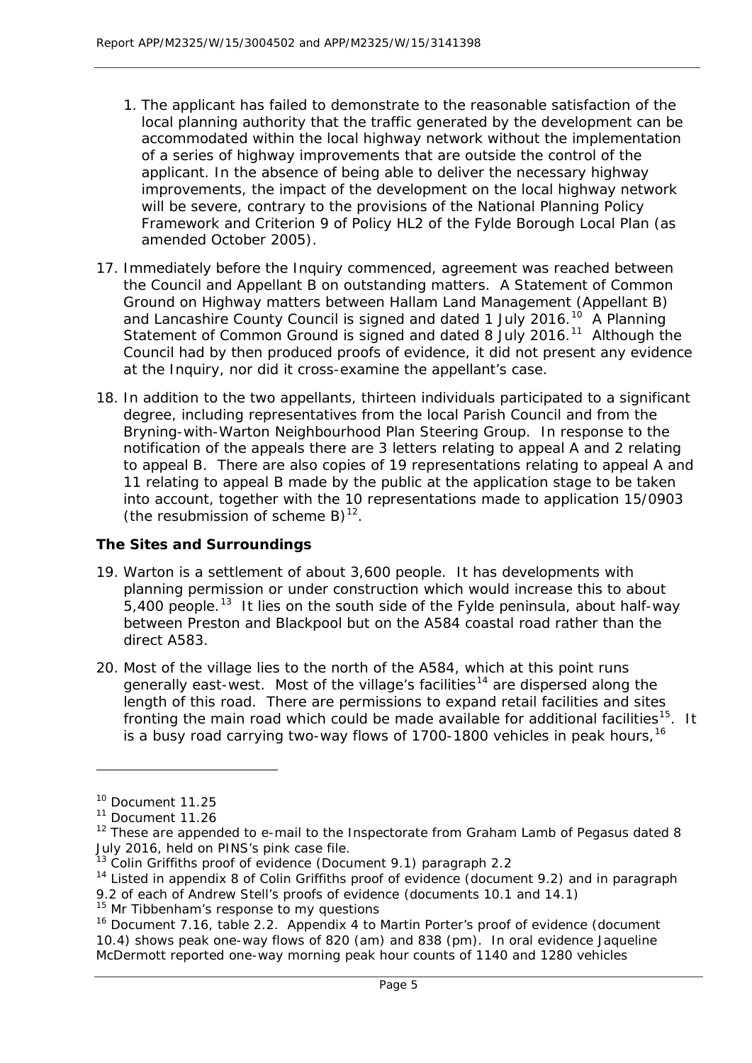1. The applicant has failed to demonstrate to the reasonable satisfaction of the local planning authority that the traffic generated by the development can be accommodated within the local highway network without the implementation of a series of highway improvements that are outside the control of the applicant. In the absence of being able to deliver the necessary highway improvements, the impact of the development on the local highway network will be severe, contrary to the provisions of the National Planning Policy Framework and Criterion 9 of Policy HL2 of the Fylde Borough Local Plan (as amended October 2005).

17. Immediately before the Inquiry commenced, agreement was reached between the Council and Appellant B on outstanding matters. A Statement of Common Ground on Highway matters between Hallam Land Management (Appellant B) and Lancashire County Council is signed and dated 1 July 2016.[10] A Planning Statement of Common Ground is signed and dated 8 July 2016.[11] Although the Council had by then produced proofs of evidence, it did not present any evidence at the Inquiry, nor did it cross-examine the appellant's case.

18. In addition to the two appellants, thirteen individuals participated to a significant degree, including representatives from the local Parish Council and from the Bryning-with-Warton Neighbourhood Plan Steering Group. In response to the notification of the appeals there are 3 letters relating to appeal A and 2 relating to appeal B. There are also copies of 19 representations relating to appeal A and 11 relating to appeal B made by the public at the application stage to be taken into account, together with the 10 representations made to application 15/0903 (the resubmission of scheme B)[12].

## The Sites and Surroundings

19. Warton is a settlement of about 3,600 people. It has developments with planning permission or under construction which would increase this to about 5,400 people.[13] It lies on the south side of the Fylde peninsula, about half-way between Preston and Blackpool but on the A584 coastal road rather than the direct A583.

20. Most of the village lies to the north of the A584, which at this point runs generally east-west. Most of the village's facilities[14] are dispersed along the length of this road. There are permissions to expand retail facilities and sites fronting the main road which could be made available for additional facilities[15]. It is a busy road carrying two-way flows of 1700-1800 vehicles in peak hours,[16]

---

[10] Document 11.25

[11] Document 11.26

[12] These are appended to e-mail to the Inspectorate from Graham Lamb of Pegasus dated 8 July 2016, held on PINS's pink case file.

[13] Colin Griffiths proof of evidence (Document 9.1) paragraph 2.2

[14] Listed in appendix 8 of Colin Griffiths proof of evidence (document 9.2) and in paragraph 9.2 of each of Andrew Stell's proofs of evidence (documents 10.1 and 14.1)

[15] Mr Tibbenham's response to my questions

[16] Document 7.16, table 2.2. Appendix 4 to Martin Porter's proof of evidence (document 10.4) shows peak one-way flows of 820 (am) and 838 (pm). In oral evidence Jaqueline McDermott reported one-way morning peak hour counts of 1140 and 1280 vehicles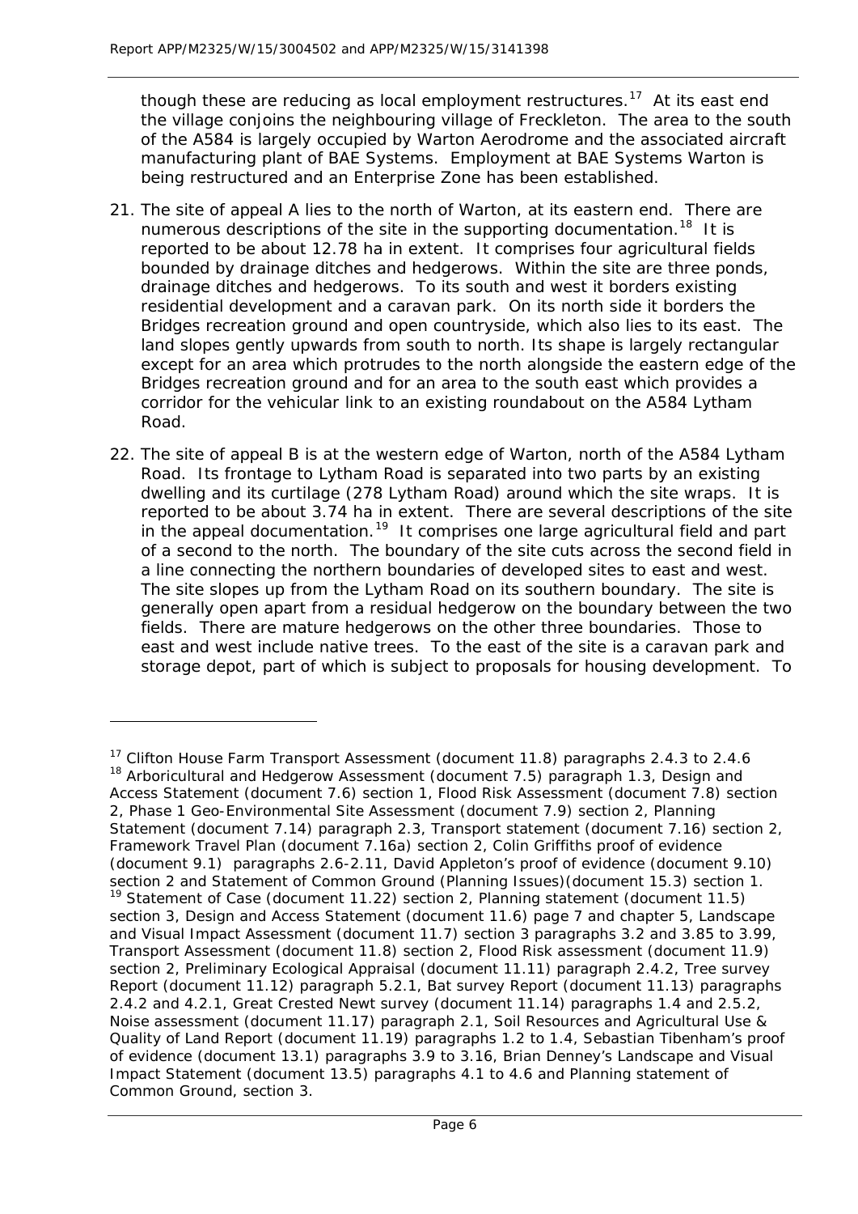though these are reducing as local employment restructures.[17] At its east end the village conjoins the neighbouring village of Freckleton. The area to the south of the A584 is largely occupied by Warton Aerodrome and the associated aircraft manufacturing plant of BAE Systems. Employment at BAE Systems Warton is being restructured and an Enterprise Zone has been established.

21. The site of appeal A lies to the north of Warton, at its eastern end. There are numerous descriptions of the site in the supporting documentation.[18] It is reported to be about 12.78 ha in extent. It comprises four agricultural fields bounded by drainage ditches and hedgerows. Within the site are three ponds, drainage ditches and hedgerows. To its south and west it borders existing residential development and a caravan park. On its north side it borders the Bridges recreation ground and open countryside, which also lies to its east. The land slopes gently upwards from south to north. Its shape is largely rectangular except for an area which protrudes to the north alongside the eastern edge of the Bridges recreation ground and for an area to the south east which provides a corridor for the vehicular link to an existing roundabout on the A584 Lytham Road.

22. The site of appeal B is at the western edge of Warton, north of the A584 Lytham Road. Its frontage to Lytham Road is separated into two parts by an existing dwelling and its curtilage (278 Lytham Road) around which the site wraps. It is reported to be about 3.74 ha in extent. There are several descriptions of the site in the appeal documentation.[19] It comprises one large agricultural field and part of a second to the north. The boundary of the site cuts across the second field in a line connecting the northern boundaries of developed sites to east and west. The site slopes up from the Lytham Road on its southern boundary. The site is generally open apart from a residual hedgerow on the boundary between the two fields. There are mature hedgerows on the other three boundaries. Those to east and west include native trees. To the east of the site is a caravan park and storage depot, part of which is subject to proposals for housing development. To

---

[17] Clifton House Farm Transport Assessment (document 11.8) paragraphs 2.4.3 to 2.4.6

[18] Arboricultural and Hedgerow Assessment (document 7.5) paragraph 1.3, Design and Access Statement (document 7.6) section 1, Flood Risk Assessment (document 7.8) section 2, Phase 1 Geo-Environmental Site Assessment (document 7.9) section 2, Planning Statement (document 7.14) paragraph 2.3, Transport statement (document 7.16) section 2, Framework Travel Plan (document 7.16a) section 2, Colin Griffiths proof of evidence (document 9.1) paragraphs 2.6-2.11, David Appleton's proof of evidence (document 9.10) section 2 and Statement of Common Ground (Planning Issues)(document 15.3) section 1.

[19] Statement of Case (document 11.22) section 2, Planning statement (document 11.5) section 3, Design and Access Statement (document 11.6) page 7 and chapter 5, Landscape and Visual Impact Assessment (document 11.7) section 3 paragraphs 3.2 and 3.85 to 3.99, Transport Assessment (document 11.8) section 2, Flood Risk assessment (document 11.9) section 2, Preliminary Ecological Appraisal (document 11.11) paragraph 2.4.2, Tree survey Report (document 11.12) paragraph 5.2.1, Bat survey Report (document 11.13) paragraphs 2.4.2 and 4.2.1, Great Crested Newt survey (document 11.14) paragraphs 1.4 and 2.5.2, Noise assessment (document 11.17) paragraph 2.1, Soil Resources and Agricultural Use & Quality of Land Report (document 11.19) paragraphs 1.2 to 1.4, Sebastian Tibenham's proof of evidence (document 13.1) paragraphs 3.9 to 3.16, Brian Denney's Landscape and Visual Impact Statement (document 13.5) paragraphs 4.1 to 4.6 and Planning statement of Common Ground, section 3.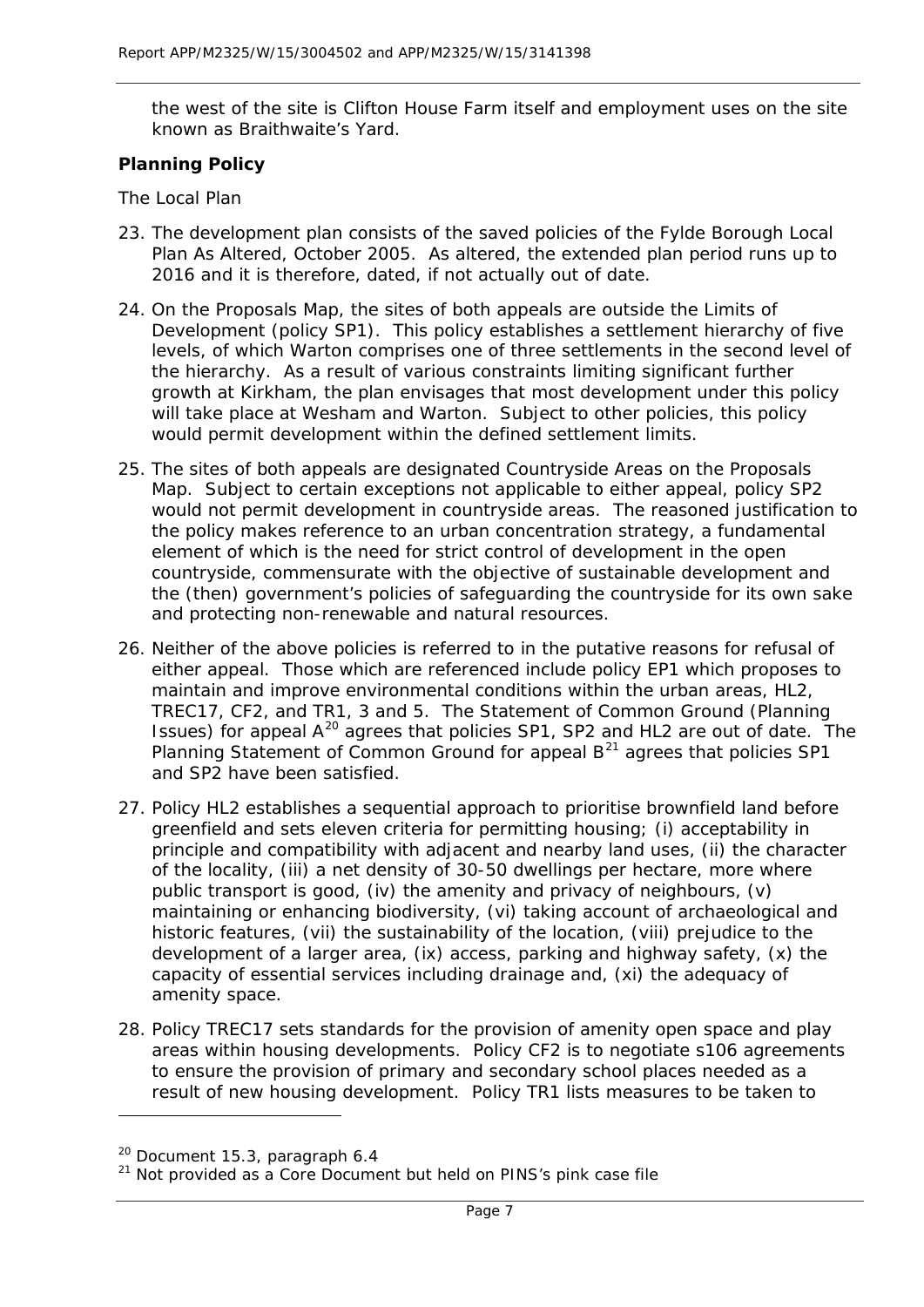the west of the site is Clifton House Farm itself and employment uses on the site known as Braithwaite's Yard.

### Planning Policy

The Local Plan

23. The development plan consists of the saved policies of the Fylde Borough Local Plan As Altered, October 2005. As altered, the extended plan period runs up to 2016 and it is therefore, dated, if not actually out of date.

24. On the Proposals Map, the sites of both appeals are outside the Limits of Development (policy SP1). This policy establishes a settlement hierarchy of five levels, of which Warton comprises one of three settlements in the second level of the hierarchy. As a result of various constraints limiting significant further growth at Kirkham, the plan envisages that most development under this policy will take place at Wesham and Warton. Subject to other policies, this policy would permit development within the defined settlement limits.

25. The sites of both appeals are designated Countryside Areas on the Proposals Map. Subject to certain exceptions not applicable to either appeal, policy SP2 would not permit development in countryside areas. The reasoned justification to the policy makes reference to an urban concentration strategy, a fundamental element of which is the need for strict control of development in the open countryside, commensurate with the objective of sustainable development and the (then) government's policies of safeguarding the countryside for its own sake and protecting non-renewable and natural resources.

26. Neither of the above policies is referred to in the putative reasons for refusal of either appeal. Those which are referenced include policy EP1 which proposes to maintain and improve environmental conditions within the urban areas, HL2, TREC17, CF2, and TR1, 3 and 5. The Statement of Common Ground (Planning Issues) for appeal A[20] agrees that policies SP1, SP2 and HL2 are out of date. The Planning Statement of Common Ground for appeal B[21] agrees that policies SP1 and SP2 have been satisfied.

27. Policy HL2 establishes a sequential approach to prioritise brownfield land before greenfield and sets eleven criteria for permitting housing; (i) acceptability in principle and compatibility with adjacent and nearby land uses, (ii) the character of the locality, (iii) a net density of 30-50 dwellings per hectare, more where public transport is good, (iv) the amenity and privacy of neighbours, (v) maintaining or enhancing biodiversity, (vi) taking account of archaeological and historic features, (vii) the sustainability of the location, (viii) prejudice to the development of a larger area, (ix) access, parking and highway safety, (x) the capacity of essential services including drainage and, (xi) the adequacy of amenity space.

28. Policy TREC17 sets standards for the provision of amenity open space and play areas within housing developments. Policy CF2 is to negotiate s106 agreements to ensure the provision of primary and secondary school places needed as a result of new housing development. Policy TR1 lists measures to be taken to

---

[20] Document 15.3, paragraph 6.4

[21] Not provided as a Core Document but held on PINS's pink case file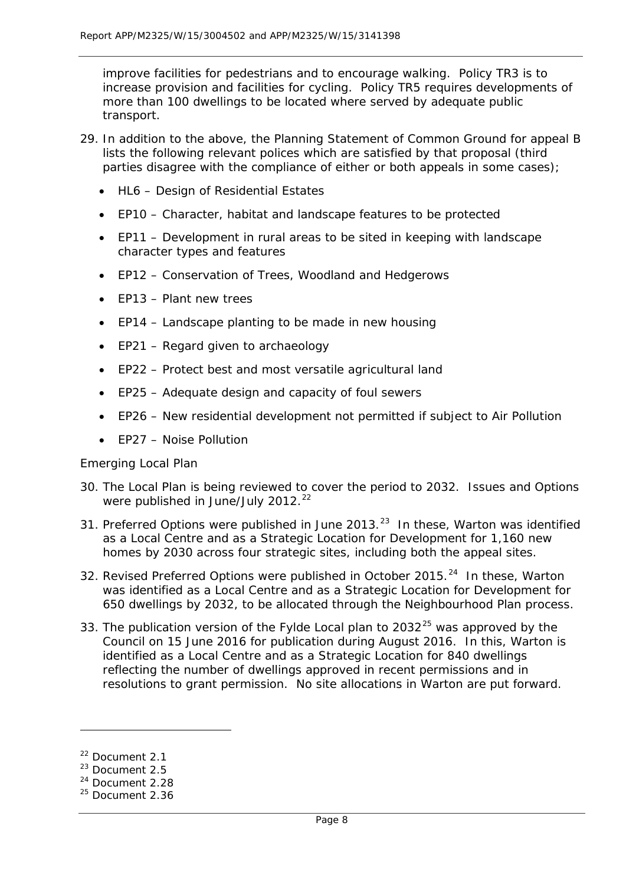improve facilities for pedestrians and to encourage walking. Policy TR3 is to increase provision and facilities for cycling. Policy TR5 requires developments of more than 100 dwellings to be located where served by adequate public transport.

29. In addition to the above, the Planning Statement of Common Ground for appeal B lists the following relevant polices which are satisfied by that proposal (third parties disagree with the compliance of either or both appeals in some cases);

    - HL6 – Design of Residential Estates
    - EP10 – Character, habitat and landscape features to be protected
    - EP11 – Development in rural areas to be sited in keeping with landscape character types and features
    - EP12 – Conservation of Trees, Woodland and Hedgerows
    - EP13 – Plant new trees
    - EP14 – Landscape planting to be made in new housing
    - EP21 – Regard given to archaeology
    - EP22 – Protect best and most versatile agricultural land
    - EP25 – Adequate design and capacity of foul sewers
    - EP26 – New residential development not permitted if subject to Air Pollution
    - EP27 – Noise Pollution

Emerging Local Plan

30. The Local Plan is being reviewed to cover the period to 2032. Issues and Options were published in June/July 2012.[22]

31. Preferred Options were published in June 2013.[23] In these, Warton was identified as a Local Centre and as a Strategic Location for Development for 1,160 new homes by 2030 across four strategic sites, including both the appeal sites.

32. Revised Preferred Options were published in October 2015.[24] In these, Warton was identified as a Local Centre and as a Strategic Location for Development for 650 dwellings by 2032, to be allocated through the Neighbourhood Plan process.

33. The publication version of the Fylde Local plan to 2032[25] was approved by the Council on 15 June 2016 for publication during August 2016. In this, Warton is identified as a Local Centre and as a Strategic Location for 840 dwellings reflecting the number of dwellings approved in recent permissions and in resolutions to grant permission. No site allocations in Warton are put forward.

---

[22] Document 2.1
[23] Document 2.5
[24] Document 2.28
[25] Document 2.36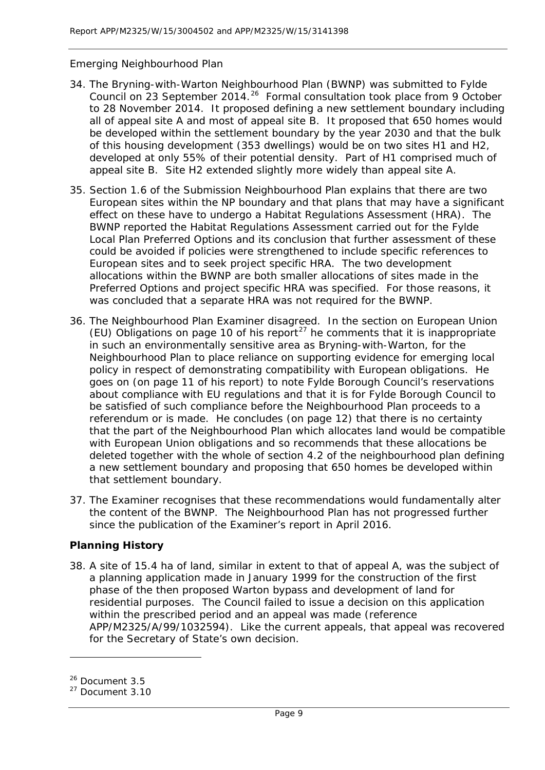Emerging Neighbourhood Plan

34. The Bryning-with-Warton Neighbourhood Plan (BWNP) was submitted to Fylde Council on 23 September 2014.[26] Formal consultation took place from 9 October to 28 November 2014. It proposed defining a new settlement boundary including all of appeal site A and most of appeal site B. It proposed that 650 homes would be developed within the settlement boundary by the year 2030 and that the bulk of this housing development (353 dwellings) would be on two sites H1 and H2, developed at only 55% of their potential density. Part of H1 comprised much of appeal site B. Site H2 extended slightly more widely than appeal site A.

35. Section 1.6 of the Submission Neighbourhood Plan explains that there are two European sites within the NP boundary and that plans that may have a significant effect on these have to undergo a Habitat Regulations Assessment (HRA). The BWNP reported the Habitat Regulations Assessment carried out for the Fylde Local Plan Preferred Options and its conclusion that further assessment of these could be avoided if policies were strengthened to include specific references to European sites and to seek project specific HRA. The two development allocations within the BWNP are both smaller allocations of sites made in the Preferred Options and project specific HRA was specified. For those reasons, it was concluded that a separate HRA was not required for the BWNP.

36. The Neighbourhood Plan Examiner disagreed. In the section on European Union (EU) Obligations on page 10 of his report[27] he comments that it is inappropriate in such an environmentally sensitive area as Bryning-with-Warton, for the Neighbourhood Plan to place reliance on supporting evidence for emerging local policy in respect of demonstrating compatibility with European obligations. He goes on (on page 11 of his report) to note Fylde Borough Council's reservations about compliance with EU regulations and that it is for Fylde Borough Council to be satisfied of such compliance before the Neighbourhood Plan proceeds to a referendum or is made. He concludes (on page 12) that there is no certainty that the part of the Neighbourhood Plan which allocates land would be compatible with European Union obligations and so recommends that these allocations be deleted together with the whole of section 4.2 of the neighbourhood plan defining a new settlement boundary and proposing that 650 homes be developed within that settlement boundary.

37. The Examiner recognises that these recommendations would fundamentally alter the content of the BWNP. The Neighbourhood Plan has not progressed further since the publication of the Examiner's report in April 2016.

## Planning History

38. A site of 15.4 ha of land, similar in extent to that of appeal A, was the subject of a planning application made in January 1999 for the construction of the first phase of the then proposed Warton bypass and development of land for residential purposes. The Council failed to issue a decision on this application within the prescribed period and an appeal was made (reference APP/M2325/A/99/1032594). Like the current appeals, that appeal was recovered for the Secretary of State's own decision.

[26] Document 3.5

[27] Document 3.10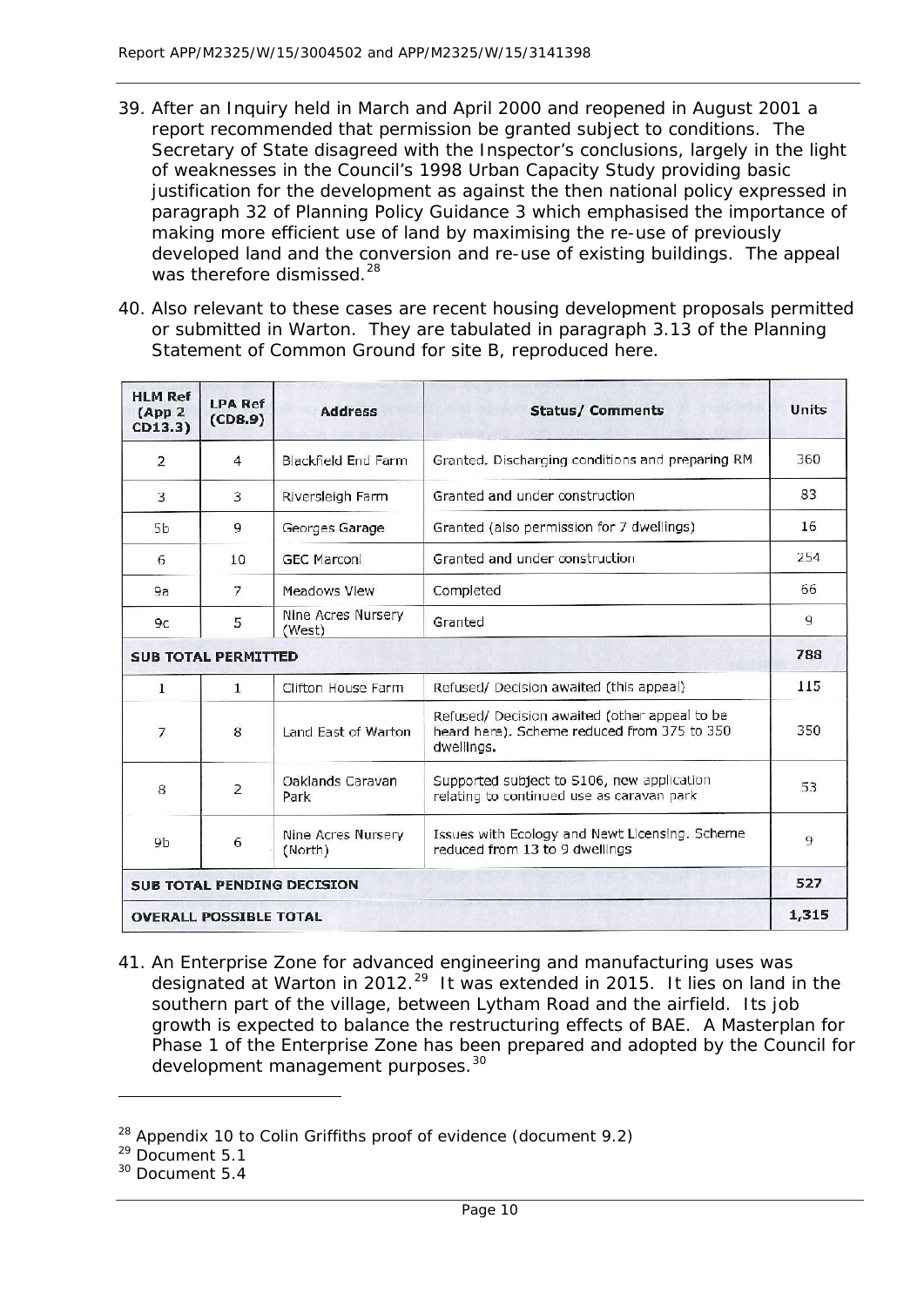39. After an Inquiry held in March and April 2000 and reopened in August 2001 a report recommended that permission be granted subject to conditions. The Secretary of State disagreed with the Inspector's conclusions, largely in the light of weaknesses in the Council's 1998 Urban Capacity Study providing basic justification for the development as against the then national policy expressed in paragraph 32 of Planning Policy Guidance 3 which emphasised the importance of making more efficient use of land by maximising the re-use of previously developed land and the conversion and re-use of existing buildings. The appeal was therefore dismissed.[28]

40. Also relevant to these cases are recent housing development proposals permitted or submitted in Warton. They are tabulated in paragraph 3.13 of the Planning Statement of Common Ground for site B, reproduced here.

| HLM Ref (App 2 CD13.3) | LPA Ref (CD8.9) | Address | Status/ Comments | Units |
|---|---|---|---|---|
| 2 | 4 | Blackfield End Farm | Granted. Discharging conditions and preparing RM | 360 |
| 3 | 3 | Riversleigh Farm | Granted and under construction | 83 |
| 5b | 9 | Georges Garage | Granted (also permission for 7 dwellings) | 16 |
| 6 | 10 | GEC Marconi | Granted and under construction | 254 |
| 9a | 7 | Meadows View | Completed | 66 |
| 9c | 5 | Nine Acres Nursery (West) | Granted | 9 |
| **SUB TOTAL PERMITTED** | | | | **788** |
| 1 | 1 | Clifton House Farm | Refused/ Decision awaited (this appeal) | 115 |
| 7 | 8 | Land East of Warton | Refused/ Decision awaited (other appeal to be heard here). Scheme reduced from 375 to 350 dwellings. | 350 |
| 8 | 2 | Oaklands Caravan Park | Supported subject to S106, new application relating to continued use as caravan park | 53 |
| 9b | 6 | Nine Acres Nursery (North) | Issues with Ecology and Newt Licensing. Scheme reduced from 13 to 9 dwellings | 9 |
| **SUB TOTAL PENDING DECISION** | | | | **527** |
| **OVERALL POSSIBLE TOTAL** | | | | **1,315** |

41. An Enterprise Zone for advanced engineering and manufacturing uses was designated at Warton in 2012.[29] It was extended in 2015. It lies on land in the southern part of the village, between Lytham Road and the airfield. Its job growth is expected to balance the restructuring effects of BAE. A Masterplan for Phase 1 of the Enterprise Zone has been prepared and adopted by the Council for development management purposes.[30]

[28] Appendix 10 to Colin Griffiths proof of evidence (document 9.2)

[29] Document 5.1

[30] Document 5.4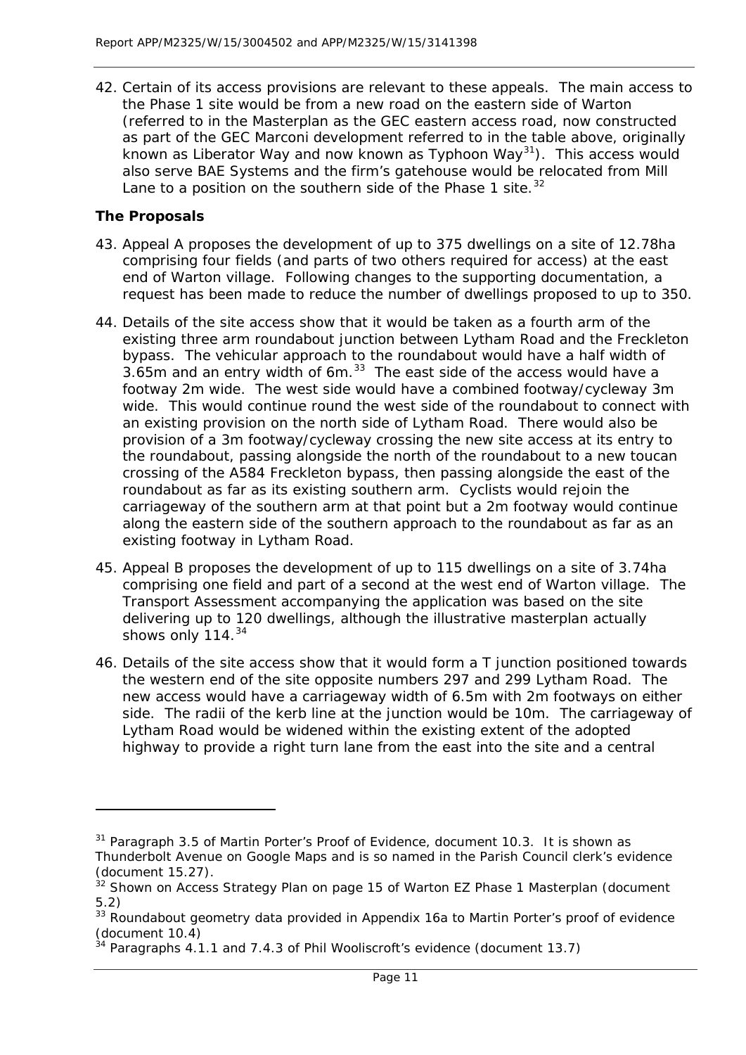42. Certain of its access provisions are relevant to these appeals. The main access to the Phase 1 site would be from a new road on the eastern side of Warton (referred to in the Masterplan as the GEC eastern access road, now constructed as part of the GEC Marconi development referred to in the table above, originally known as Liberator Way and now known as Typhoon Way[31]). This access would also serve BAE Systems and the firm's gatehouse would be relocated from Mill Lane to a position on the southern side of the Phase 1 site.[32]

**The Proposals**

43. Appeal A proposes the development of up to 375 dwellings on a site of 12.78ha comprising four fields (and parts of two others required for access) at the east end of Warton village. Following changes to the supporting documentation, a request has been made to reduce the number of dwellings proposed to up to 350.

44. Details of the site access show that it would be taken as a fourth arm of the existing three arm roundabout junction between Lytham Road and the Freckleton bypass. The vehicular approach to the roundabout would have a half width of 3.65m and an entry width of 6m.[33] The east side of the access would have a footway 2m wide. The west side would have a combined footway/cycleway 3m wide. This would continue round the west side of the roundabout to connect with an existing provision on the north side of Lytham Road. There would also be provision of a 3m footway/cycleway crossing the new site access at its entry to the roundabout, passing alongside the north of the roundabout to a new toucan crossing of the A584 Freckleton bypass, then passing alongside the east of the roundabout as far as its existing southern arm. Cyclists would rejoin the carriageway of the southern arm at that point but a 2m footway would continue along the eastern side of the southern approach to the roundabout as far as an existing footway in Lytham Road.

45. Appeal B proposes the development of up to 115 dwellings on a site of 3.74ha comprising one field and part of a second at the west end of Warton village. The Transport Assessment accompanying the application was based on the site delivering up to 120 dwellings, although the illustrative masterplan actually shows only 114.[34]

46. Details of the site access show that it would form a T junction positioned towards the western end of the site opposite numbers 297 and 299 Lytham Road. The new access would have a carriageway width of 6.5m with 2m footways on either side. The radii of the kerb line at the junction would be 10m. The carriageway of Lytham Road would be widened within the existing extent of the adopted highway to provide a right turn lane from the east into the site and a central

---

[31] Paragraph 3.5 of Martin Porter's Proof of Evidence, document 10.3. It is shown as Thunderbolt Avenue on Google Maps and is so named in the Parish Council clerk's evidence (document 15.27).

[32] Shown on Access Strategy Plan on page 15 of Warton EZ Phase 1 Masterplan (document 5.2)

[33] Roundabout geometry data provided in Appendix 16a to Martin Porter's proof of evidence (document 10.4)

[34] Paragraphs 4.1.1 and 7.4.3 of Phil Wooliscroft's evidence (document 13.7)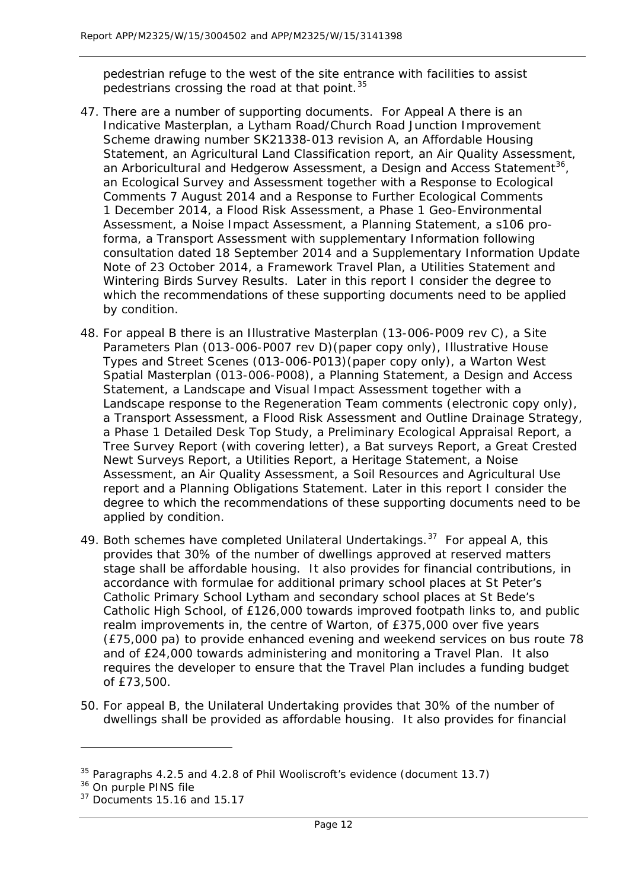pedestrian refuge to the west of the site entrance with facilities to assist pedestrians crossing the road at that point.[35]

47. There are a number of supporting documents. For Appeal A there is an Indicative Masterplan, a Lytham Road/Church Road Junction Improvement Scheme drawing number SK21338-013 revision A, an Affordable Housing Statement, an Agricultural Land Classification report, an Air Quality Assessment, an Arboricultural and Hedgerow Assessment, a Design and Access Statement[36], an Ecological Survey and Assessment together with a Response to Ecological Comments 7 August 2014 and a Response to Further Ecological Comments 1 December 2014, a Flood Risk Assessment, a Phase 1 Geo-Environmental Assessment, a Noise Impact Assessment, a Planning Statement, a s106 pro-forma, a Transport Assessment with supplementary Information following consultation dated 18 September 2014 and a Supplementary Information Update Note of 23 October 2014, a Framework Travel Plan, a Utilities Statement and Wintering Birds Survey Results. Later in this report I consider the degree to which the recommendations of these supporting documents need to be applied by condition.

48. For appeal B there is an Illustrative Masterplan (13-006-P009 rev C), a Site Parameters Plan (013-006-P007 rev D)(paper copy only), Illustrative House Types and Street Scenes (013-006-P013)(paper copy only), a Warton West Spatial Masterplan (013-006-P008), a Planning Statement, a Design and Access Statement, a Landscape and Visual Impact Assessment together with a Landscape response to the Regeneration Team comments (electronic copy only), a Transport Assessment, a Flood Risk Assessment and Outline Drainage Strategy, a Phase 1 Detailed Desk Top Study, a Preliminary Ecological Appraisal Report, a Tree Survey Report (with covering letter), a Bat surveys Report, a Great Crested Newt Surveys Report, a Utilities Report, a Heritage Statement, a Noise Assessment, an Air Quality Assessment, a Soil Resources and Agricultural Use report and a Planning Obligations Statement. Later in this report I consider the degree to which the recommendations of these supporting documents need to be applied by condition.

49. Both schemes have completed Unilateral Undertakings.[37] For appeal A, this provides that 30% of the number of dwellings approved at reserved matters stage shall be affordable housing. It also provides for financial contributions, in accordance with formulae for additional primary school places at St Peter's Catholic Primary School Lytham and secondary school places at St Bede's Catholic High School, of £126,000 towards improved footpath links to, and public realm improvements in, the centre of Warton, of £375,000 over five years (£75,000 pa) to provide enhanced evening and weekend services on bus route 78 and of £24,000 towards administering and monitoring a Travel Plan. It also requires the developer to ensure that the Travel Plan includes a funding budget of £73,500.

50. For appeal B, the Unilateral Undertaking provides that 30% of the number of dwellings shall be provided as affordable housing. It also provides for financial

---

[35] Paragraphs 4.2.5 and 4.2.8 of Phil Wooliscroft's evidence (document 13.7)

[36] On purple PINS file

[37] Documents 15.16 and 15.17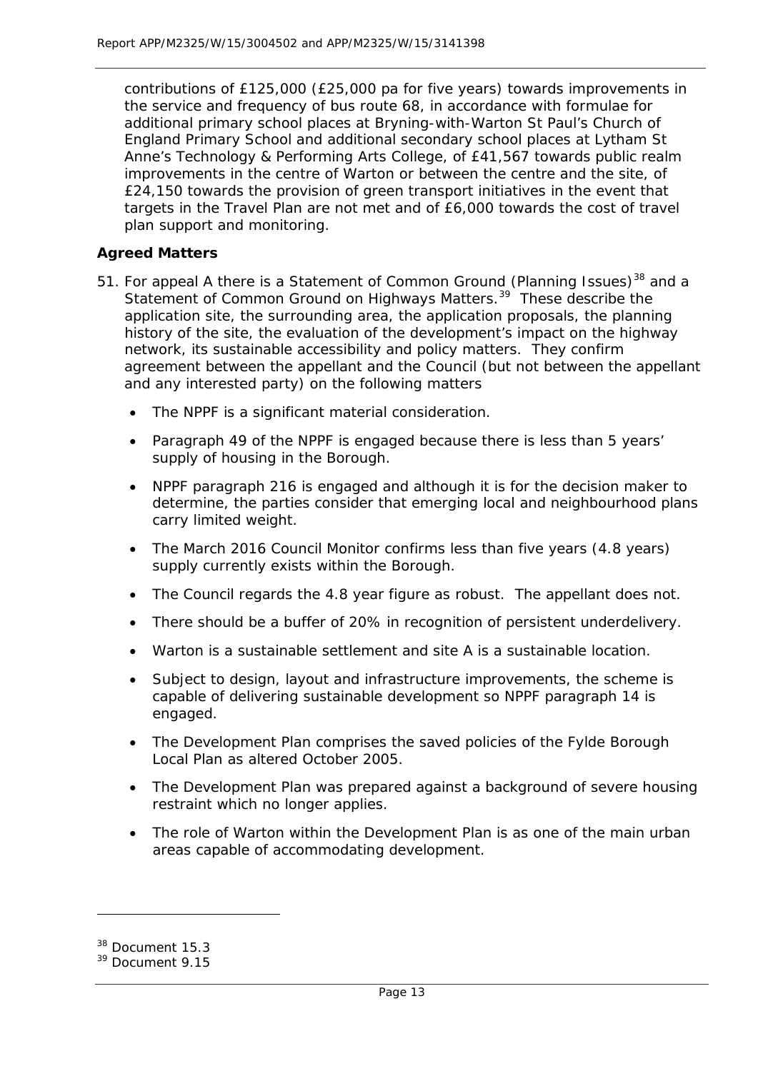contributions of £125,000 (£25,000 pa for five years) towards improvements in the service and frequency of bus route 68, in accordance with formulae for additional primary school places at Bryning-with-Warton St Paul's Church of England Primary School and additional secondary school places at Lytham St Anne's Technology & Performing Arts College, of £41,567 towards public realm improvements in the centre of Warton or between the centre and the site, of £24,150 towards the provision of green transport initiatives in the event that targets in the Travel Plan are not met and of £6,000 towards the cost of travel plan support and monitoring.

**Agreed Matters**

51. For appeal A there is a Statement of Common Ground (Planning Issues)[38] and a Statement of Common Ground on Highways Matters.[39] These describe the application site, the surrounding area, the application proposals, the planning history of the site, the evaluation of the development's impact on the highway network, its sustainable accessibility and policy matters. They confirm agreement between the appellant and the Council (but not between the appellant and any interested party) on the following matters

    - The NPPF is a significant material consideration.
    - Paragraph 49 of the NPPF is engaged because there is less than 5 years' supply of housing in the Borough.
    - NPPF paragraph 216 is engaged and although it is for the decision maker to determine, the parties consider that emerging local and neighbourhood plans carry limited weight.
    - The March 2016 Council Monitor confirms less than five years (4.8 years) supply currently exists within the Borough.
    - The Council regards the 4.8 year figure as robust. The appellant does not.
    - There should be a buffer of 20% in recognition of persistent underdelivery.
    - Warton is a sustainable settlement and site A is a sustainable location.
    - Subject to design, layout and infrastructure improvements, the scheme is capable of delivering sustainable development so NPPF paragraph 14 is engaged.
    - The Development Plan comprises the saved policies of the Fylde Borough Local Plan as altered October 2005.
    - The Development Plan was prepared against a background of severe housing restraint which no longer applies.
    - The role of Warton within the Development Plan is as one of the main urban areas capable of accommodating development.

[38] Document 15.3
[39] Document 9.15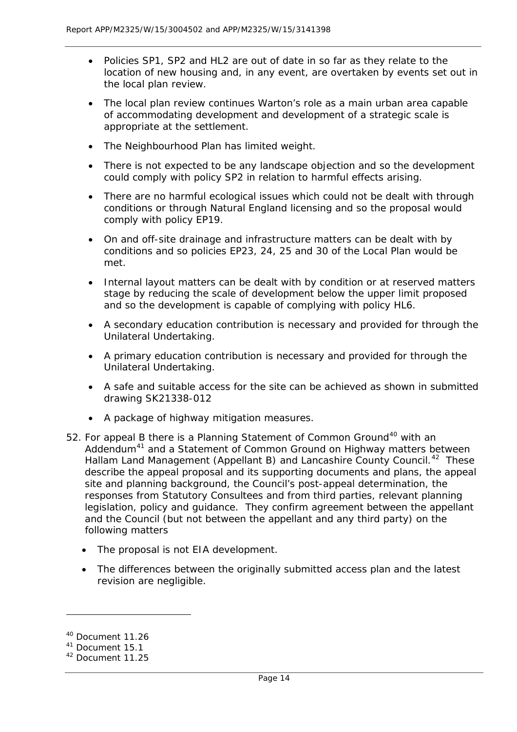- Policies SP1, SP2 and HL2 are out of date in so far as they relate to the location of new housing and, in any event, are overtaken by events set out in the local plan review.
- The local plan review continues Warton's role as a main urban area capable of accommodating development and development of a strategic scale is appropriate at the settlement.
- The Neighbourhood Plan has limited weight.
- There is not expected to be any landscape objection and so the development could comply with policy SP2 in relation to harmful effects arising.
- There are no harmful ecological issues which could not be dealt with through conditions or through Natural England licensing and so the proposal would comply with policy EP19.
- On and off-site drainage and infrastructure matters can be dealt with by conditions and so policies EP23, 24, 25 and 30 of the Local Plan would be met.
- Internal layout matters can be dealt with by condition or at reserved matters stage by reducing the scale of development below the upper limit proposed and so the development is capable of complying with policy HL6.
- A secondary education contribution is necessary and provided for through the Unilateral Undertaking.
- A primary education contribution is necessary and provided for through the Unilateral Undertaking.
- A safe and suitable access for the site can be achieved as shown in submitted drawing SK21338-012
- A package of highway mitigation measures.

52. For appeal B there is a Planning Statement of Common Ground[40] with an Addendum[41] and a Statement of Common Ground on Highway matters between Hallam Land Management (Appellant B) and Lancashire County Council.[42] These describe the appeal proposal and its supporting documents and plans, the appeal site and planning background, the Council's post-appeal determination, the responses from Statutory Consultees and from third parties, relevant planning legislation, policy and guidance. They confirm agreement between the appellant and the Council (but not between the appellant and any third party) on the following matters

    - The proposal is not EIA development.
    - The differences between the originally submitted access plan and the latest revision are negligible.

---

[40] Document 11.26

[41] Document 15.1

[42] Document 11.25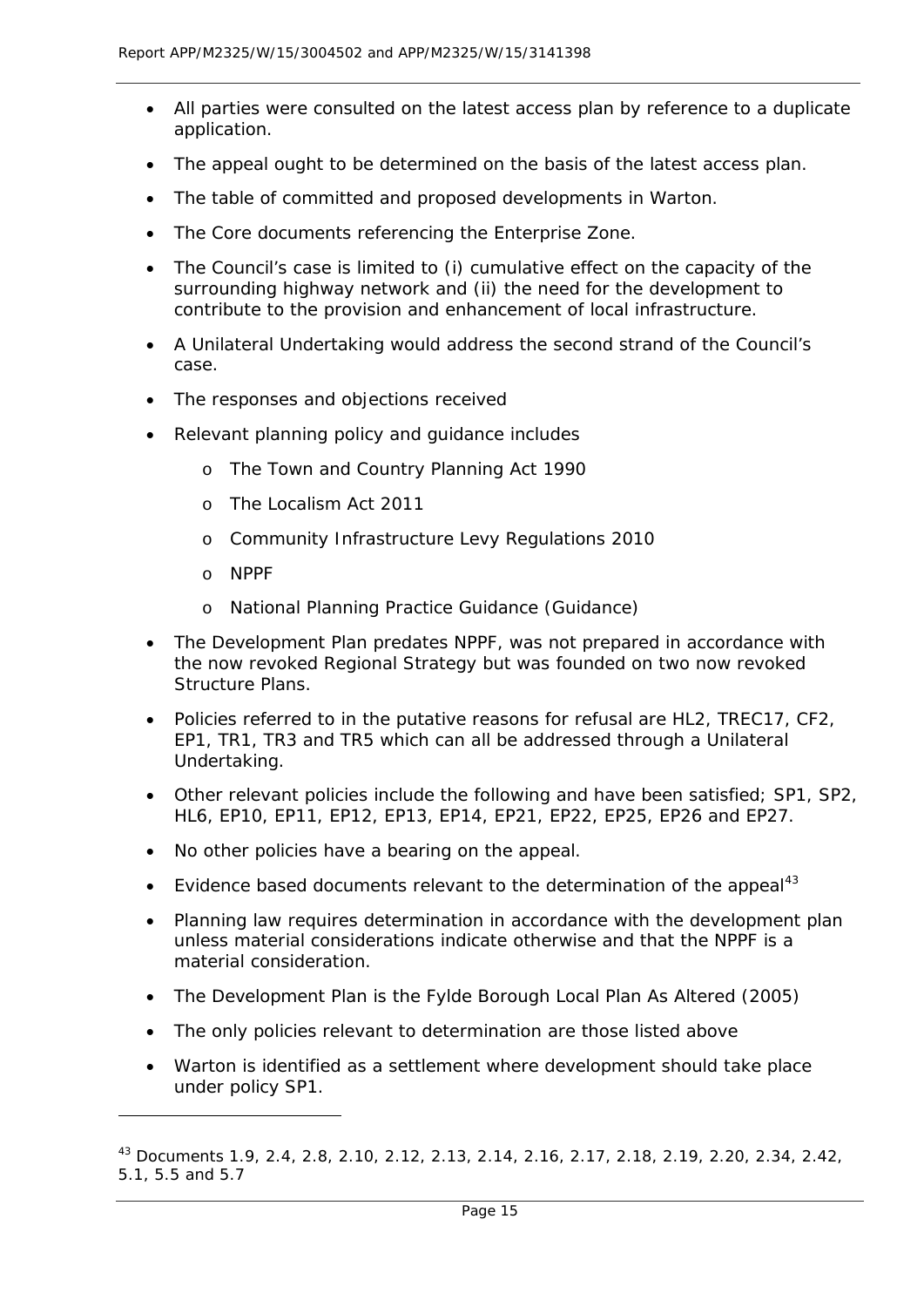- All parties were consulted on the latest access plan by reference to a duplicate application.
- The appeal ought to be determined on the basis of the latest access plan.
- The table of committed and proposed developments in Warton.
- The Core documents referencing the Enterprise Zone.
- The Council's case is limited to (i) cumulative effect on the capacity of the surrounding highway network and (ii) the need for the development to contribute to the provision and enhancement of local infrastructure.
- A Unilateral Undertaking would address the second strand of the Council's case.
- The responses and objections received
- Relevant planning policy and guidance includes
    - The Town and Country Planning Act 1990
    - The Localism Act 2011
    - Community Infrastructure Levy Regulations 2010
    - NPPF
    - National Planning Practice Guidance (Guidance)
- The Development Plan predates NPPF, was not prepared in accordance with the now revoked Regional Strategy but was founded on two now revoked Structure Plans.
- Policies referred to in the putative reasons for refusal are HL2, TREC17, CF2, EP1, TR1, TR3 and TR5 which can all be addressed through a Unilateral Undertaking.
- Other relevant policies include the following and have been satisfied; SP1, SP2, HL6, EP10, EP11, EP12, EP13, EP14, EP21, EP22, EP25, EP26 and EP27.
- No other policies have a bearing on the appeal.
- Evidence based documents relevant to the determination of the appeal[43]
- Planning law requires determination in accordance with the development plan unless material considerations indicate otherwise and that the NPPF is a material consideration.
- The Development Plan is the Fylde Borough Local Plan As Altered (2005)
- The only policies relevant to determination are those listed above
- Warton is identified as a settlement where development should take place under policy SP1.

---

[43] Documents 1.9, 2.4, 2.8, 2.10, 2.12, 2.13, 2.14, 2.16, 2.17, 2.18, 2.19, 2.20, 2.34, 2.42, 5.1, 5.5 and 5.7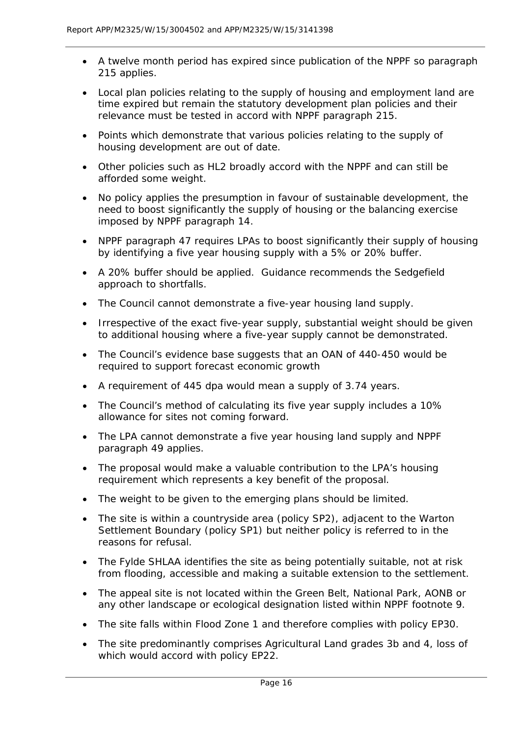- A twelve month period has expired since publication of the NPPF so paragraph 215 applies.
- Local plan policies relating to the supply of housing and employment land are time expired but remain the statutory development plan policies and their relevance must be tested in accord with NPPF paragraph 215.
- Points which demonstrate that various policies relating to the supply of housing development are out of date.
- Other policies such as HL2 broadly accord with the NPPF and can still be afforded some weight.
- No policy applies the presumption in favour of sustainable development, the need to boost significantly the supply of housing or the balancing exercise imposed by NPPF paragraph 14.
- NPPF paragraph 47 requires LPAs to boost significantly their supply of housing by identifying a five year housing supply with a 5% or 20% buffer.
- A 20% buffer should be applied. Guidance recommends the Sedgefield approach to shortfalls.
- The Council cannot demonstrate a five-year housing land supply.
- Irrespective of the exact five-year supply, substantial weight should be given to additional housing where a five-year supply cannot be demonstrated.
- The Council's evidence base suggests that an OAN of 440-450 would be required to support forecast economic growth
- A requirement of 445 dpa would mean a supply of 3.74 years.
- The Council's method of calculating its five year supply includes a 10% allowance for sites not coming forward.
- The LPA cannot demonstrate a five year housing land supply and NPPF paragraph 49 applies.
- The proposal would make a valuable contribution to the LPA's housing requirement which represents a key benefit of the proposal.
- The weight to be given to the emerging plans should be limited.
- The site is within a countryside area (policy SP2), adjacent to the Warton Settlement Boundary (policy SP1) but neither policy is referred to in the reasons for refusal.
- The Fylde SHLAA identifies the site as being potentially suitable, not at risk from flooding, accessible and making a suitable extension to the settlement.
- The appeal site is not located within the Green Belt, National Park, AONB or any other landscape or ecological designation listed within NPPF footnote 9.
- The site falls within Flood Zone 1 and therefore complies with policy EP30.
- The site predominantly comprises Agricultural Land grades 3b and 4, loss of which would accord with policy EP22.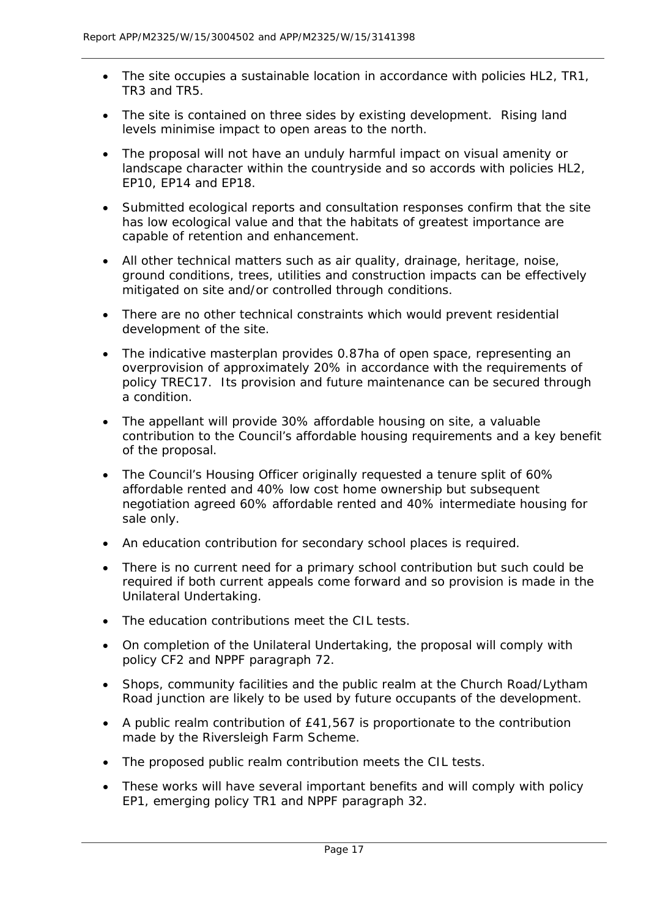- The site occupies a sustainable location in accordance with policies HL2, TR1, TR3 and TR5.
- The site is contained on three sides by existing development. Rising land levels minimise impact to open areas to the north.
- The proposal will not have an unduly harmful impact on visual amenity or landscape character within the countryside and so accords with policies HL2, EP10, EP14 and EP18.
- Submitted ecological reports and consultation responses confirm that the site has low ecological value and that the habitats of greatest importance are capable of retention and enhancement.
- All other technical matters such as air quality, drainage, heritage, noise, ground conditions, trees, utilities and construction impacts can be effectively mitigated on site and/or controlled through conditions.
- There are no other technical constraints which would prevent residential development of the site.
- The indicative masterplan provides 0.87ha of open space, representing an overprovision of approximately 20% in accordance with the requirements of policy TREC17. Its provision and future maintenance can be secured through a condition.
- The appellant will provide 30% affordable housing on site, a valuable contribution to the Council's affordable housing requirements and a key benefit of the proposal.
- The Council's Housing Officer originally requested a tenure split of 60% affordable rented and 40% low cost home ownership but subsequent negotiation agreed 60% affordable rented and 40% intermediate housing for sale only.
- An education contribution for secondary school places is required.
- There is no current need for a primary school contribution but such could be required if both current appeals come forward and so provision is made in the Unilateral Undertaking.
- The education contributions meet the CIL tests.
- On completion of the Unilateral Undertaking, the proposal will comply with policy CF2 and NPPF paragraph 72.
- Shops, community facilities and the public realm at the Church Road/Lytham Road junction are likely to be used by future occupants of the development.
- A public realm contribution of £41,567 is proportionate to the contribution made by the Riversleigh Farm Scheme.
- The proposed public realm contribution meets the CIL tests.
- These works will have several important benefits and will comply with policy EP1, emerging policy TR1 and NPPF paragraph 32.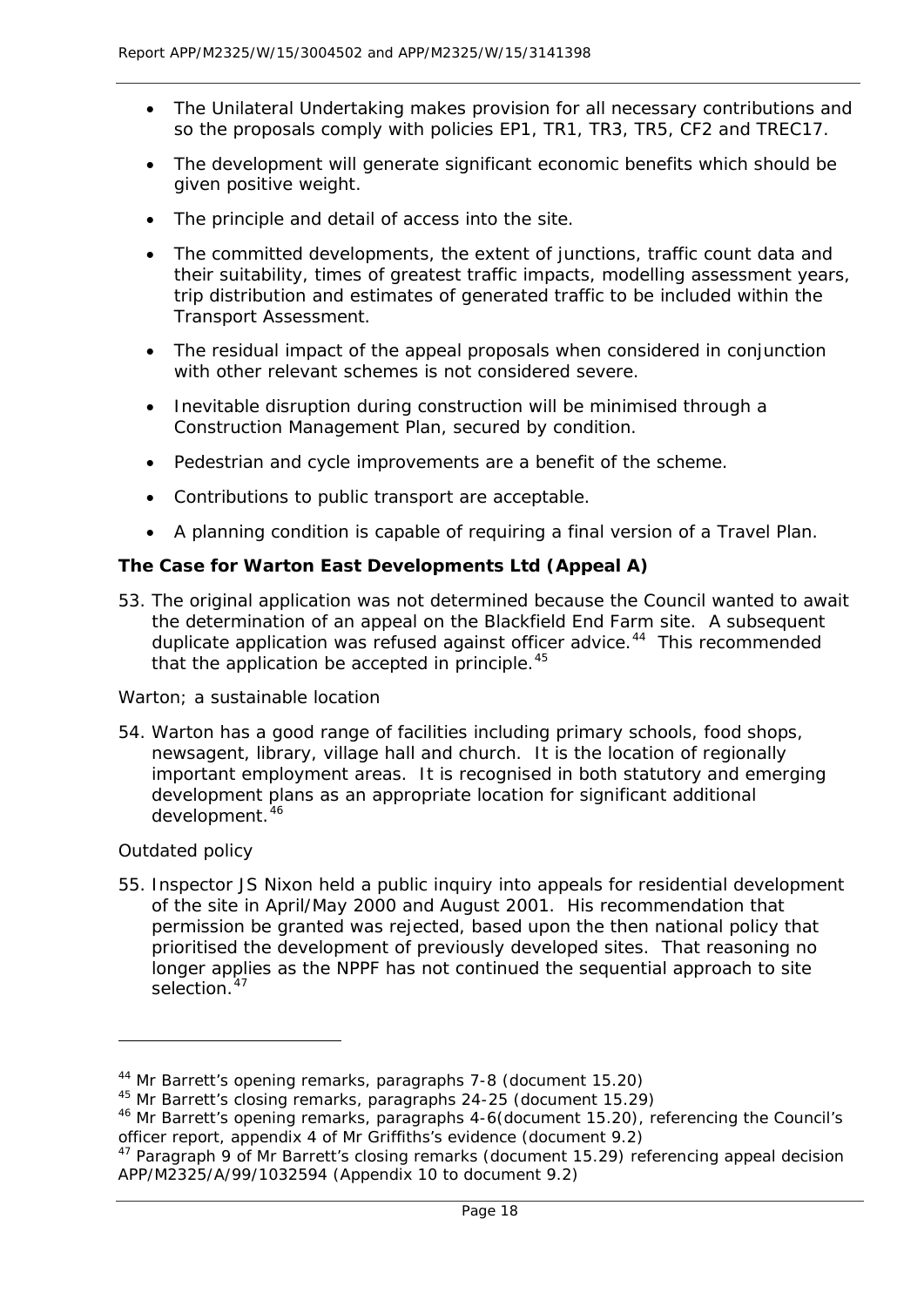- The Unilateral Undertaking makes provision for all necessary contributions and so the proposals comply with policies EP1, TR1, TR3, TR5, CF2 and TREC17.
- The development will generate significant economic benefits which should be given positive weight.
- The principle and detail of access into the site.
- The committed developments, the extent of junctions, traffic count data and their suitability, times of greatest traffic impacts, modelling assessment years, trip distribution and estimates of generated traffic to be included within the Transport Assessment.
- The residual impact of the appeal proposals when considered in conjunction with other relevant schemes is not considered severe.
- Inevitable disruption during construction will be minimised through a Construction Management Plan, secured by condition.
- Pedestrian and cycle improvements are a benefit of the scheme.
- Contributions to public transport are acceptable.
- A planning condition is capable of requiring a final version of a Travel Plan.

**The Case for Warton East Developments Ltd (Appeal A)**

53. The original application was not determined because the Council wanted to await the determination of an appeal on the Blackfield End Farm site. A subsequent duplicate application was refused against officer advice.[44] This recommended that the application be accepted in principle.[45]

*Warton; a sustainable location*

54. Warton has a good range of facilities including primary schools, food shops, newsagent, library, village hall and church. It is the location of regionally important employment areas. It is recognised in both statutory and emerging development plans as an appropriate location for significant additional development.[46]

*Outdated policy*

55. Inspector JS Nixon held a public inquiry into appeals for residential development of the site in April/May 2000 and August 2001. His recommendation that permission be granted was rejected, based upon the then national policy that prioritised the development of previously developed sites. That reasoning no longer applies as the NPPF has not continued the sequential approach to site selection.[47]

---

[44] Mr Barrett's opening remarks, paragraphs 7-8 (document 15.20)

[45] Mr Barrett's closing remarks, paragraphs 24-25 (document 15.29)

[46] Mr Barrett's opening remarks, paragraphs 4-6(document 15.20), referencing the Council's officer report, appendix 4 of Mr Griffiths's evidence (document 9.2)

[47] Paragraph 9 of Mr Barrett's closing remarks (document 15.29) referencing appeal decision APP/M2325/A/99/1032594 (Appendix 10 to document 9.2)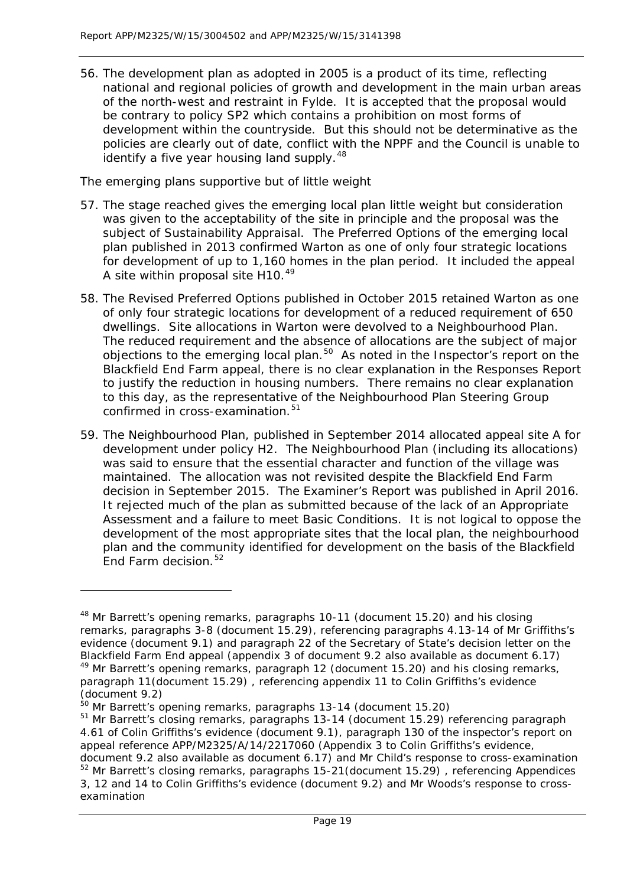56. The development plan as adopted in 2005 is a product of its time, reflecting national and regional policies of growth and development in the main urban areas of the north-west and restraint in Fylde. It is accepted that the proposal would be contrary to policy SP2 which contains a prohibition on most forms of development within the countryside. But this should not be determinative as the policies are clearly out of date, conflict with the NPPF and the Council is unable to identify a five year housing land supply.[48]

*The emerging plans supportive but of little weight*

57. The stage reached gives the emerging local plan little weight but consideration was given to the acceptability of the site in principle and the proposal was the subject of Sustainability Appraisal. The Preferred Options of the emerging local plan published in 2013 confirmed Warton as one of only four strategic locations for development of up to 1,160 homes in the plan period. It included the appeal A site within proposal site H10.[49]

58. The Revised Preferred Options published in October 2015 retained Warton as one of only four strategic locations for development of a reduced requirement of 650 dwellings. Site allocations in Warton were devolved to a Neighbourhood Plan. The reduced requirement and the absence of allocations are the subject of major objections to the emerging local plan.[50] As noted in the Inspector's report on the Blackfield End Farm appeal, there is no clear explanation in the Responses Report to justify the reduction in housing numbers. There remains no clear explanation to this day, as the representative of the Neighbourhood Plan Steering Group confirmed in cross-examination.[51]

59. The Neighbourhood Plan, published in September 2014 allocated appeal site A for development under policy H2. The Neighbourhood Plan (including its allocations) was said to ensure that the essential character and function of the village was maintained. The allocation was not revisited despite the Blackfield End Farm decision in September 2015. The Examiner's Report was published in April 2016. It rejected much of the plan as submitted because of the lack of an Appropriate Assessment and a failure to meet Basic Conditions. It is not logical to oppose the development of the most appropriate sites that the local plan, the neighbourhood plan and the community identified for development on the basis of the Blackfield End Farm decision.[52]

---

[48] Mr Barrett's opening remarks, paragraphs 10-11 (document 15.20) and his closing remarks, paragraphs 3-8 (document 15.29), referencing paragraphs 4.13-14 of Mr Griffiths's evidence (document 9.1) and paragraph 22 of the Secretary of State's decision letter on the Blackfield Farm End appeal (appendix 3 of document 9.2 also available as document 6.17)

[49] Mr Barrett's opening remarks, paragraph 12 (document 15.20) and his closing remarks, paragraph 11(document 15.29) , referencing appendix 11 to Colin Griffiths's evidence (document 9.2)

[50] Mr Barrett's opening remarks, paragraphs 13-14 (document 15.20)

[51] Mr Barrett's closing remarks, paragraphs 13-14 (document 15.29) referencing paragraph 4.61 of Colin Griffiths's evidence (document 9.1), paragraph 130 of the inspector's report on appeal reference APP/M2325/A/14/2217060 (Appendix 3 to Colin Griffiths's evidence, document 9.2 also available as document 6.17) and Mr Child's response to cross-examination

[52] Mr Barrett's closing remarks, paragraphs 15-21(document 15.29) , referencing Appendices 3, 12 and 14 to Colin Griffiths's evidence (document 9.2) and Mr Woods's response to cross-examination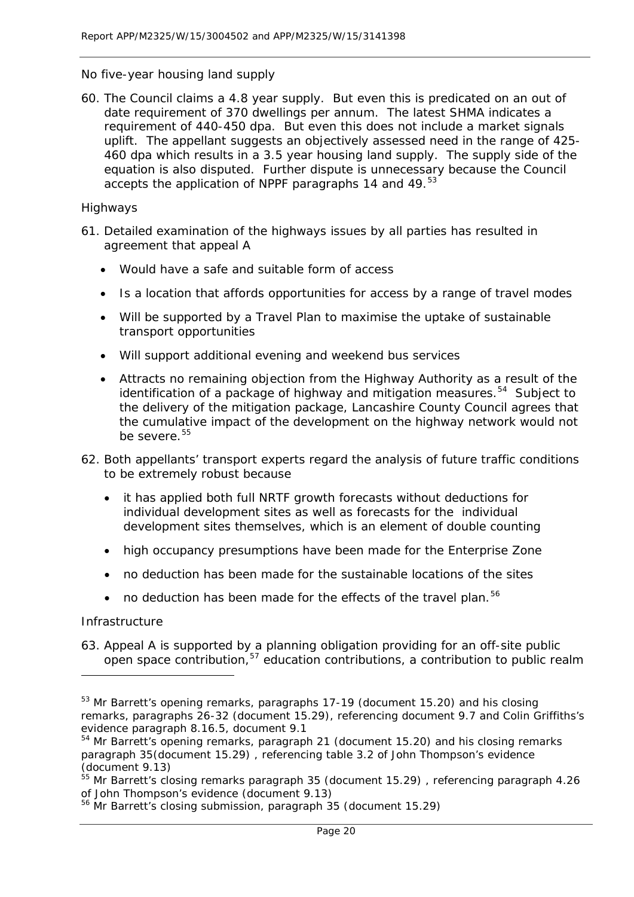*No five-year housing land supply*

60. The Council claims a 4.8 year supply. But even this is predicated on an out of date requirement of 370 dwellings per annum. The latest SHMA indicates a requirement of 440-450 dpa. But even this does not include a market signals uplift. The appellant suggests an objectively assessed need in the range of 425-460 dpa which results in a 3.5 year housing land supply. The supply side of the equation is also disputed. Further dispute is unnecessary because the Council accepts the application of NPPF paragraphs 14 and 49.[53]

*Highways*

61. Detailed examination of the highways issues by all parties has resulted in agreement that appeal A

   - Would have a safe and suitable form of access
   - Is a location that affords opportunities for access by a range of travel modes
   - Will be supported by a Travel Plan to maximise the uptake of sustainable transport opportunities
   - Will support additional evening and weekend bus services
   - Attracts no remaining objection from the Highway Authority as a result of the identification of a package of highway and mitigation measures.[54] Subject to the delivery of the mitigation package, Lancashire County Council agrees that the cumulative impact of the development on the highway network would not be severe.[55]

62. Both appellants' transport experts regard the analysis of future traffic conditions to be extremely robust because

   - it has applied both full NRTF growth forecasts without deductions for individual development sites as well as forecasts for the individual development sites themselves, which is an element of double counting
   - high occupancy presumptions have been made for the Enterprise Zone
   - no deduction has been made for the sustainable locations of the sites
   - no deduction has been made for the effects of the travel plan.[56]

*Infrastructure*

63. Appeal A is supported by a planning obligation providing for an off-site public open space contribution,[57] education contributions, a contribution to public realm

---

[53] Mr Barrett's opening remarks, paragraphs 17-19 (document 15.20) and his closing remarks, paragraphs 26-32 (document 15.29), referencing document 9.7 and Colin Griffiths's evidence paragraph 8.16.5, document 9.1

[54] Mr Barrett's opening remarks, paragraph 21 (document 15.20) and his closing remarks paragraph 35(document 15.29) , referencing table 3.2 of John Thompson's evidence (document 9.13)

[55] Mr Barrett's closing remarks paragraph 35 (document 15.29) , referencing paragraph 4.26 of John Thompson's evidence (document 9.13)

[56] Mr Barrett's closing submission, paragraph 35 (document 15.29)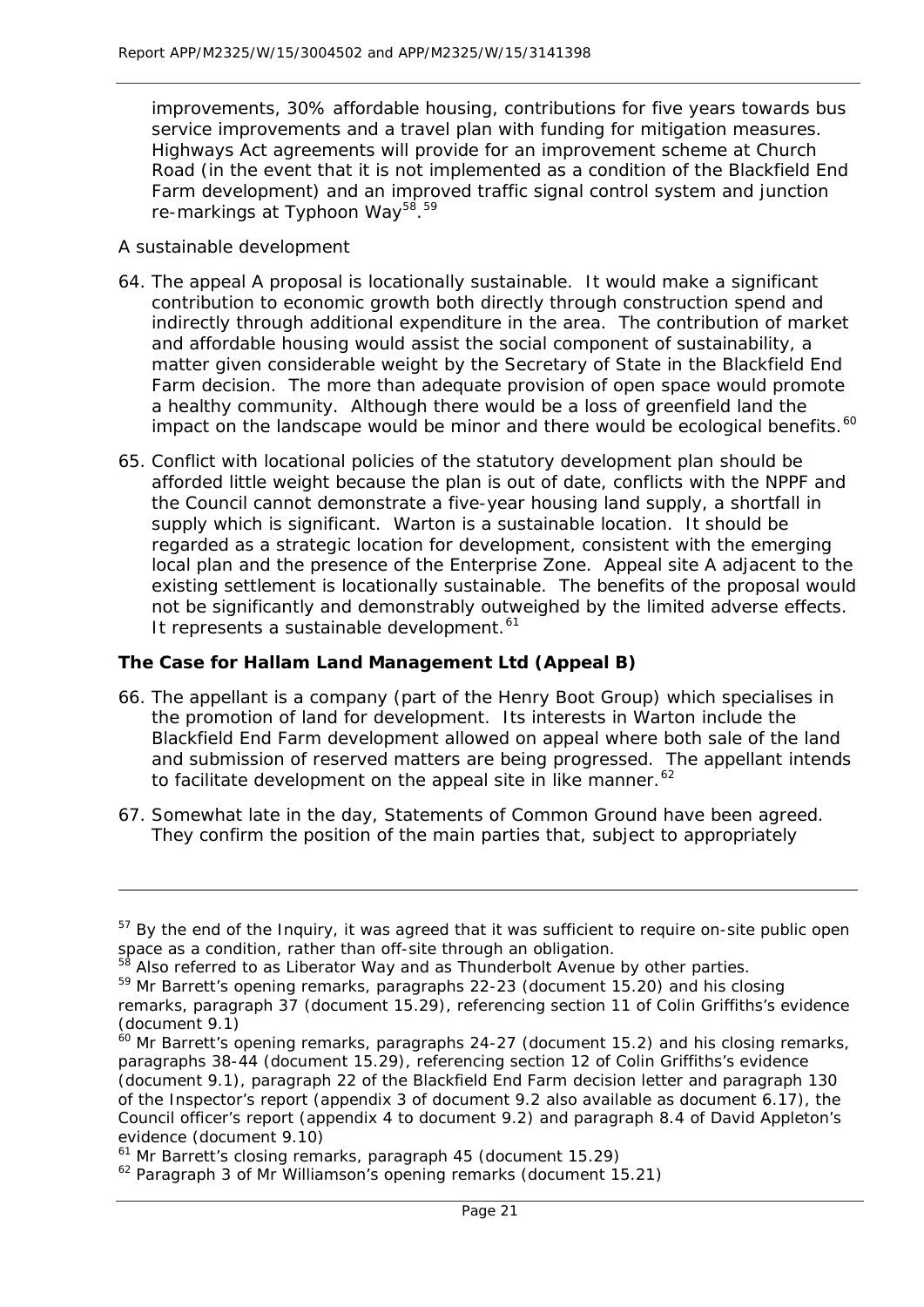improvements, 30% affordable housing, contributions for five years towards bus service improvements and a travel plan with funding for mitigation measures. Highways Act agreements will provide for an improvement scheme at Church Road (in the event that it is not implemented as a condition of the Blackfield End Farm development) and an improved traffic signal control system and junction re-markings at Typhoon Way[58].[59]

A sustainable development

64. The appeal A proposal is locationally sustainable. It would make a significant contribution to economic growth both directly through construction spend and indirectly through additional expenditure in the area. The contribution of market and affordable housing would assist the social component of sustainability, a matter given considerable weight by the Secretary of State in the Blackfield End Farm decision. The more than adequate provision of open space would promote a healthy community. Although there would be a loss of greenfield land the impact on the landscape would be minor and there would be ecological benefits.[60]

65. Conflict with locational policies of the statutory development plan should be afforded little weight because the plan is out of date, conflicts with the NPPF and the Council cannot demonstrate a five-year housing land supply, a shortfall in supply which is significant. Warton is a sustainable location. It should be regarded as a strategic location for development, consistent with the emerging local plan and the presence of the Enterprise Zone. Appeal site A adjacent to the existing settlement is locationally sustainable. The benefits of the proposal would not be significantly and demonstrably outweighed by the limited adverse effects. It represents a sustainable development.[61]

**The Case for Hallam Land Management Ltd (Appeal B)**

66. The appellant is a company (part of the Henry Boot Group) which specialises in the promotion of land for development. Its interests in Warton include the Blackfield End Farm development allowed on appeal where both sale of the land and submission of reserved matters are being progressed. The appellant intends to facilitate development on the appeal site in like manner.[62]

67. Somewhat late in the day, Statements of Common Ground have been agreed. They confirm the position of the main parties that, subject to appropriately

---

[57] By the end of the Inquiry, it was agreed that it was sufficient to require on-site public open space as a condition, rather than off-site through an obligation.

[58] Also referred to as Liberator Way and as Thunderbolt Avenue by other parties.

[59] Mr Barrett's opening remarks, paragraphs 22-23 (document 15.20) and his closing remarks, paragraph 37 (document 15.29), referencing section 11 of Colin Griffiths's evidence (document 9.1)

[60] Mr Barrett's opening remarks, paragraphs 24-27 (document 15.2) and his closing remarks, paragraphs 38-44 (document 15.29), referencing section 12 of Colin Griffiths's evidence (document 9.1), paragraph 22 of the Blackfield End Farm decision letter and paragraph 130 of the Inspector's report (appendix 3 of document 9.2 also available as document 6.17), the Council officer's report (appendix 4 to document 9.2) and paragraph 8.4 of David Appleton's evidence (document 9.10)

[61] Mr Barrett's closing remarks, paragraph 45 (document 15.29)

[62] Paragraph 3 of Mr Williamson's opening remarks (document 15.21)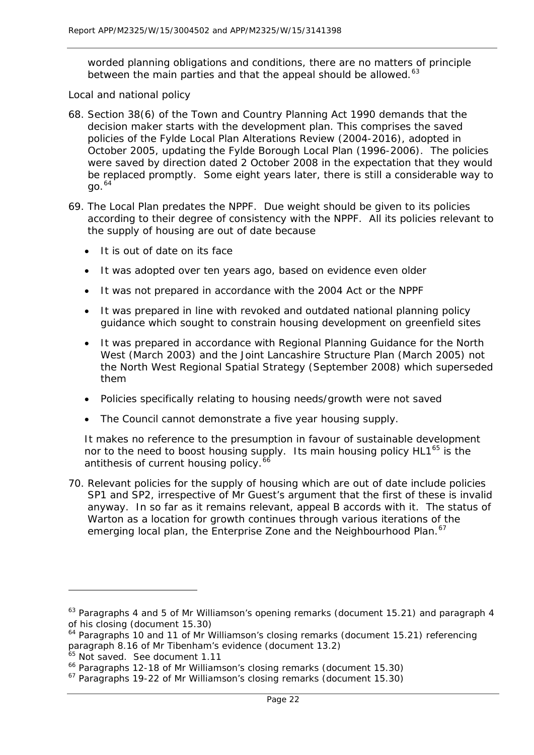worded planning obligations and conditions, there are no matters of principle between the main parties and that the appeal should be allowed.[63]

*Local and national policy*

68. Section 38(6) of the Town and Country Planning Act 1990 demands that the decision maker starts with the development plan. This comprises the saved policies of the Fylde Local Plan Alterations Review (2004-2016), adopted in October 2005, updating the Fylde Borough Local Plan (1996-2006). The policies were saved by direction dated 2 October 2008 in the expectation that they would be replaced promptly. Some eight years later, there is still a considerable way to go.[64]

69. The Local Plan predates the NPPF. Due weight should be given to its policies according to their degree of consistency with the NPPF. All its policies relevant to the supply of housing are out of date because

   - It is out of date on its face
   - It was adopted over ten years ago, based on evidence even older
   - It was not prepared in accordance with the 2004 Act or the NPPF
   - It was prepared in line with revoked and outdated national planning policy guidance which sought to constrain housing development on greenfield sites
   - It was prepared in accordance with Regional Planning Guidance for the North West (March 2003) and the Joint Lancashire Structure Plan (March 2005) not the North West Regional Spatial Strategy (September 2008) which superseded them
   - Policies specifically relating to housing needs/growth were not saved
   - The Council cannot demonstrate a five year housing supply.

   It makes no reference to the presumption in favour of sustainable development nor to the need to boost housing supply. Its main housing policy HL1[65] is the antithesis of current housing policy.[66]

70. Relevant policies for the supply of housing which are out of date include policies SP1 and SP2, irrespective of Mr Guest's argument that the first of these is invalid anyway. In so far as it remains relevant, appeal B accords with it. The status of Warton as a location for growth continues through various iterations of the emerging local plan, the Enterprise Zone and the Neighbourhood Plan.[67]

---

[63] Paragraphs 4 and 5 of Mr Williamson's opening remarks (document 15.21) and paragraph 4 of his closing (document 15.30)

[64] Paragraphs 10 and 11 of Mr Williamson's closing remarks (document 15.21) referencing paragraph 8.16 of Mr Tibenham's evidence (document 13.2)

[65] Not saved. See document 1.11

[66] Paragraphs 12-18 of Mr Williamson's closing remarks (document 15.30)

[67] Paragraphs 19-22 of Mr Williamson's closing remarks (document 15.30)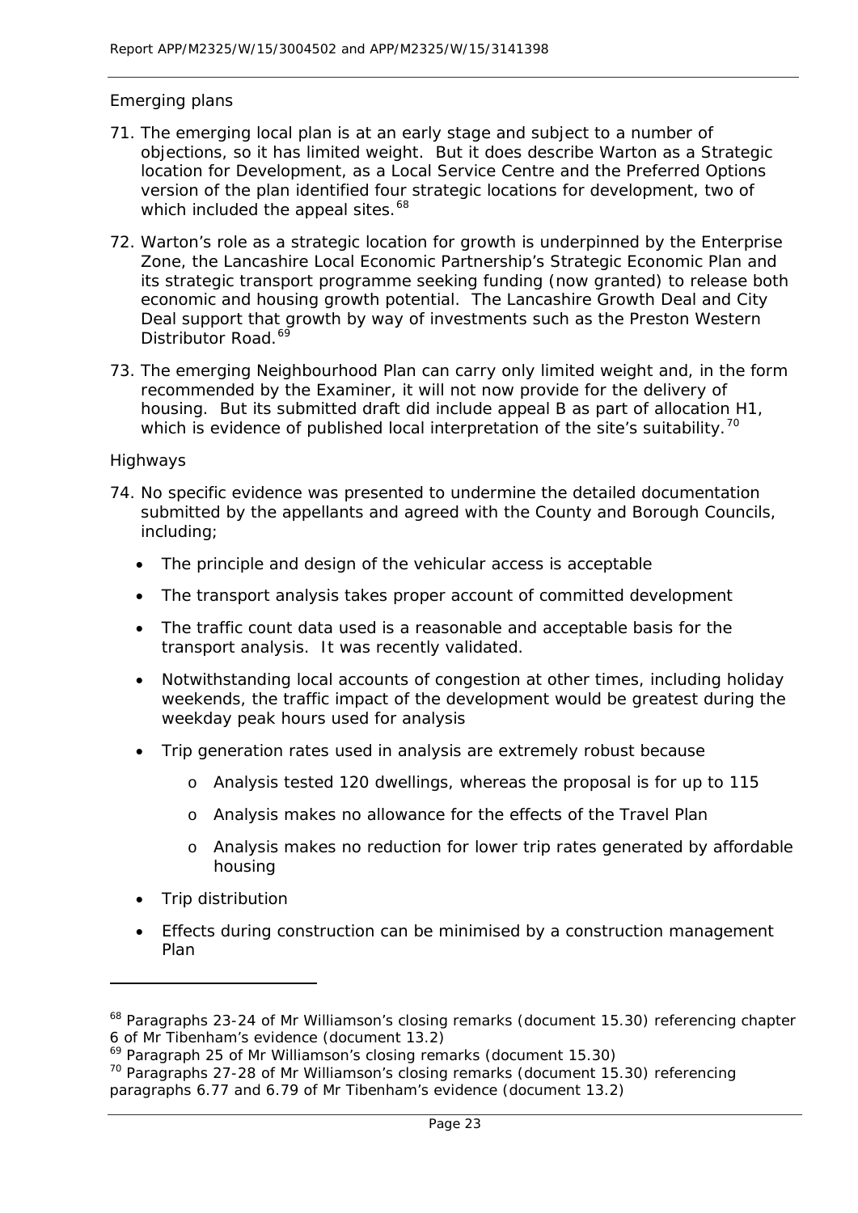Emerging plans

71. The emerging local plan is at an early stage and subject to a number of objections, so it has limited weight. But it does describe Warton as a Strategic location for Development, as a Local Service Centre and the Preferred Options version of the plan identified four strategic locations for development, two of which included the appeal sites.[68]

72. Warton's role as a strategic location for growth is underpinned by the Enterprise Zone, the Lancashire Local Economic Partnership's Strategic Economic Plan and its strategic transport programme seeking funding (now granted) to release both economic and housing growth potential. The Lancashire Growth Deal and City Deal support that growth by way of investments such as the Preston Western Distributor Road.[69]

73. The emerging Neighbourhood Plan can carry only limited weight and, in the form recommended by the Examiner, it will not now provide for the delivery of housing. But its submitted draft did include appeal B as part of allocation H1, which is evidence of published local interpretation of the site's suitability.[70]

Highways

74. No specific evidence was presented to undermine the detailed documentation submitted by the appellants and agreed with the County and Borough Councils, including;

   - The principle and design of the vehicular access is acceptable
   - The transport analysis takes proper account of committed development
   - The traffic count data used is a reasonable and acceptable basis for the transport analysis. It was recently validated.
   - Notwithstanding local accounts of congestion at other times, including holiday weekends, the traffic impact of the development would be greatest during the weekday peak hours used for analysis
   - Trip generation rates used in analysis are extremely robust because
     - Analysis tested 120 dwellings, whereas the proposal is for up to 115
     - Analysis makes no allowance for the effects of the Travel Plan
     - Analysis makes no reduction for lower trip rates generated by affordable housing
   - Trip distribution
   - Effects during construction can be minimised by a construction management Plan

---

[68] Paragraphs 23-24 of Mr Williamson's closing remarks (document 15.30) referencing chapter 6 of Mr Tibenham's evidence (document 13.2)

[69] Paragraph 25 of Mr Williamson's closing remarks (document 15.30)

[70] Paragraphs 27-28 of Mr Williamson's closing remarks (document 15.30) referencing paragraphs 6.77 and 6.79 of Mr Tibenham's evidence (document 13.2)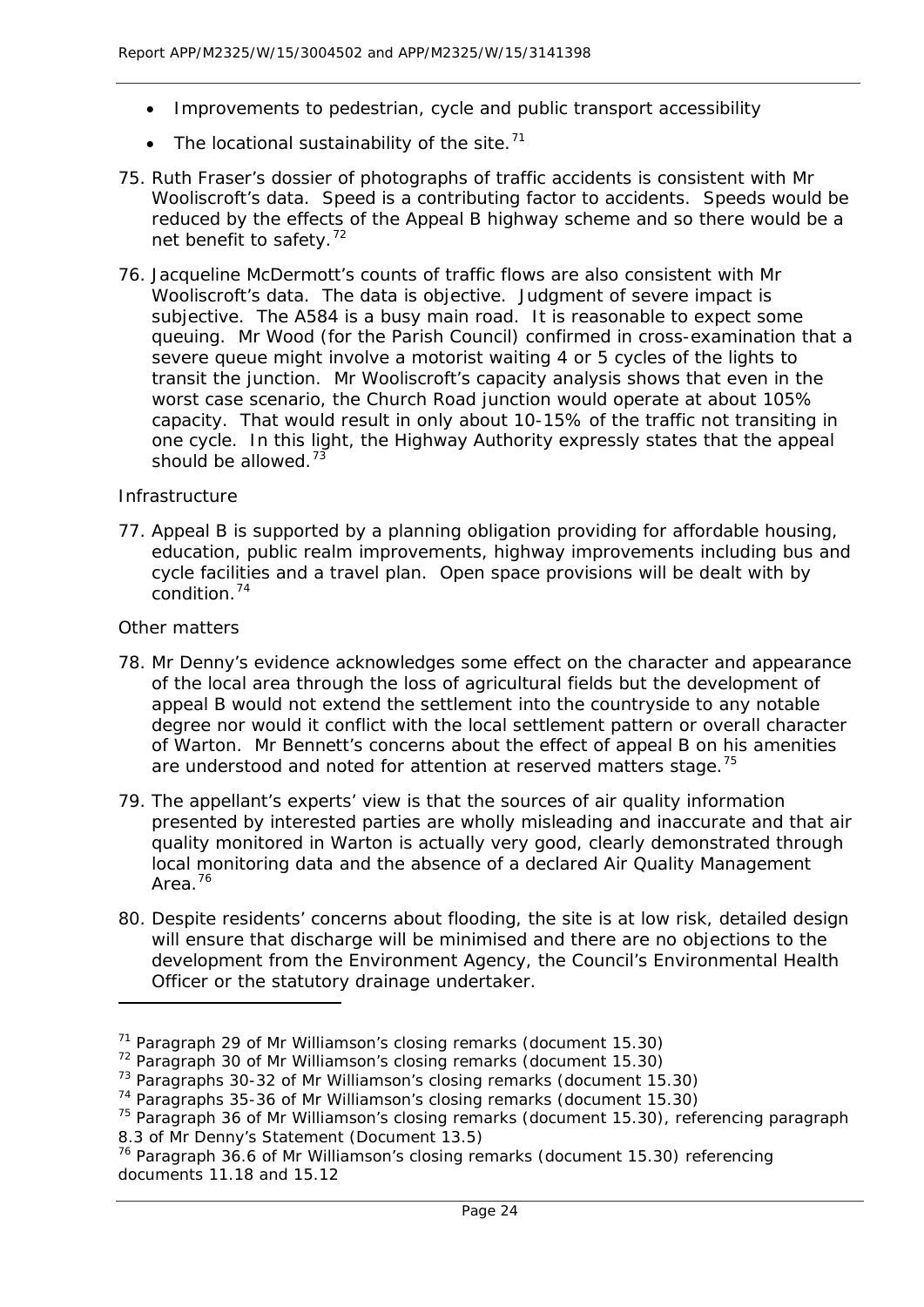- Improvements to pedestrian, cycle and public transport accessibility
- The locational sustainability of the site.[71]

75. Ruth Fraser's dossier of photographs of traffic accidents is consistent with Mr Wooliscroft's data. Speed is a contributing factor to accidents. Speeds would be reduced by the effects of the Appeal B highway scheme and so there would be a net benefit to safety.[72]

76. Jacqueline McDermott's counts of traffic flows are also consistent with Mr Wooliscroft's data. The data is objective. Judgment of severe impact is subjective. The A584 is a busy main road. It is reasonable to expect some queuing. Mr Wood (for the Parish Council) confirmed in cross-examination that a severe queue might involve a motorist waiting 4 or 5 cycles of the lights to transit the junction. Mr Wooliscroft's capacity analysis shows that even in the worst case scenario, the Church Road junction would operate at about 105% capacity. That would result in only about 10-15% of the traffic not transiting in one cycle. In this light, the Highway Authority expressly states that the appeal should be allowed.[73]

*Infrastructure*

77. Appeal B is supported by a planning obligation providing for affordable housing, education, public realm improvements, highway improvements including bus and cycle facilities and a travel plan. Open space provisions will be dealt with by condition.[74]

*Other matters*

78. Mr Denny's evidence acknowledges some effect on the character and appearance of the local area through the loss of agricultural fields but the development of appeal B would not extend the settlement into the countryside to any notable degree nor would it conflict with the local settlement pattern or overall character of Warton. Mr Bennett's concerns about the effect of appeal B on his amenities are understood and noted for attention at reserved matters stage.[75]

79. The appellant's experts' view is that the sources of air quality information presented by interested parties are wholly misleading and inaccurate and that air quality monitored in Warton is actually very good, clearly demonstrated through local monitoring data and the absence of a declared Air Quality Management Area.[76]

80. Despite residents' concerns about flooding, the site is at low risk, detailed design will ensure that discharge will be minimised and there are no objections to the development from the Environment Agency, the Council's Environmental Health Officer or the statutory drainage undertaker.

---

[71] Paragraph 29 of Mr Williamson's closing remarks (document 15.30)

[72] Paragraph 30 of Mr Williamson's closing remarks (document 15.30)

[73] Paragraphs 30-32 of Mr Williamson's closing remarks (document 15.30)

[74] Paragraphs 35-36 of Mr Williamson's closing remarks (document 15.30)

[75] Paragraph 36 of Mr Williamson's closing remarks (document 15.30), referencing paragraph 8.3 of Mr Denny's Statement (Document 13.5)

[76] Paragraph 36.6 of Mr Williamson's closing remarks (document 15.30) referencing documents 11.18 and 15.12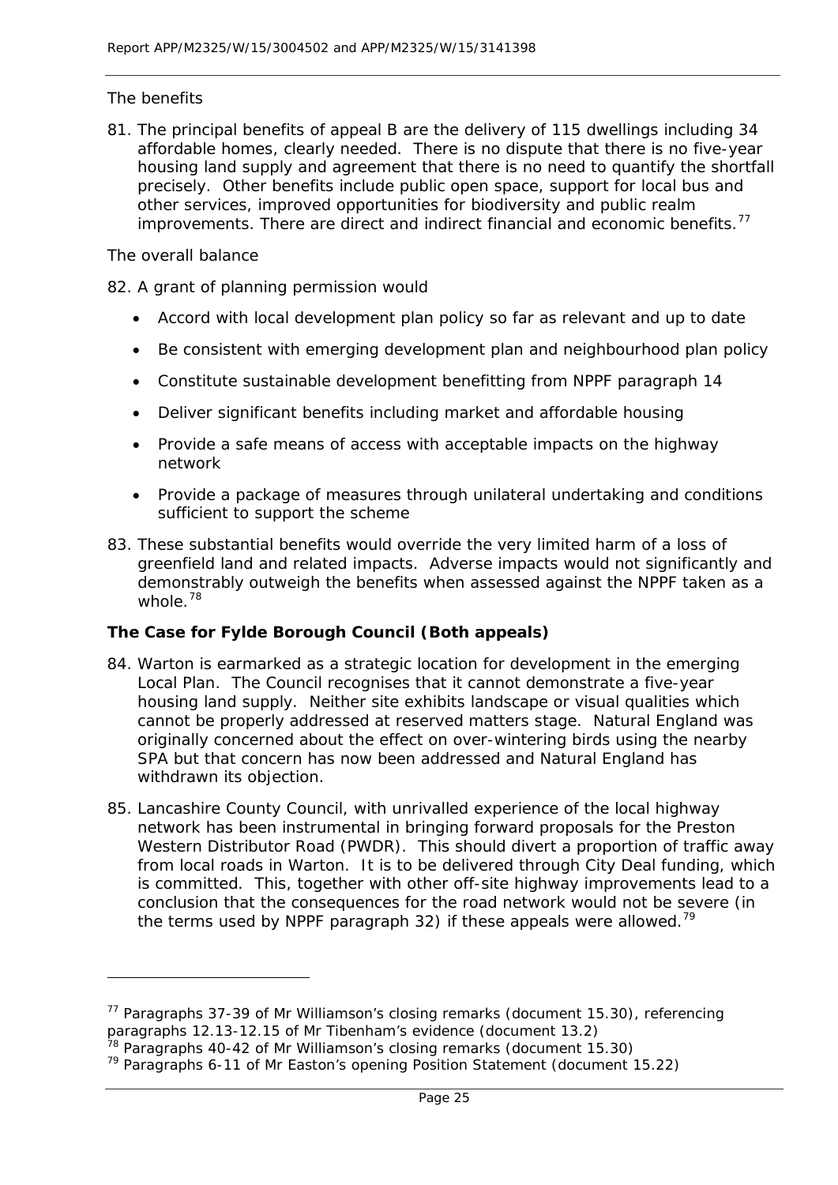The benefits

81. The principal benefits of appeal B are the delivery of 115 dwellings including 34 affordable homes, clearly needed. There is no dispute that there is no five-year housing land supply and agreement that there is no need to quantify the shortfall precisely. Other benefits include public open space, support for local bus and other services, improved opportunities for biodiversity and public realm improvements. There are direct and indirect financial and economic benefits.[77]

The overall balance

82. A grant of planning permission would

- Accord with local development plan policy so far as relevant and up to date
- Be consistent with emerging development plan and neighbourhood plan policy
- Constitute sustainable development benefitting from NPPF paragraph 14
- Deliver significant benefits including market and affordable housing
- Provide a safe means of access with acceptable impacts on the highway network
- Provide a package of measures through unilateral undertaking and conditions sufficient to support the scheme

83. These substantial benefits would override the very limited harm of a loss of greenfield land and related impacts. Adverse impacts would not significantly and demonstrably outweigh the benefits when assessed against the NPPF taken as a whole.[78]

**The Case for Fylde Borough Council (Both appeals)**

84. Warton is earmarked as a strategic location for development in the emerging Local Plan. The Council recognises that it cannot demonstrate a five-year housing land supply. Neither site exhibits landscape or visual qualities which cannot be properly addressed at reserved matters stage. Natural England was originally concerned about the effect on over-wintering birds using the nearby SPA but that concern has now been addressed and Natural England has withdrawn its objection.

85. Lancashire County Council, with unrivalled experience of the local highway network has been instrumental in bringing forward proposals for the Preston Western Distributor Road (PWDR). This should divert a proportion of traffic away from local roads in Warton. It is to be delivered through City Deal funding, which is committed. This, together with other off-site highway improvements lead to a conclusion that the consequences for the road network would not be severe (in the terms used by NPPF paragraph 32) if these appeals were allowed.[79]

---

[77] Paragraphs 37-39 of Mr Williamson's closing remarks (document 15.30), referencing paragraphs 12.13-12.15 of Mr Tibenham's evidence (document 13.2)

[78] Paragraphs 40-42 of Mr Williamson's closing remarks (document 15.30)

[79] Paragraphs 6-11 of Mr Easton's opening Position Statement (document 15.22)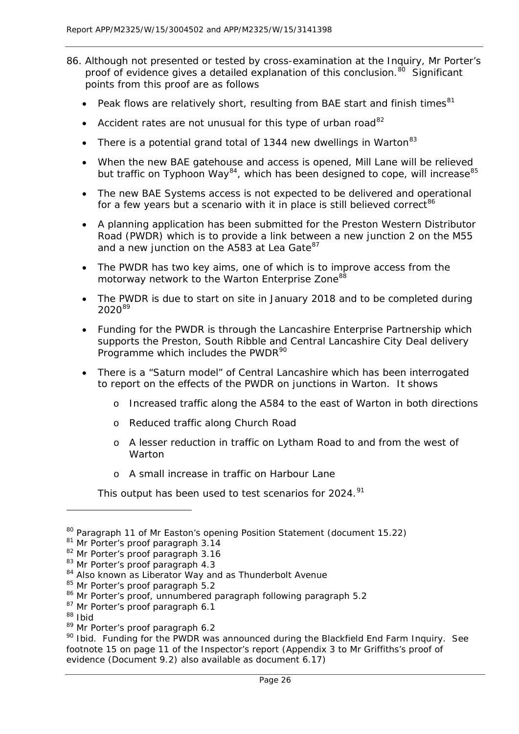86. Although not presented or tested by cross-examination at the Inquiry, Mr Porter's proof of evidence gives a detailed explanation of this conclusion.[80] Significant points from this proof are as follows

    - Peak flows are relatively short, resulting from BAE start and finish times[81]
    - Accident rates are not unusual for this type of urban road[82]
    - There is a potential grand total of 1344 new dwellings in Warton[83]
    - When the new BAE gatehouse and access is opened, Mill Lane will be relieved but traffic on Typhoon Way[84], which has been designed to cope, will increase[85]
    - The new BAE Systems access is not expected to be delivered and operational for a few years but a scenario with it in place is still believed correct[86]
    - A planning application has been submitted for the Preston Western Distributor Road (PWDR) which is to provide a link between a new junction 2 on the M55 and a new junction on the A583 at Lea Gate[87]
    - The PWDR has two key aims, one of which is to improve access from the motorway network to the Warton Enterprise Zone[88]
    - The PWDR is due to start on site in January 2018 and to be completed during 2020[89]
    - Funding for the PWDR is through the Lancashire Enterprise Partnership which supports the Preston, South Ribble and Central Lancashire City Deal delivery Programme which includes the PWDR[90]
    - There is a "Saturn model" of Central Lancashire which has been interrogated to report on the effects of the PWDR on junctions in Warton. It shows
        - Increased traffic along the A584 to the east of Warton in both directions
        - Reduced traffic along Church Road
        - A lesser reduction in traffic on Lytham Road to and from the west of Warton
        - A small increase in traffic on Harbour Lane

    This output has been used to test scenarios for 2024.[91]

---

[80] Paragraph 11 of Mr Easton's opening Position Statement (document 15.22)
[81] Mr Porter's proof paragraph 3.14
[82] Mr Porter's proof paragraph 3.16
[83] Mr Porter's proof paragraph 4.3
[84] Also known as Liberator Way and as Thunderbolt Avenue
[85] Mr Porter's proof paragraph 5.2
[86] Mr Porter's proof, unnumbered paragraph following paragraph 5.2
[87] Mr Porter's proof paragraph 6.1
[88] Ibid
[89] Mr Porter's proof paragraph 6.2
[90] Ibid. Funding for the PWDR was announced during the Blackfield End Farm Inquiry. See footnote 15 on page 11 of the Inspector's report (Appendix 3 to Mr Griffiths's proof of evidence (Document 9.2) also available as document 6.17)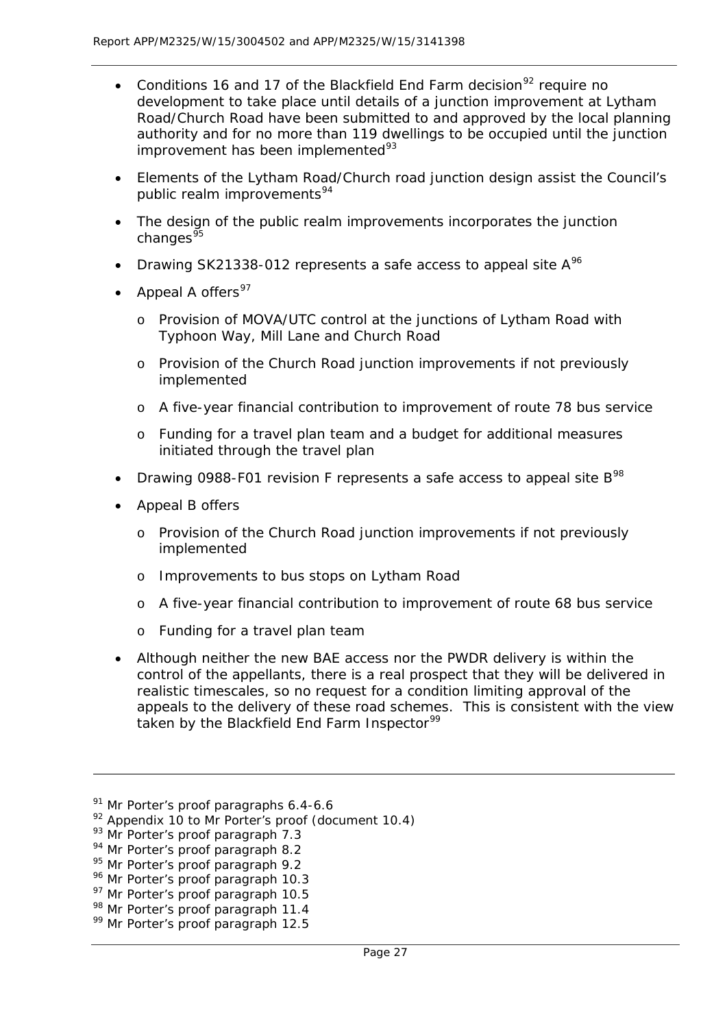- Conditions 16 and 17 of the Blackfield End Farm decision[92] require no development to take place until details of a junction improvement at Lytham Road/Church Road have been submitted to and approved by the local planning authority and for no more than 119 dwellings to be occupied until the junction improvement has been implemented[93]
- Elements of the Lytham Road/Church road junction design assist the Council's public realm improvements[94]
- The design of the public realm improvements incorporates the junction changes[95]
- Drawing SK21338-012 represents a safe access to appeal site A[96]
- Appeal A offers[97]
  - Provision of MOVA/UTC control at the junctions of Lytham Road with Typhoon Way, Mill Lane and Church Road
  - Provision of the Church Road junction improvements if not previously implemented
  - A five-year financial contribution to improvement of route 78 bus service
  - Funding for a travel plan team and a budget for additional measures initiated through the travel plan
- Drawing 0988-F01 revision F represents a safe access to appeal site B[98]
- Appeal B offers
  - Provision of the Church Road junction improvements if not previously implemented
  - Improvements to bus stops on Lytham Road
  - A five-year financial contribution to improvement of route 68 bus service
  - Funding for a travel plan team
- Although neither the new BAE access nor the PWDR delivery is within the control of the appellants, there is a real prospect that they will be delivered in realistic timescales, so no request for a condition limiting approval of the appeals to the delivery of these road schemes. This is consistent with the view taken by the Blackfield End Farm Inspector[99]

---

[91] Mr Porter's proof paragraphs 6.4-6.6
[92] Appendix 10 to Mr Porter's proof (document 10.4)
[93] Mr Porter's proof paragraph 7.3
[94] Mr Porter's proof paragraph 8.2
[95] Mr Porter's proof paragraph 9.2
[96] Mr Porter's proof paragraph 10.3
[97] Mr Porter's proof paragraph 10.5
[98] Mr Porter's proof paragraph 11.4
[99] Mr Porter's proof paragraph 12.5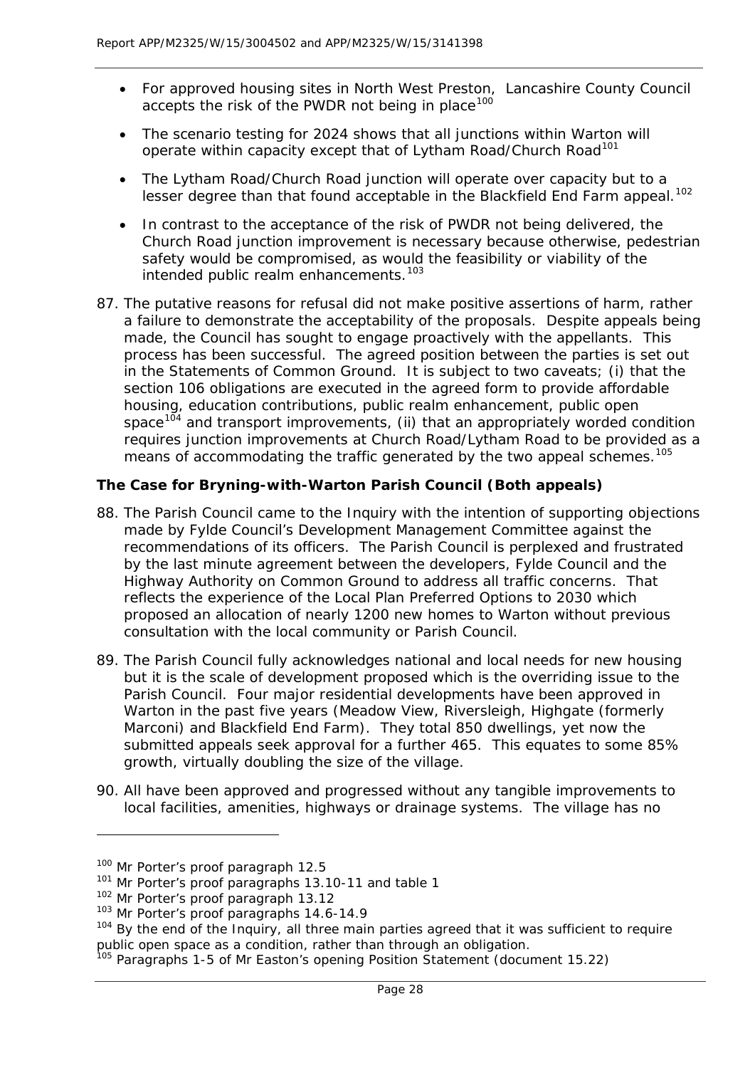- For approved housing sites in North West Preston, Lancashire County Council accepts the risk of the PWDR not being in place[100]

- The scenario testing for 2024 shows that all junctions within Warton will operate within capacity except that of Lytham Road/Church Road[101]

- The Lytham Road/Church Road junction will operate over capacity but to a lesser degree than that found acceptable in the Blackfield End Farm appeal.[102]

- In contrast to the acceptance of the risk of PWDR not being delivered, the Church Road junction improvement is necessary because otherwise, pedestrian safety would be compromised, as would the feasibility or viability of the intended public realm enhancements.[103]

87. The putative reasons for refusal did not make positive assertions of harm, rather a failure to demonstrate the acceptability of the proposals. Despite appeals being made, the Council has sought to engage proactively with the appellants. This process has been successful. The agreed position between the parties is set out in the Statements of Common Ground. It is subject to two caveats; (i) that the section 106 obligations are executed in the agreed form to provide affordable housing, education contributions, public realm enhancement, public open space[104] and transport improvements, (ii) that an appropriately worded condition requires junction improvements at Church Road/Lytham Road to be provided as a means of accommodating the traffic generated by the two appeal schemes.[105]

**The Case for Bryning-with-Warton Parish Council (Both appeals)**

88. The Parish Council came to the Inquiry with the intention of supporting objections made by Fylde Council's Development Management Committee against the recommendations of its officers. The Parish Council is perplexed and frustrated by the last minute agreement between the developers, Fylde Council and the Highway Authority on Common Ground to address all traffic concerns. That reflects the experience of the Local Plan Preferred Options to 2030 which proposed an allocation of nearly 1200 new homes to Warton without previous consultation with the local community or Parish Council.

89. The Parish Council fully acknowledges national and local needs for new housing but it is the scale of development proposed which is the overriding issue to the Parish Council. Four major residential developments have been approved in Warton in the past five years (Meadow View, Riversleigh, Highgate (formerly Marconi) and Blackfield End Farm). They total 850 dwellings, yet now the submitted appeals seek approval for a further 465. This equates to some 85% growth, virtually doubling the size of the village.

90. All have been approved and progressed without any tangible improvements to local facilities, amenities, highways or drainage systems. The village has no

---

[100] Mr Porter's proof paragraph 12.5

[101] Mr Porter's proof paragraphs 13.10-11 and table 1

[102] Mr Porter's proof paragraph 13.12

[103] Mr Porter's proof paragraphs 14.6-14.9

[104] By the end of the Inquiry, all three main parties agreed that it was sufficient to require public open space as a condition, rather than through an obligation.

[105] Paragraphs 1-5 of Mr Easton's opening Position Statement (document 15.22)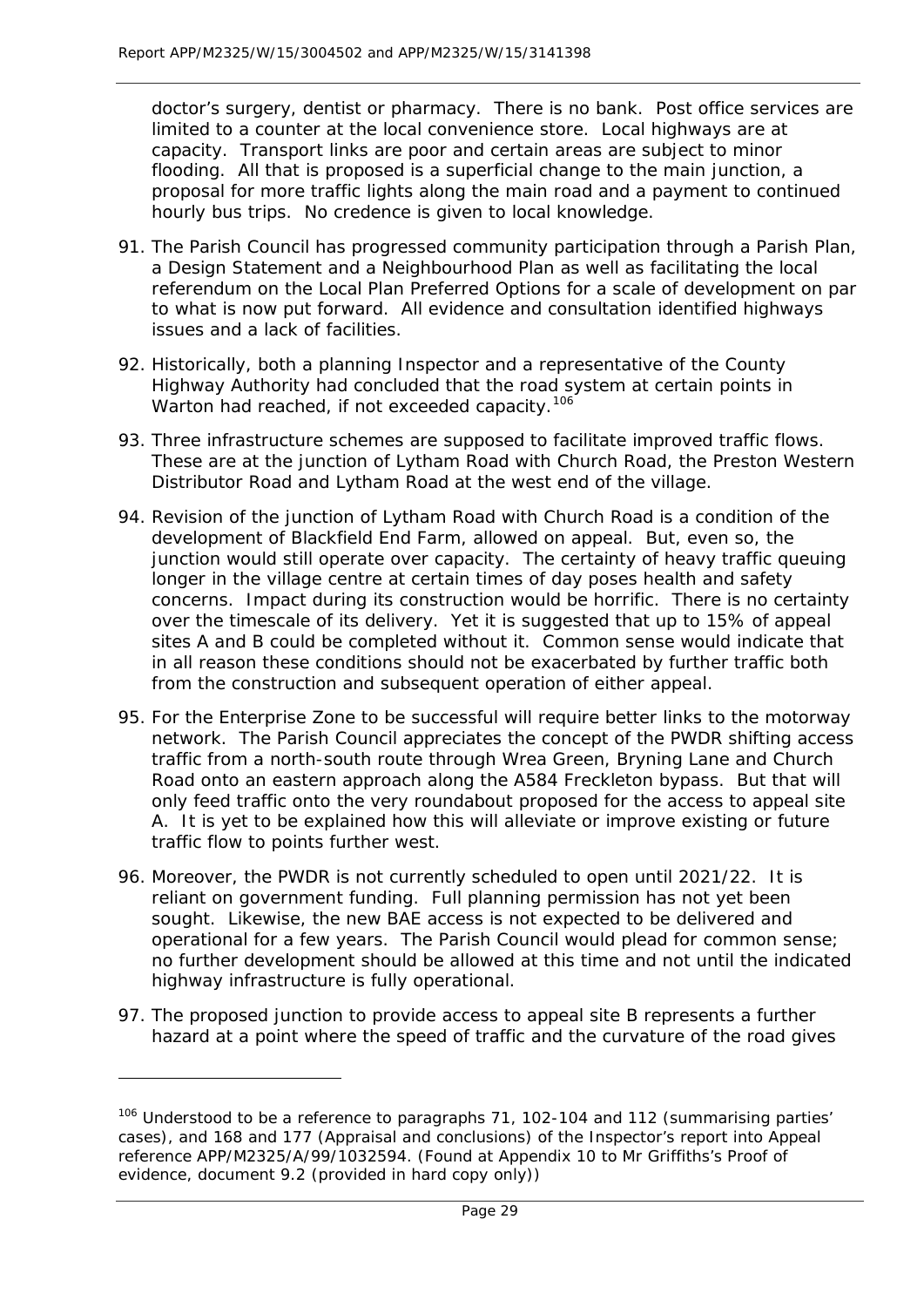doctor's surgery, dentist or pharmacy. There is no bank. Post office services are limited to a counter at the local convenience store. Local highways are at capacity. Transport links are poor and certain areas are subject to minor flooding. All that is proposed is a superficial change to the main junction, a proposal for more traffic lights along the main road and a payment to continued hourly bus trips. No credence is given to local knowledge.

91. The Parish Council has progressed community participation through a Parish Plan, a Design Statement and a Neighbourhood Plan as well as facilitating the local referendum on the Local Plan Preferred Options for a scale of development on par to what is now put forward. All evidence and consultation identified highways issues and a lack of facilities.

92. Historically, both a planning Inspector and a representative of the County Highway Authority had concluded that the road system at certain points in Warton had reached, if not exceeded capacity.[106]

93. Three infrastructure schemes are supposed to facilitate improved traffic flows. These are at the junction of Lytham Road with Church Road, the Preston Western Distributor Road and Lytham Road at the west end of the village.

94. Revision of the junction of Lytham Road with Church Road is a condition of the development of Blackfield End Farm, allowed on appeal. But, even so, the junction would still operate over capacity. The certainty of heavy traffic queuing longer in the village centre at certain times of day poses health and safety concerns. Impact during its construction would be horrific. There is no certainty over the timescale of its delivery. Yet it is suggested that up to 15% of appeal sites A and B could be completed without it. Common sense would indicate that in all reason these conditions should not be exacerbated by further traffic both from the construction and subsequent operation of either appeal.

95. For the Enterprise Zone to be successful will require better links to the motorway network. The Parish Council appreciates the concept of the PWDR shifting access traffic from a north-south route through Wrea Green, Bryning Lane and Church Road onto an eastern approach along the A584 Freckleton bypass. But that will only feed traffic onto the very roundabout proposed for the access to appeal site A. It is yet to be explained how this will alleviate or improve existing or future traffic flow to points further west.

96. Moreover, the PWDR is not currently scheduled to open until 2021/22. It is reliant on government funding. Full planning permission has not yet been sought. Likewise, the new BAE access is not expected to be delivered and operational for a few years. The Parish Council would plead for common sense; no further development should be allowed at this time and not until the indicated highway infrastructure is fully operational.

97. The proposed junction to provide access to appeal site B represents a further hazard at a point where the speed of traffic and the curvature of the road gives

---

[106] Understood to be a reference to paragraphs 71, 102-104 and 112 (summarising parties' cases), and 168 and 177 (Appraisal and conclusions) of the Inspector's report into Appeal reference APP/M2325/A/99/1032594. (Found at Appendix 10 to Mr Griffiths's Proof of evidence, document 9.2 (provided in hard copy only))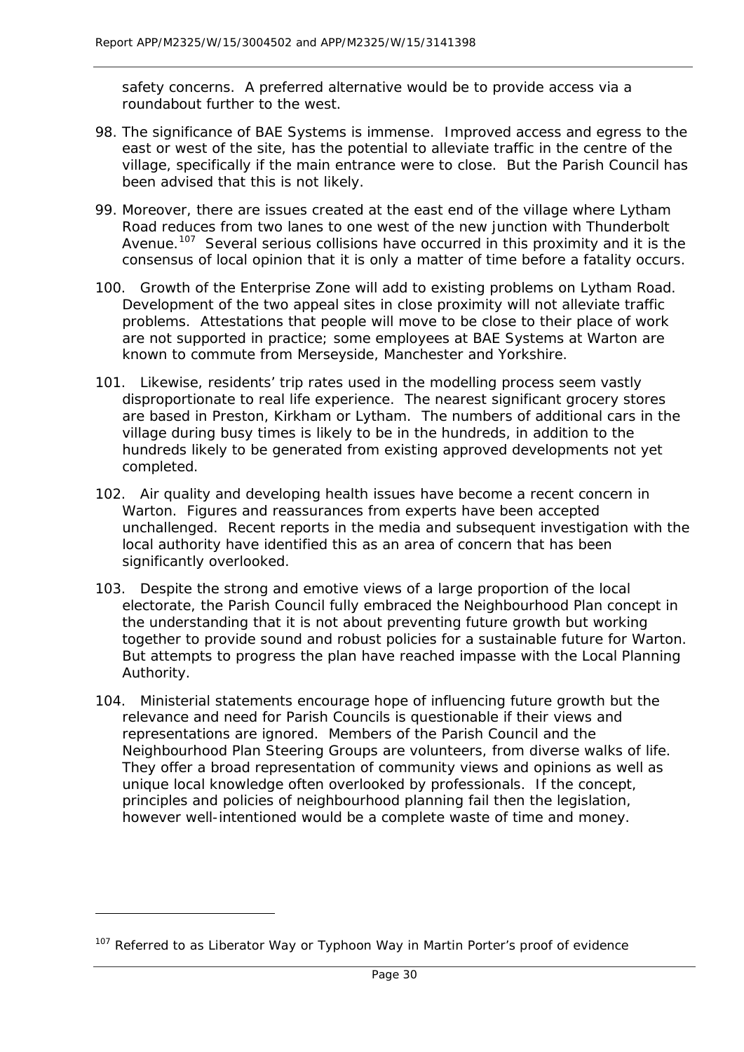safety concerns. A preferred alternative would be to provide access via a roundabout further to the west.

98. The significance of BAE Systems is immense. Improved access and egress to the east or west of the site, has the potential to alleviate traffic in the centre of the village, specifically if the main entrance were to close. But the Parish Council has been advised that this is not likely.

99. Moreover, there are issues created at the east end of the village where Lytham Road reduces from two lanes to one west of the new junction with Thunderbolt Avenue.[107] Several serious collisions have occurred in this proximity and it is the consensus of local opinion that it is only a matter of time before a fatality occurs.

100. Growth of the Enterprise Zone will add to existing problems on Lytham Road. Development of the two appeal sites in close proximity will not alleviate traffic problems. Attestations that people will move to be close to their place of work are not supported in practice; some employees at BAE Systems at Warton are known to commute from Merseyside, Manchester and Yorkshire.

101. Likewise, residents' trip rates used in the modelling process seem vastly disproportionate to real life experience. The nearest significant grocery stores are based in Preston, Kirkham or Lytham. The numbers of additional cars in the village during busy times is likely to be in the hundreds, in addition to the hundreds likely to be generated from existing approved developments not yet completed.

102. Air quality and developing health issues have become a recent concern in Warton. Figures and reassurances from experts have been accepted unchallenged. Recent reports in the media and subsequent investigation with the local authority have identified this as an area of concern that has been significantly overlooked.

103. Despite the strong and emotive views of a large proportion of the local electorate, the Parish Council fully embraced the Neighbourhood Plan concept in the understanding that it is not about preventing future growth but working together to provide sound and robust policies for a sustainable future for Warton. But attempts to progress the plan have reached impasse with the Local Planning Authority.

104. Ministerial statements encourage hope of influencing future growth but the relevance and need for Parish Councils is questionable if their views and representations are ignored. Members of the Parish Council and the Neighbourhood Plan Steering Groups are volunteers, from diverse walks of life. They offer a broad representation of community views and opinions as well as unique local knowledge often overlooked by professionals. If the concept, principles and policies of neighbourhood planning fail then the legislation, however well-intentioned would be a complete waste of time and money.

---

[107] Referred to as Liberator Way or Typhoon Way in Martin Porter's proof of evidence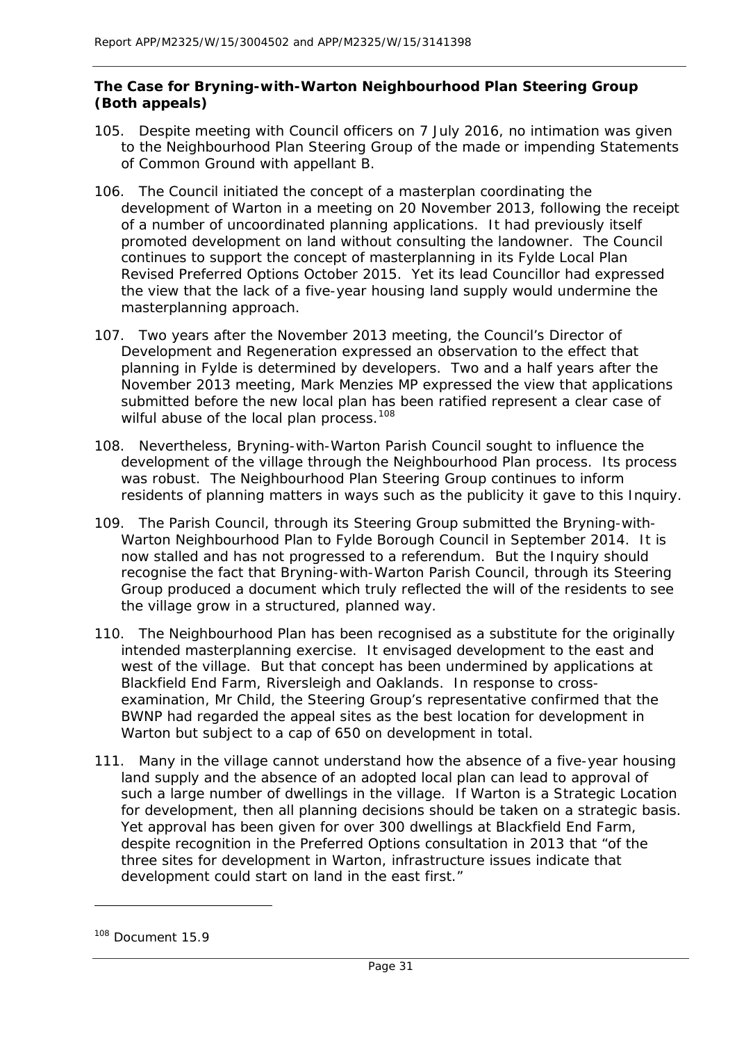**The Case for Bryning-with-Warton Neighbourhood Plan Steering Group (Both appeals)**

105. Despite meeting with Council officers on 7 July 2016, no intimation was given to the Neighbourhood Plan Steering Group of the made or impending Statements of Common Ground with appellant B.

106. The Council initiated the concept of a masterplan coordinating the development of Warton in a meeting on 20 November 2013, following the receipt of a number of uncoordinated planning applications. It had previously itself promoted development on land without consulting the landowner. The Council continues to support the concept of masterplanning in its Fylde Local Plan Revised Preferred Options October 2015. Yet its lead Councillor had expressed the view that the lack of a five-year housing land supply would undermine the masterplanning approach.

107. Two years after the November 2013 meeting, the Council's Director of Development and Regeneration expressed an observation to the effect that planning in Fylde is determined by developers. Two and a half years after the November 2013 meeting, Mark Menzies MP expressed the view that applications submitted before the new local plan has been ratified represent a clear case of wilful abuse of the local plan process.[108]

108. Nevertheless, Bryning-with-Warton Parish Council sought to influence the development of the village through the Neighbourhood Plan process. Its process was robust. The Neighbourhood Plan Steering Group continues to inform residents of planning matters in ways such as the publicity it gave to this Inquiry.

109. The Parish Council, through its Steering Group submitted the Bryning-with-Warton Neighbourhood Plan to Fylde Borough Council in September 2014. It is now stalled and has not progressed to a referendum. But the Inquiry should recognise the fact that Bryning-with-Warton Parish Council, through its Steering Group produced a document which truly reflected the will of the residents to see the village grow in a structured, planned way.

110. The Neighbourhood Plan has been recognised as a substitute for the originally intended masterplanning exercise. It envisaged development to the east and west of the village. But that concept has been undermined by applications at Blackfield End Farm, Riversleigh and Oaklands. In response to cross-examination, Mr Child, the Steering Group's representative confirmed that the BWNP had regarded the appeal sites as the best location for development in Warton but subject to a cap of 650 on development in total.

111. Many in the village cannot understand how the absence of a five-year housing land supply and the absence of an adopted local plan can lead to approval of such a large number of dwellings in the village. If Warton is a Strategic Location for development, then all planning decisions should be taken on a strategic basis. Yet approval has been given for over 300 dwellings at Blackfield End Farm, despite recognition in the Preferred Options consultation in 2013 that "of the three sites for development in Warton, infrastructure issues indicate that development could start on land in the east first."

[108] Document 15.9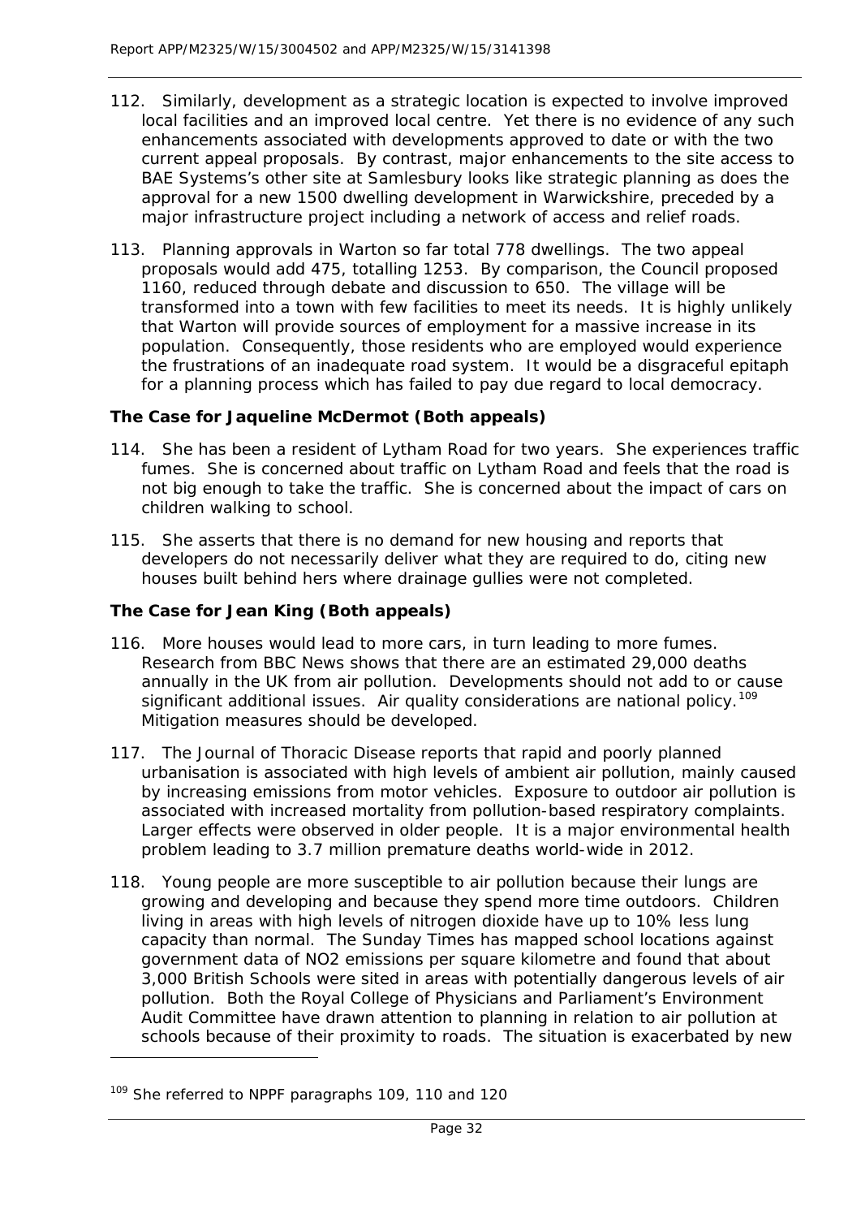112. Similarly, development as a strategic location is expected to involve improved local facilities and an improved local centre. Yet there is no evidence of any such enhancements associated with developments approved to date or with the two current appeal proposals. By contrast, major enhancements to the site access to BAE Systems's other site at Samlesbury looks like strategic planning as does the approval for a new 1500 dwelling development in Warwickshire, preceded by a major infrastructure project including a network of access and relief roads.

113. Planning approvals in Warton so far total 778 dwellings. The two appeal proposals would add 475, totalling 1253. By comparison, the Council proposed 1160, reduced through debate and discussion to 650. The village will be transformed into a town with few facilities to meet its needs. It is highly unlikely that Warton will provide sources of employment for a massive increase in its population. Consequently, those residents who are employed would experience the frustrations of an inadequate road system. It would be a disgraceful epitaph for a planning process which has failed to pay due regard to local democracy.

**The Case for Jaqueline McDermot (Both appeals)**

114. She has been a resident of Lytham Road for two years. She experiences traffic fumes. She is concerned about traffic on Lytham Road and feels that the road is not big enough to take the traffic. She is concerned about the impact of cars on children walking to school.

115. She asserts that there is no demand for new housing and reports that developers do not necessarily deliver what they are required to do, citing new houses built behind hers where drainage gullies were not completed.

**The Case for Jean King (Both appeals)**

116. More houses would lead to more cars, in turn leading to more fumes. Research from BBC News shows that there are an estimated 29,000 deaths annually in the UK from air pollution. Developments should not add to or cause significant additional issues. Air quality considerations are national policy.[109] Mitigation measures should be developed.

117. The Journal of Thoracic Disease reports that rapid and poorly planned urbanisation is associated with high levels of ambient air pollution, mainly caused by increasing emissions from motor vehicles. Exposure to outdoor air pollution is associated with increased mortality from pollution-based respiratory complaints. Larger effects were observed in older people. It is a major environmental health problem leading to 3.7 million premature deaths world-wide in 2012.

118. Young people are more susceptible to air pollution because their lungs are growing and developing and because they spend more time outdoors. Children living in areas with high levels of nitrogen dioxide have up to 10% less lung capacity than normal. The Sunday Times has mapped school locations against government data of NO2 emissions per square kilometre and found that about 3,000 British Schools were sited in areas with potentially dangerous levels of air pollution. Both the Royal College of Physicians and Parliament's Environment Audit Committee have drawn attention to planning in relation to air pollution at schools because of their proximity to roads. The situation is exacerbated by new

[109] She referred to NPPF paragraphs 109, 110 and 120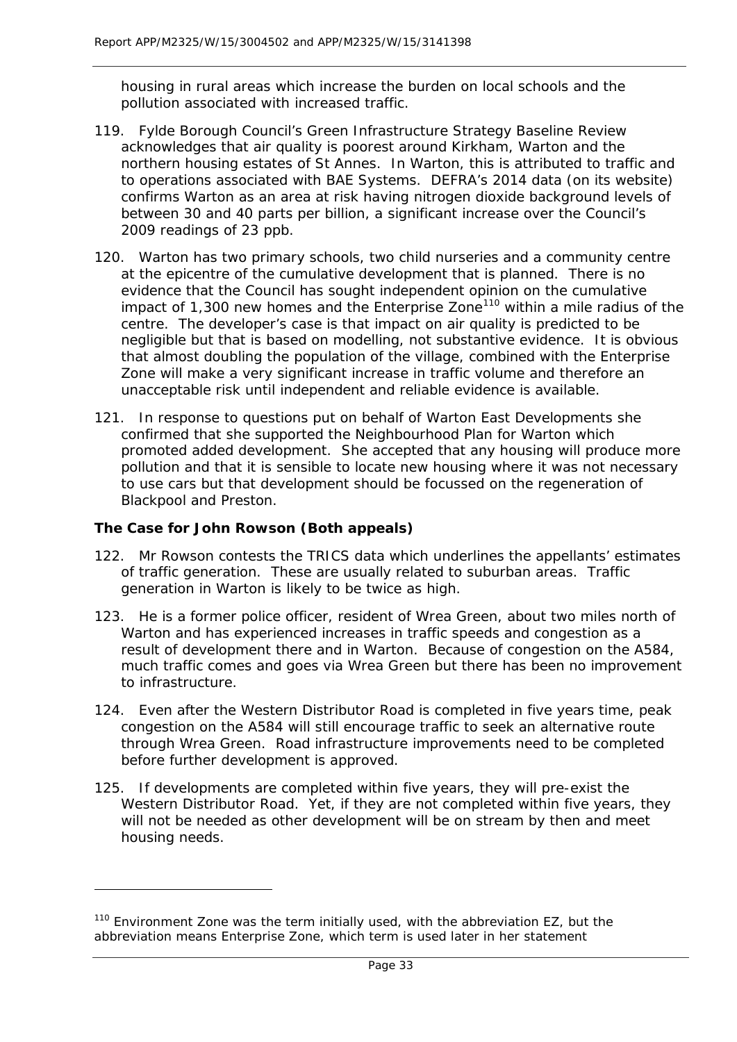housing in rural areas which increase the burden on local schools and the pollution associated with increased traffic.

119. Fylde Borough Council's Green Infrastructure Strategy Baseline Review acknowledges that air quality is poorest around Kirkham, Warton and the northern housing estates of St Annes. In Warton, this is attributed to traffic and to operations associated with BAE Systems. DEFRA's 2014 data (on its website) confirms Warton as an area at risk having nitrogen dioxide background levels of between 30 and 40 parts per billion, a significant increase over the Council's 2009 readings of 23 ppb.

120. Warton has two primary schools, two child nurseries and a community centre at the epicentre of the cumulative development that is planned. There is no evidence that the Council has sought independent opinion on the cumulative impact of 1,300 new homes and the Enterprise Zone[110] within a mile radius of the centre. The developer's case is that impact on air quality is predicted to be negligible but that is based on modelling, not substantive evidence. It is obvious that almost doubling the population of the village, combined with the Enterprise Zone will make a very significant increase in traffic volume and therefore an unacceptable risk until independent and reliable evidence is available.

121. In response to questions put on behalf of Warton East Developments she confirmed that she supported the Neighbourhood Plan for Warton which promoted added development. She accepted that any housing will produce more pollution and that it is sensible to locate new housing where it was not necessary to use cars but that development should be focussed on the regeneration of Blackpool and Preston.

**The Case for John Rowson (Both appeals)**

122. Mr Rowson contests the TRICS data which underlines the appellants' estimates of traffic generation. These are usually related to suburban areas. Traffic generation in Warton is likely to be twice as high.

123. He is a former police officer, resident of Wrea Green, about two miles north of Warton and has experienced increases in traffic speeds and congestion as a result of development there and in Warton. Because of congestion on the A584, much traffic comes and goes via Wrea Green but there has been no improvement to infrastructure.

124. Even after the Western Distributor Road is completed in five years time, peak congestion on the A584 will still encourage traffic to seek an alternative route through Wrea Green. Road infrastructure improvements need to be completed before further development is approved.

125. If developments are completed within five years, they will pre-exist the Western Distributor Road. Yet, if they are not completed within five years, they will not be needed as other development will be on stream by then and meet housing needs.

---

[110] Environment Zone was the term initially used, with the abbreviation EZ, but the abbreviation means Enterprise Zone, which term is used later in her statement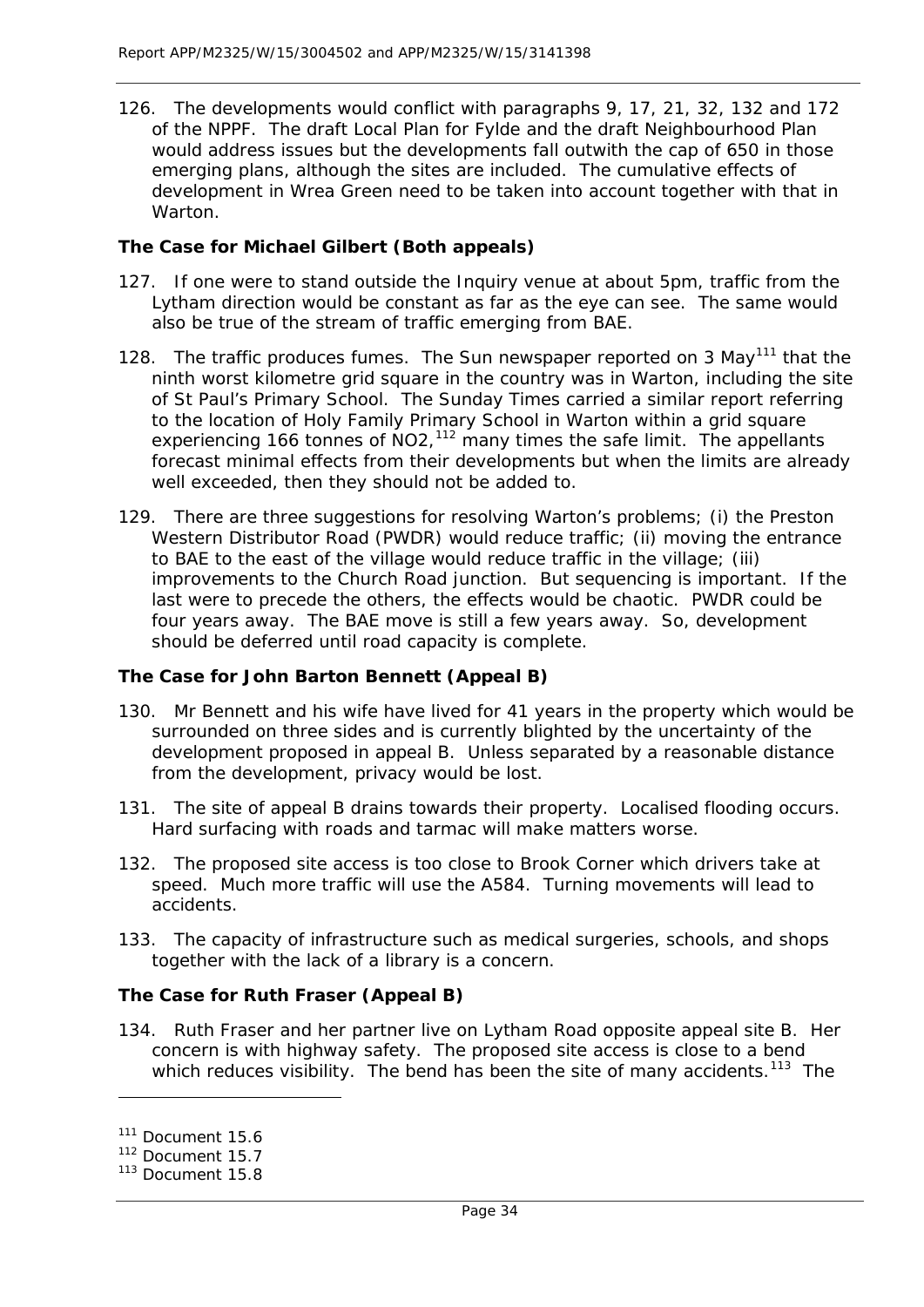126. The developments would conflict with paragraphs 9, 17, 21, 32, 132 and 172 of the NPPF. The draft Local Plan for Fylde and the draft Neighbourhood Plan would address issues but the developments fall outwith the cap of 650 in those emerging plans, although the sites are included. The cumulative effects of development in Wrea Green need to be taken into account together with that in Warton.

**The Case for Michael Gilbert (Both appeals)**

127. If one were to stand outside the Inquiry venue at about 5pm, traffic from the Lytham direction would be constant as far as the eye can see. The same would also be true of the stream of traffic emerging from BAE.

128. The traffic produces fumes. The Sun newspaper reported on 3 May[111] that the ninth worst kilometre grid square in the country was in Warton, including the site of St Paul's Primary School. The Sunday Times carried a similar report referring to the location of Holy Family Primary School in Warton within a grid square experiencing 166 tonnes of $NO_2$,[112] many times the safe limit. The appellants forecast minimal effects from their developments but when the limits are already well exceeded, then they should not be added to.

129. There are three suggestions for resolving Warton's problems; (i) the Preston Western Distributor Road (PWDR) would reduce traffic; (ii) moving the entrance to BAE to the east of the village would reduce traffic in the village; (iii) improvements to the Church Road junction. But sequencing is important. If the last were to precede the others, the effects would be chaotic. PWDR could be four years away. The BAE move is still a few years away. So, development should be deferred until road capacity is complete.

**The Case for John Barton Bennett (Appeal B)**

130. Mr Bennett and his wife have lived for 41 years in the property which would be surrounded on three sides and is currently blighted by the uncertainty of the development proposed in appeal B. Unless separated by a reasonable distance from the development, privacy would be lost.

131. The site of appeal B drains towards their property. Localised flooding occurs. Hard surfacing with roads and tarmac will make matters worse.

132. The proposed site access is too close to Brook Corner which drivers take at speed. Much more traffic will use the A584. Turning movements will lead to accidents.

133. The capacity of infrastructure such as medical surgeries, schools, and shops together with the lack of a library is a concern.

**The Case for Ruth Fraser (Appeal B)**

134. Ruth Fraser and her partner live on Lytham Road opposite appeal site B. Her concern is with highway safety. The proposed site access is close to a bend which reduces visibility. The bend has been the site of many accidents.[113] The

---

[111] Document 15.6

[112] Document 15.7

[113] Document 15.8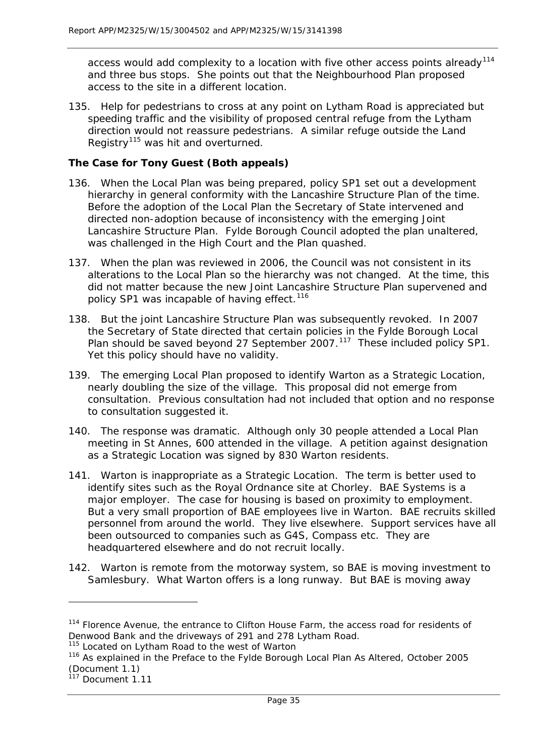access would add complexity to a location with five other access points already[114] and three bus stops. She points out that the Neighbourhood Plan proposed access to the site in a different location.

135. Help for pedestrians to cross at any point on Lytham Road is appreciated but speeding traffic and the visibility of proposed central refuge from the Lytham direction would not reassure pedestrians. A similar refuge outside the Land Registry[115] was hit and overturned.

**The Case for Tony Guest (Both appeals)**

136. When the Local Plan was being prepared, policy SP1 set out a development hierarchy in general conformity with the Lancashire Structure Plan of the time. Before the adoption of the Local Plan the Secretary of State intervened and directed non-adoption because of inconsistency with the emerging Joint Lancashire Structure Plan. Fylde Borough Council adopted the plan unaltered, was challenged in the High Court and the Plan quashed.

137. When the plan was reviewed in 2006, the Council was not consistent in its alterations to the Local Plan so the hierarchy was not changed. At the time, this did not matter because the new Joint Lancashire Structure Plan supervened and policy SP1 was incapable of having effect.[116]

138. But the joint Lancashire Structure Plan was subsequently revoked. In 2007 the Secretary of State directed that certain policies in the Fylde Borough Local Plan should be saved beyond 27 September 2007.[117] These included policy SP1. Yet this policy should have no validity.

139. The emerging Local Plan proposed to identify Warton as a Strategic Location, nearly doubling the size of the village. This proposal did not emerge from consultation. Previous consultation had not included that option and no response to consultation suggested it.

140. The response was dramatic. Although only 30 people attended a Local Plan meeting in St Annes, 600 attended in the village. A petition against designation as a Strategic Location was signed by 830 Warton residents.

141. Warton is inappropriate as a Strategic Location. The term is better used to identify sites such as the Royal Ordnance site at Chorley. BAE Systems is a major employer. The case for housing is based on proximity to employment. But a very small proportion of BAE employees live in Warton. BAE recruits skilled personnel from around the world. They live elsewhere. Support services have all been outsourced to companies such as G4S, Compass etc. They are headquartered elsewhere and do not recruit locally.

142. Warton is remote from the motorway system, so BAE is moving investment to Samlesbury. What Warton offers is a long runway. But BAE is moving away

---

[114] Florence Avenue, the entrance to Clifton House Farm, the access road for residents of Denwood Bank and the driveways of 291 and 278 Lytham Road.

[115] Located on Lytham Road to the west of Warton

[116] As explained in the Preface to the Fylde Borough Local Plan As Altered, October 2005 (Document 1.1)

[117] Document 1.11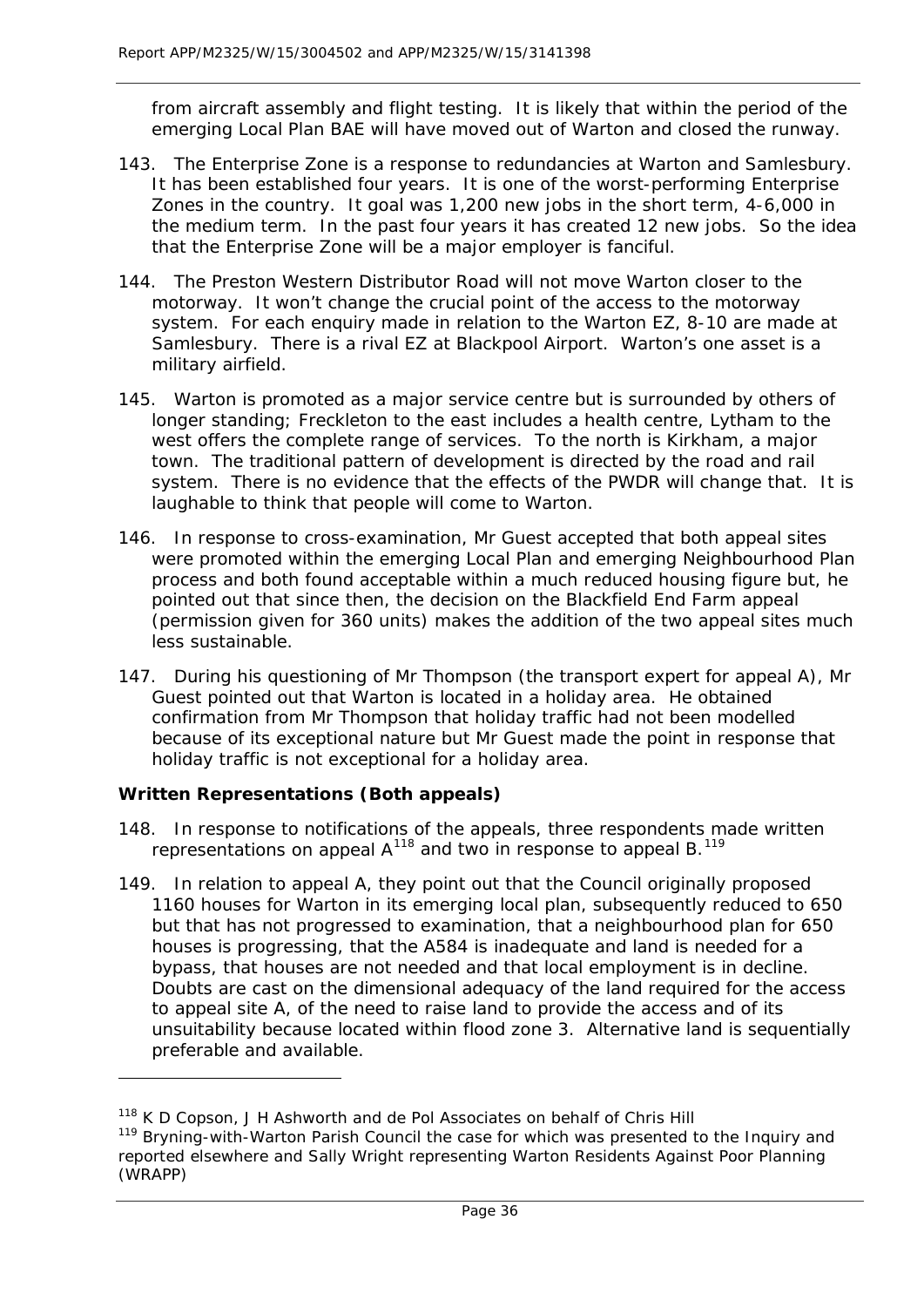from aircraft assembly and flight testing. It is likely that within the period of the emerging Local Plan BAE will have moved out of Warton and closed the runway.

143. The Enterprise Zone is a response to redundancies at Warton and Samlesbury. It has been established four years. It is one of the worst-performing Enterprise Zones in the country. It goal was 1,200 new jobs in the short term, 4-6,000 in the medium term. In the past four years it has created 12 new jobs. So the idea that the Enterprise Zone will be a major employer is fanciful.

144. The Preston Western Distributor Road will not move Warton closer to the motorway. It won't change the crucial point of the access to the motorway system. For each enquiry made in relation to the Warton EZ, 8-10 are made at Samlesbury. There is a rival EZ at Blackpool Airport. Warton's one asset is a military airfield.

145. Warton is promoted as a major service centre but is surrounded by others of longer standing; Freckleton to the east includes a health centre, Lytham to the west offers the complete range of services. To the north is Kirkham, a major town. The traditional pattern of development is directed by the road and rail system. There is no evidence that the effects of the PWDR will change that. It is laughable to think that people will come to Warton.

146. In response to cross-examination, Mr Guest accepted that both appeal sites were promoted within the emerging Local Plan and emerging Neighbourhood Plan process and both found acceptable within a much reduced housing figure but, he pointed out that since then, the decision on the Blackfield End Farm appeal (permission given for 360 units) makes the addition of the two appeal sites much less sustainable.

147. During his questioning of Mr Thompson (the transport expert for appeal A), Mr Guest pointed out that Warton is located in a holiday area. He obtained confirmation from Mr Thompson that holiday traffic had not been modelled because of its exceptional nature but Mr Guest made the point in response that holiday traffic is not exceptional for a holiday area.

**Written Representations (Both appeals)**

148. In response to notifications of the appeals, three respondents made written representations on appeal A[118] and two in response to appeal B.[119]

149. In relation to appeal A, they point out that the Council originally proposed 1160 houses for Warton in its emerging local plan, subsequently reduced to 650 but that has not progressed to examination, that a neighbourhood plan for 650 houses is progressing, that the A584 is inadequate and land is needed for a bypass, that houses are not needed and that local employment is in decline. Doubts are cast on the dimensional adequacy of the land required for the access to appeal site A, of the need to raise land to provide the access and of its unsuitability because located within flood zone 3. Alternative land is sequentially preferable and available.

---

[118] K D Copson, J H Ashworth and de Pol Associates on behalf of Chris Hill

[119] Bryning-with-Warton Parish Council the case for which was presented to the Inquiry and reported elsewhere and Sally Wright representing Warton Residents Against Poor Planning (WRAPP)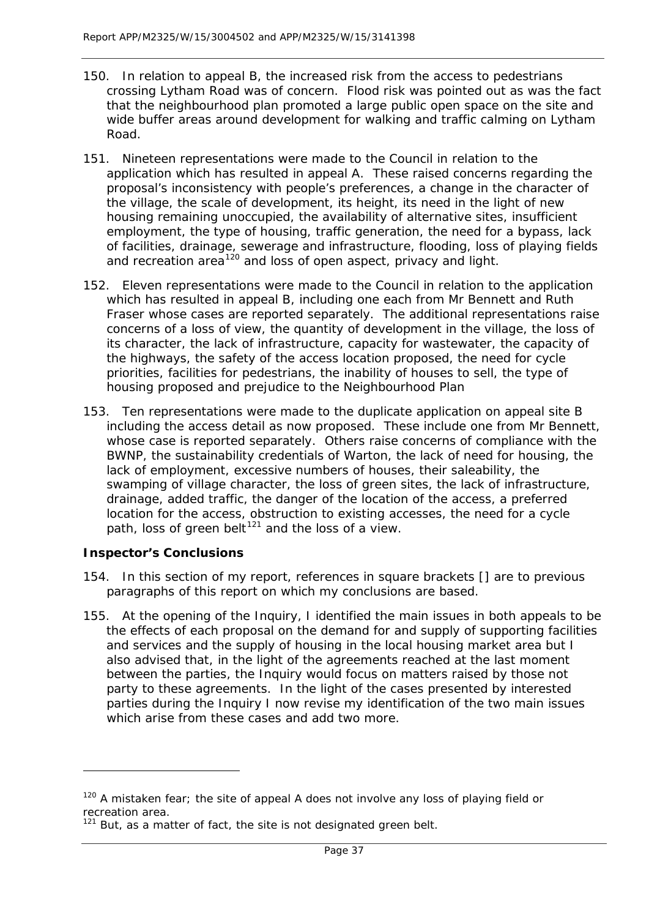150. In relation to appeal B, the increased risk from the access to pedestrians crossing Lytham Road was of concern. Flood risk was pointed out as was the fact that the neighbourhood plan promoted a large public open space on the site and wide buffer areas around development for walking and traffic calming on Lytham Road.

151. Nineteen representations were made to the Council in relation to the application which has resulted in appeal A. These raised concerns regarding the proposal's inconsistency with people's preferences, a change in the character of the village, the scale of development, its height, its need in the light of new housing remaining unoccupied, the availability of alternative sites, insufficient employment, the type of housing, traffic generation, the need for a bypass, lack of facilities, drainage, sewerage and infrastructure, flooding, loss of playing fields and recreation area[120] and loss of open aspect, privacy and light.

152. Eleven representations were made to the Council in relation to the application which has resulted in appeal B, including one each from Mr Bennett and Ruth Fraser whose cases are reported separately. The additional representations raise concerns of a loss of view, the quantity of development in the village, the loss of its character, the lack of infrastructure, capacity for wastewater, the capacity of the highways, the safety of the access location proposed, the need for cycle priorities, facilities for pedestrians, the inability of houses to sell, the type of housing proposed and prejudice to the Neighbourhood Plan

153. Ten representations were made to the duplicate application on appeal site B including the access detail as now proposed. These include one from Mr Bennett, whose case is reported separately. Others raise concerns of compliance with the BWNP, the sustainability credentials of Warton, the lack of need for housing, the lack of employment, excessive numbers of houses, their saleability, the swamping of village character, the loss of green sites, the lack of infrastructure, drainage, added traffic, the danger of the location of the access, a preferred location for the access, obstruction to existing accesses, the need for a cycle path, loss of green belt[121] and the loss of a view.

### Inspector's Conclusions

154. In this section of my report, references in square brackets [] are to previous paragraphs of this report on which my conclusions are based.

155. At the opening of the Inquiry, I identified the main issues in both appeals to be the effects of each proposal on the demand for and supply of supporting facilities and services and the supply of housing in the local housing market area but I also advised that, in the light of the agreements reached at the last moment between the parties, the Inquiry would focus on matters raised by those not party to these agreements. In the light of the cases presented by interested parties during the Inquiry I now revise my identification of the two main issues which arise from these cases and add two more.

---

[120] A mistaken fear; the site of appeal A does not involve any loss of playing field or recreation area.

[121] But, as a matter of fact, the site is not designated green belt.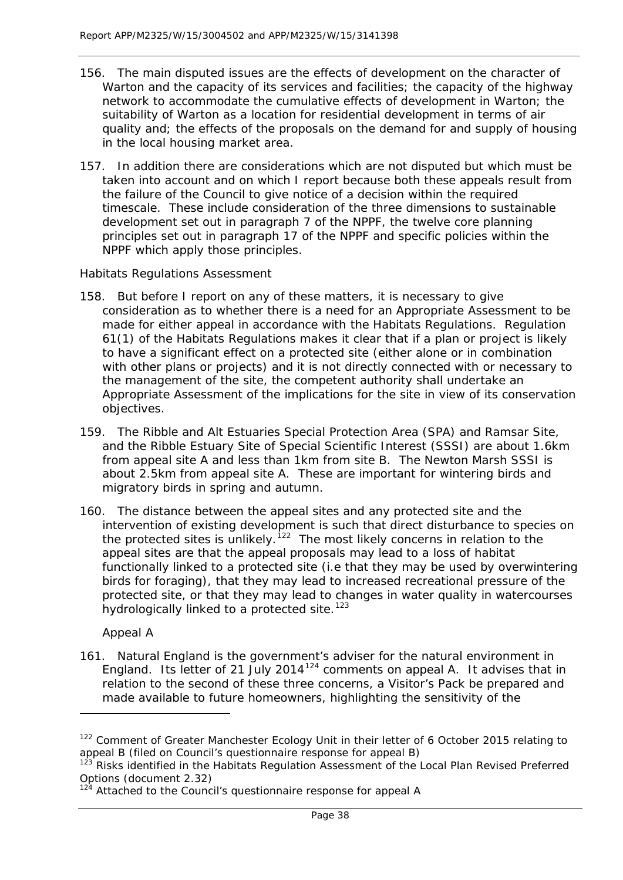156. The main disputed issues are the effects of development on the character of Warton and the capacity of its services and facilities; the capacity of the highway network to accommodate the cumulative effects of development in Warton; the suitability of Warton as a location for residential development in terms of air quality and; the effects of the proposals on the demand for and supply of housing in the local housing market area.

157. In addition there are considerations which are not disputed but which must be taken into account and on which I report because both these appeals result from the failure of the Council to give notice of a decision within the required timescale. These include consideration of the three dimensions to sustainable development set out in paragraph 7 of the NPPF, the twelve core planning principles set out in paragraph 17 of the NPPF and specific policies within the NPPF which apply those principles.

*Habitats Regulations Assessment*

158. But before I report on any of these matters, it is necessary to give consideration as to whether there is a need for an Appropriate Assessment to be made for either appeal in accordance with the Habitats Regulations. Regulation 61(1) of the Habitats Regulations makes it clear that if a plan or project is likely to have a significant effect on a protected site (either alone or in combination with other plans or projects) and it is not directly connected with or necessary to the management of the site, the competent authority shall undertake an Appropriate Assessment of the implications for the site in view of its conservation objectives.

159. The Ribble and Alt Estuaries Special Protection Area (SPA) and Ramsar Site, and the Ribble Estuary Site of Special Scientific Interest (SSSI) are about 1.6km from appeal site A and less than 1km from site B. The Newton Marsh SSSI is about 2.5km from appeal site A. These are important for wintering birds and migratory birds in spring and autumn.

160. The distance between the appeal sites and any protected site and the intervention of existing development is such that direct disturbance to species on the protected sites is unlikely.[122] The most likely concerns in relation to the appeal sites are that the appeal proposals may lead to a loss of habitat functionally linked to a protected site (i.e that they may be used by overwintering birds for foraging), that they may lead to increased recreational pressure of the protected site, or that they may lead to changes in water quality in watercourses hydrologically linked to a protected site.[123]

*Appeal A*

161. Natural England is the government's adviser for the natural environment in England. Its letter of 21 July 2014[124] comments on appeal A. It advises that in relation to the second of these three concerns, a Visitor's Pack be prepared and made available to future homeowners, highlighting the sensitivity of the

---

[122] Comment of Greater Manchester Ecology Unit in their letter of 6 October 2015 relating to appeal B (filed on Council's questionnaire response for appeal B)

[123] Risks identified in the Habitats Regulation Assessment of the Local Plan Revised Preferred Options (document 2.32)

[124] Attached to the Council's questionnaire response for appeal A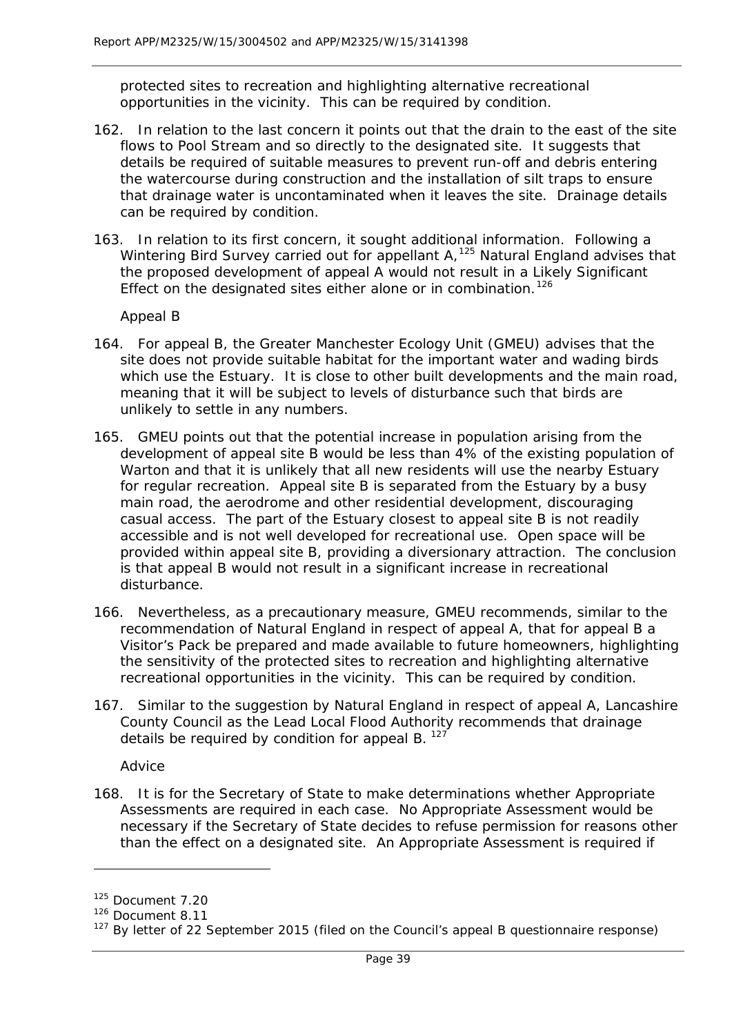protected sites to recreation and highlighting alternative recreational opportunities in the vicinity. This can be required by condition.

162. In relation to the last concern it points out that the drain to the east of the site flows to Pool Stream and so directly to the designated site. It suggests that details be required of suitable measures to prevent run-off and debris entering the watercourse during construction and the installation of silt traps to ensure that drainage water is uncontaminated when it leaves the site. Drainage details can be required by condition.

163. In relation to its first concern, it sought additional information. Following a Wintering Bird Survey carried out for appellant A,[125] Natural England advises that the proposed development of appeal A would not result in a Likely Significant Effect on the designated sites either alone or in combination.[126]

*Appeal B*

164. For appeal B, the Greater Manchester Ecology Unit (GMEU) advises that the site does not provide suitable habitat for the important water and wading birds which use the Estuary. It is close to other built developments and the main road, meaning that it will be subject to levels of disturbance such that birds are unlikely to settle in any numbers.

165. GMEU points out that the potential increase in population arising from the development of appeal site B would be less than 4% of the existing population of Warton and that it is unlikely that all new residents will use the nearby Estuary for regular recreation. Appeal site B is separated from the Estuary by a busy main road, the aerodrome and other residential development, discouraging casual access. The part of the Estuary closest to appeal site B is not readily accessible and is not well developed for recreational use. Open space will be provided within appeal site B, providing a diversionary attraction. The conclusion is that appeal B would not result in a significant increase in recreational disturbance.

166. Nevertheless, as a precautionary measure, GMEU recommends, similar to the recommendation of Natural England in respect of appeal A, that for appeal B a Visitor's Pack be prepared and made available to future homeowners, highlighting the sensitivity of the protected sites to recreation and highlighting alternative recreational opportunities in the vicinity. This can be required by condition.

167. Similar to the suggestion by Natural England in respect of appeal A, Lancashire County Council as the Lead Local Flood Authority recommends that drainage details be required by condition for appeal B.[127]

*Advice*

168. It is for the Secretary of State to make determinations whether Appropriate Assessments are required in each case. No Appropriate Assessment would be necessary if the Secretary of State decides to refuse permission for reasons other than the effect on a designated site. An Appropriate Assessment is required if

---

[125] Document 7.20

[126] Document 8.11

[127] By letter of 22 September 2015 (filed on the Council's appeal B questionnaire response)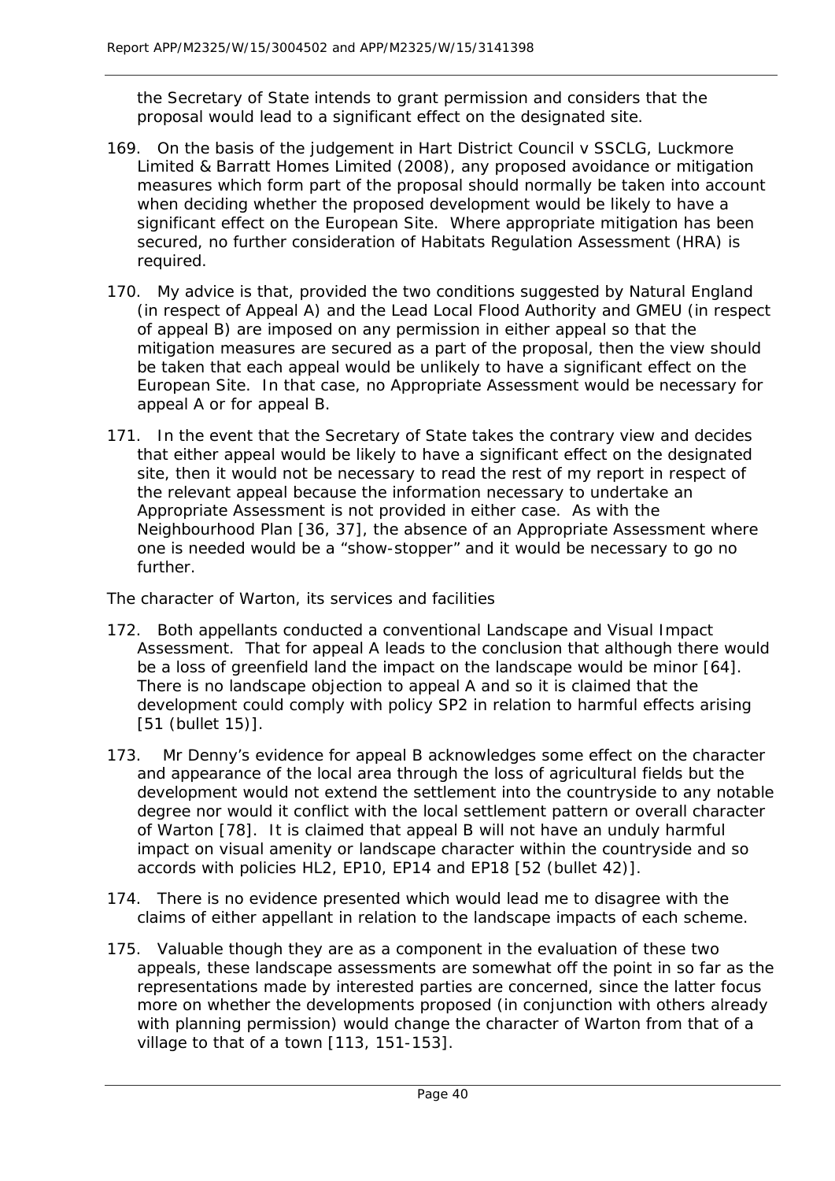the Secretary of State intends to grant permission and considers that the proposal would lead to a significant effect on the designated site.

169. On the basis of the judgement in Hart District Council v SSCLG, Luckmore Limited & Barratt Homes Limited (2008), any proposed avoidance or mitigation measures which form part of the proposal should normally be taken into account when deciding whether the proposed development would be likely to have a significant effect on the European Site. Where appropriate mitigation has been secured, no further consideration of Habitats Regulation Assessment (HRA) is required.

170. My advice is that, provided the two conditions suggested by Natural England (in respect of Appeal A) and the Lead Local Flood Authority and GMEU (in respect of appeal B) are imposed on any permission in either appeal so that the mitigation measures are secured as a part of the proposal, then the view should be taken that each appeal would be unlikely to have a significant effect on the European Site. In that case, no Appropriate Assessment would be necessary for appeal A or for appeal B.

171. In the event that the Secretary of State takes the contrary view and decides that either appeal would be likely to have a significant effect on the designated site, then it would not be necessary to read the rest of my report in respect of the relevant appeal because the information necessary to undertake an Appropriate Assessment is not provided in either case. As with the Neighbourhood Plan [36, 37], the absence of an Appropriate Assessment where one is needed would be a "show-stopper" and it would be necessary to go no further.

*The character of Warton, its services and facilities*

172. Both appellants conducted a conventional Landscape and Visual Impact Assessment. That for appeal A leads to the conclusion that although there would be a loss of greenfield land the impact on the landscape would be minor [64]. There is no landscape objection to appeal A and so it is claimed that the development could comply with policy SP2 in relation to harmful effects arising [51 (bullet 15)].

173. Mr Denny's evidence for appeal B acknowledges some effect on the character and appearance of the local area through the loss of agricultural fields but the development would not extend the settlement into the countryside to any notable degree nor would it conflict with the local settlement pattern or overall character of Warton [78]. It is claimed that appeal B will not have an unduly harmful impact on visual amenity or landscape character within the countryside and so accords with policies HL2, EP10, EP14 and EP18 [52 (bullet 42)].

174. There is no evidence presented which would lead me to disagree with the claims of either appellant in relation to the landscape impacts of each scheme.

175. Valuable though they are as a component in the evaluation of these two appeals, these landscape assessments are somewhat off the point in so far as the representations made by interested parties are concerned, since the latter focus more on whether the developments proposed (in conjunction with others already with planning permission) would change the character of Warton from that of a village to that of a town [113, 151-153].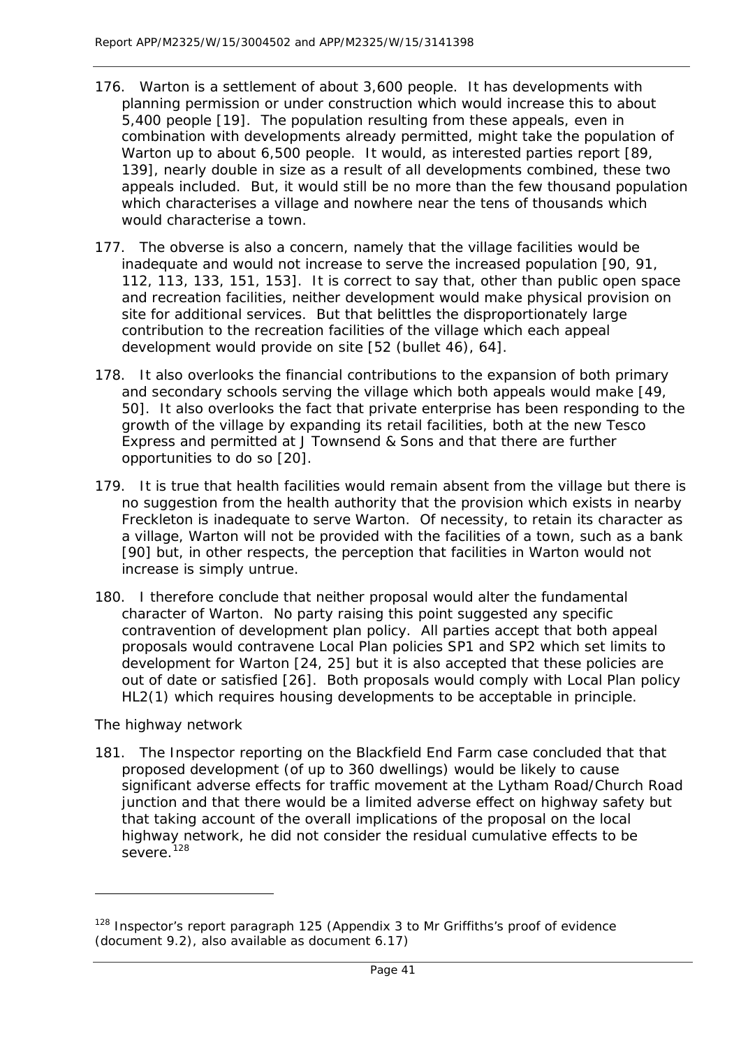176. Warton is a settlement of about 3,600 people. It has developments with planning permission or under construction which would increase this to about 5,400 people [19]. The population resulting from these appeals, even in combination with developments already permitted, might take the population of Warton up to about 6,500 people. It would, as interested parties report [89, 139], nearly double in size as a result of all developments combined, these two appeals included. But, it would still be no more than the few thousand population which characterises a village and nowhere near the tens of thousands which would characterise a town.

177. The obverse is also a concern, namely that the village facilities would be inadequate and would not increase to serve the increased population [90, 91, 112, 113, 133, 151, 153]. It is correct to say that, other than public open space and recreation facilities, neither development would make physical provision on site for additional services. But that belittles the disproportionately large contribution to the recreation facilities of the village which each appeal development would provide on site [52 (bullet 46), 64].

178. It also overlooks the financial contributions to the expansion of both primary and secondary schools serving the village which both appeals would make [49, 50]. It also overlooks the fact that private enterprise has been responding to the growth of the village by expanding its retail facilities, both at the new Tesco Express and permitted at J Townsend & Sons and that there are further opportunities to do so [20].

179. It is true that health facilities would remain absent from the village but there is no suggestion from the health authority that the provision which exists in nearby Freckleton is inadequate to serve Warton. Of necessity, to retain its character as a village, Warton will not be provided with the facilities of a town, such as a bank [90] but, in other respects, the perception that facilities in Warton would not increase is simply untrue.

180. I therefore conclude that neither proposal would alter the fundamental character of Warton. No party raising this point suggested any specific contravention of development plan policy. All parties accept that both appeal proposals would contravene Local Plan policies SP1 and SP2 which set limits to development for Warton [24, 25] but it is also accepted that these policies are out of date or satisfied [26]. Both proposals would comply with Local Plan policy HL2(1) which requires housing developments to be acceptable in principle.

*The highway network*

181. The Inspector reporting on the Blackfield End Farm case concluded that that proposed development (of up to 360 dwellings) would be likely to cause significant adverse effects for traffic movement at the Lytham Road/Church Road junction and that there would be a limited adverse effect on highway safety but that taking account of the overall implications of the proposal on the local highway network, he did not consider the residual cumulative effects to be severe.[128]

---

[128] Inspector's report paragraph 125 (Appendix 3 to Mr Griffiths's proof of evidence (document 9.2), also available as document 6.17)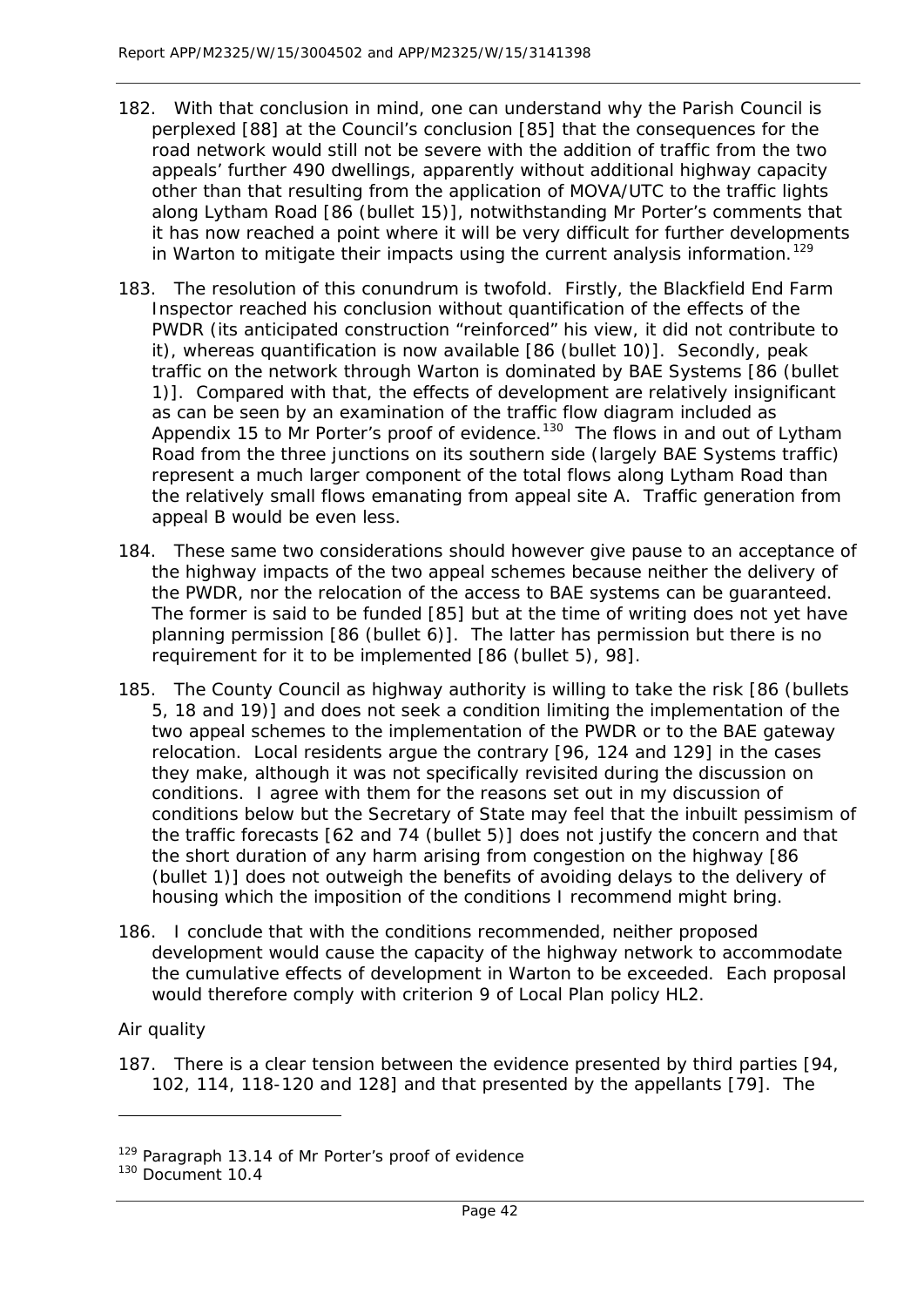182. With that conclusion in mind, one can understand why the Parish Council is perplexed [88] at the Council's conclusion [85] that the consequences for the road network would still not be severe with the addition of traffic from the two appeals' further 490 dwellings, apparently without additional highway capacity other than that resulting from the application of MOVA/UTC to the traffic lights along Lytham Road [86 (bullet 15)], notwithstanding Mr Porter's comments that it has now reached a point where it will be very difficult for further developments in Warton to mitigate their impacts using the current analysis information.[129]

183. The resolution of this conundrum is twofold. Firstly, the Blackfield End Farm Inspector reached his conclusion without quantification of the effects of the PWDR (its anticipated construction "reinforced" his view, it did not contribute to it), whereas quantification is now available [86 (bullet 10)]. Secondly, peak traffic on the network through Warton is dominated by BAE Systems [86 (bullet 1)]. Compared with that, the effects of development are relatively insignificant as can be seen by an examination of the traffic flow diagram included as Appendix 15 to Mr Porter's proof of evidence.[130] The flows in and out of Lytham Road from the three junctions on its southern side (largely BAE Systems traffic) represent a much larger component of the total flows along Lytham Road than the relatively small flows emanating from appeal site A. Traffic generation from appeal B would be even less.

184. These same two considerations should however give pause to an acceptance of the highway impacts of the two appeal schemes because neither the delivery of the PWDR, nor the relocation of the access to BAE systems can be guaranteed. The former is said to be funded [85] but at the time of writing does not yet have planning permission [86 (bullet 6)]. The latter has permission but there is no requirement for it to be implemented [86 (bullet 5), 98].

185. The County Council as highway authority is willing to take the risk [86 (bullets 5, 18 and 19)] and does not seek a condition limiting the implementation of the two appeal schemes to the implementation of the PWDR or to the BAE gateway relocation. Local residents argue the contrary [96, 124 and 129] in the cases they make, although it was not specifically revisited during the discussion on conditions. I agree with them for the reasons set out in my discussion of conditions below but the Secretary of State may feel that the inbuilt pessimism of the traffic forecasts [62 and 74 (bullet 5)] does not justify the concern and that the short duration of any harm arising from congestion on the highway [86 (bullet 1)] does not outweigh the benefits of avoiding delays to the delivery of housing which the imposition of the conditions I recommend might bring.

186. I conclude that with the conditions recommended, neither proposed development would cause the capacity of the highway network to accommodate the cumulative effects of development in Warton to be exceeded. Each proposal would therefore comply with criterion 9 of Local Plan policy HL2.

*Air quality*

187. There is a clear tension between the evidence presented by third parties [94, 102, 114, 118-120 and 128] and that presented by the appellants [79]. The

---

[129] Paragraph 13.14 of Mr Porter's proof of evidence

[130] Document 10.4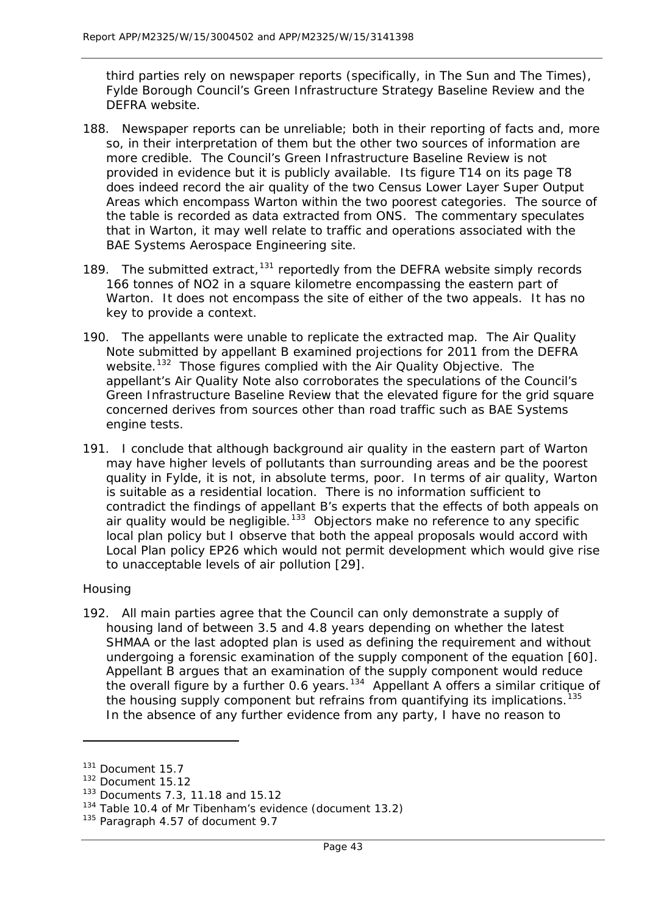third parties rely on newspaper reports (specifically, in The Sun and The Times), Fylde Borough Council's Green Infrastructure Strategy Baseline Review and the DEFRA website.

188. Newspaper reports can be unreliable; both in their reporting of facts and, more so, in their interpretation of them but the other two sources of information are more credible. The Council's Green Infrastructure Baseline Review is not provided in evidence but it is publicly available. Its figure T14 on its page T8 does indeed record the air quality of the two Census Lower Layer Super Output Areas which encompass Warton within the two poorest categories. The source of the table is recorded as data extracted from ONS. The commentary speculates that in Warton, it may well relate to traffic and operations associated with the BAE Systems Aerospace Engineering site.

189. The submitted extract,[131] reportedly from the DEFRA website simply records 166 tonnes of $NO_2$ in a square kilometre encompassing the eastern part of Warton. It does not encompass the site of either of the two appeals. It has no key to provide a context.

190. The appellants were unable to replicate the extracted map. The Air Quality Note submitted by appellant B examined projections for 2011 from the DEFRA website.[132] Those figures complied with the Air Quality Objective. The appellant's Air Quality Note also corroborates the speculations of the Council's Green Infrastructure Baseline Review that the elevated figure for the grid square concerned derives from sources other than road traffic such as BAE Systems engine tests.

191. I conclude that although background air quality in the eastern part of Warton may have higher levels of pollutants than surrounding areas and be the poorest quality in Fylde, it is not, in absolute terms, poor. In terms of air quality, Warton is suitable as a residential location. There is no information sufficient to contradict the findings of appellant B's experts that the effects of both appeals on air quality would be negligible.[133] Objectors make no reference to any specific local plan policy but I observe that both the appeal proposals would accord with Local Plan policy EP26 which would not permit development which would give rise to unacceptable levels of air pollution [29].

*Housing*

192. All main parties agree that the Council can only demonstrate a supply of housing land of between 3.5 and 4.8 years depending on whether the latest SHMAA or the last adopted plan is used as defining the requirement and without undergoing a forensic examination of the supply component of the equation [60]. Appellant B argues that an examination of the supply component would reduce the overall figure by a further 0.6 years.[134] Appellant A offers a similar critique of the housing supply component but refrains from quantifying its implications.[135] In the absence of any further evidence from any party, I have no reason to

---

[131] Document 15.7

[132] Document 15.12

[133] Documents 7.3, 11.18 and 15.12

[134] Table 10.4 of Mr Tibenham's evidence (document 13.2)

[135] Paragraph 4.57 of document 9.7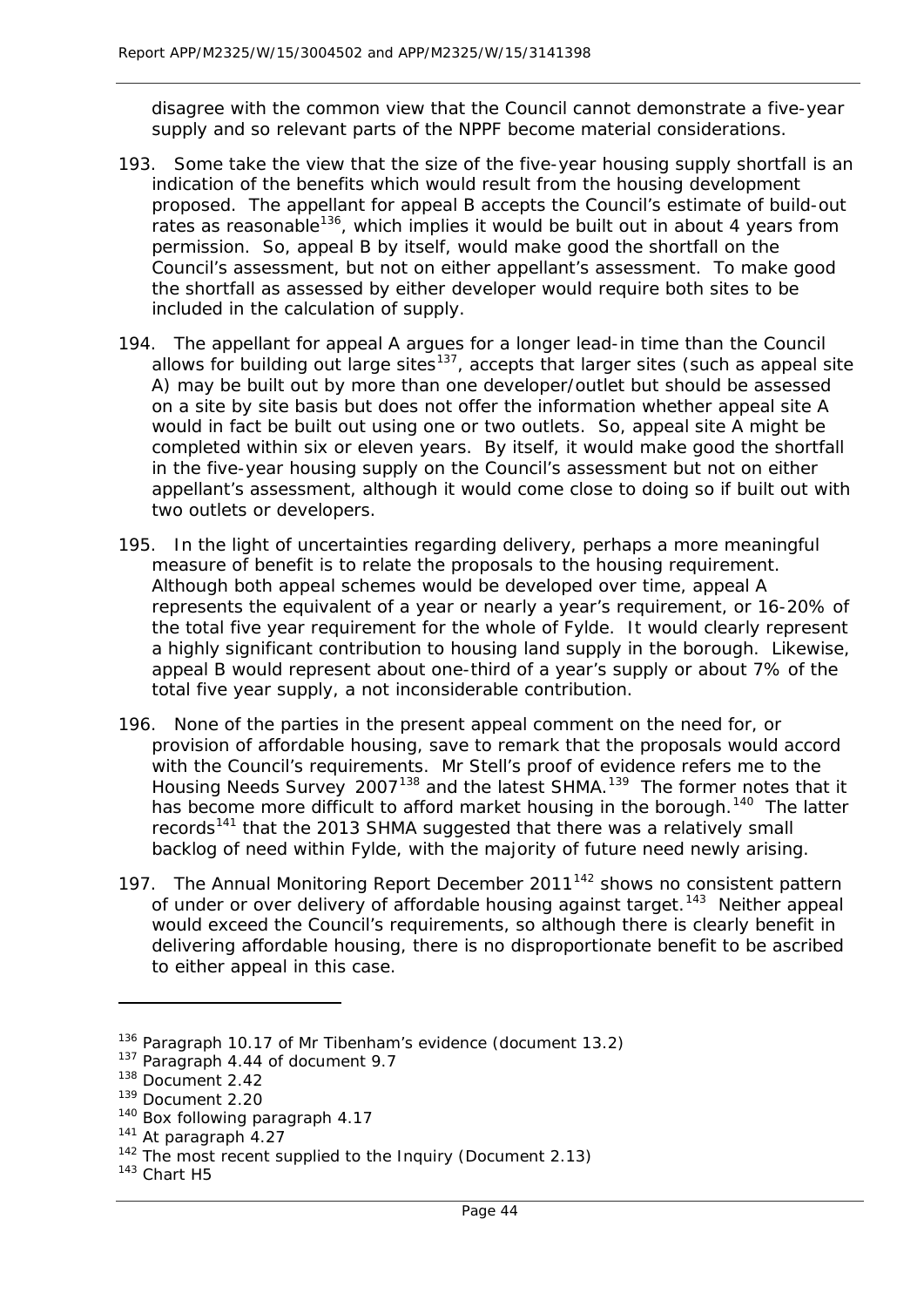disagree with the common view that the Council cannot demonstrate a five-year supply and so relevant parts of the NPPF become material considerations.

193. Some take the view that the size of the five-year housing supply shortfall is an indication of the benefits which would result from the housing development proposed. The appellant for appeal B accepts the Council's estimate of build-out rates as reasonable[136], which implies it would be built out in about 4 years from permission. So, appeal B by itself, would make good the shortfall on the Council's assessment, but not on either appellant's assessment. To make good the shortfall as assessed by either developer would require both sites to be included in the calculation of supply.

194. The appellant for appeal A argues for a longer lead-in time than the Council allows for building out large sites[137], accepts that larger sites (such as appeal site A) may be built out by more than one developer/outlet but should be assessed on a site by site basis but does not offer the information whether appeal site A would in fact be built out using one or two outlets. So, appeal site A might be completed within six or eleven years. By itself, it would make good the shortfall in the five-year housing supply on the Council's assessment but not on either appellant's assessment, although it would come close to doing so if built out with two outlets or developers.

195. In the light of uncertainties regarding delivery, perhaps a more meaningful measure of benefit is to relate the proposals to the housing requirement. Although both appeal schemes would be developed over time, appeal A represents the equivalent of a year or nearly a year's requirement, or 16-20% of the total five year requirement for the whole of Fylde. It would clearly represent a highly significant contribution to housing land supply in the borough. Likewise, appeal B would represent about one-third of a year's supply or about 7% of the total five year supply, a not inconsiderable contribution.

196. None of the parties in the present appeal comment on the need for, or provision of affordable housing, save to remark that the proposals would accord with the Council's requirements. Mr Stell's proof of evidence refers me to the Housing Needs Survey 2007[138] and the latest SHMA.[139] The former notes that it has become more difficult to afford market housing in the borough.[140] The latter records[141] that the 2013 SHMA suggested that there was a relatively small backlog of need within Fylde, with the majority of future need newly arising.

197. The Annual Monitoring Report December 2011[142] shows no consistent pattern of under or over delivery of affordable housing against target.[143] Neither appeal would exceed the Council's requirements, so although there is clearly benefit in delivering affordable housing, there is no disproportionate benefit to be ascribed to either appeal in this case.

---

[136] Paragraph 10.17 of Mr Tibenham's evidence (document 13.2)
[137] Paragraph 4.44 of document 9.7
[138] Document 2.42
[139] Document 2.20
[140] Box following paragraph 4.17
[141] At paragraph 4.27
[142] The most recent supplied to the Inquiry (Document 2.13)
[143] Chart H5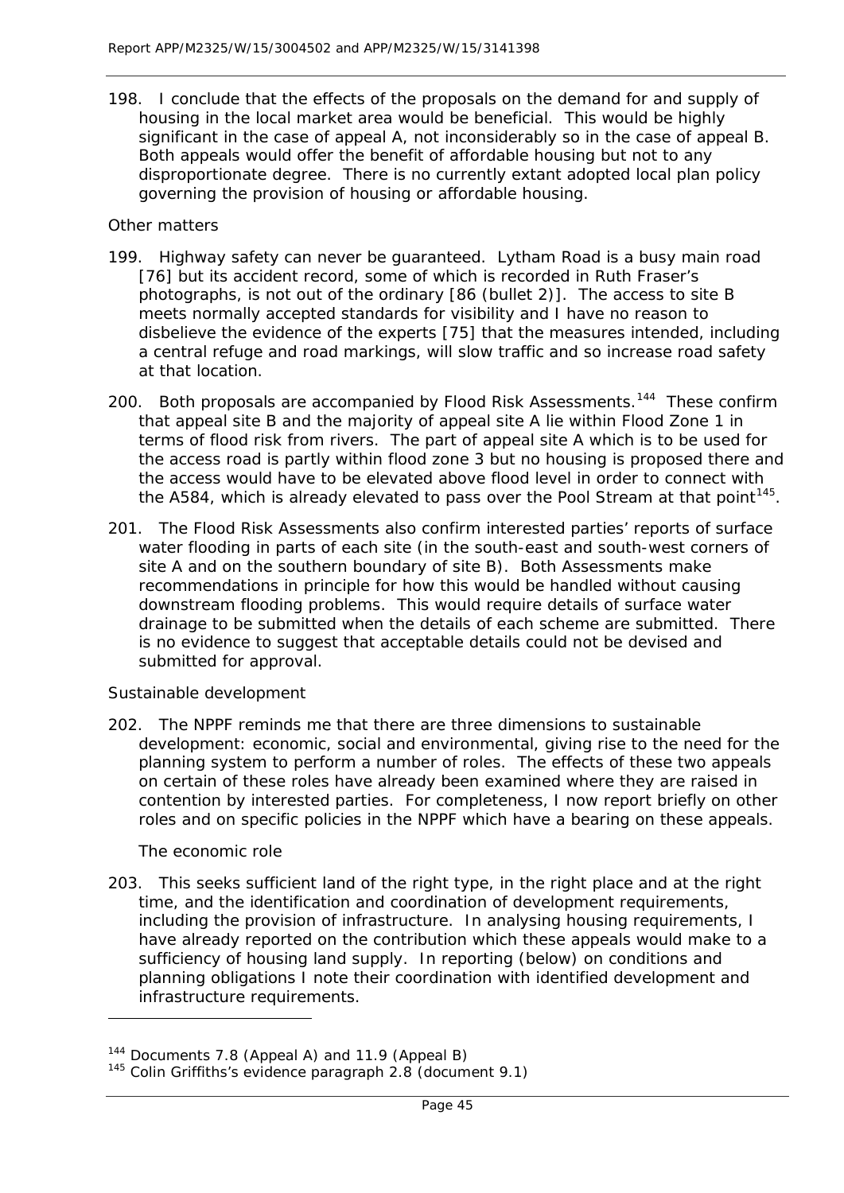198. I conclude that the effects of the proposals on the demand for and supply of housing in the local market area would be beneficial. This would be highly significant in the case of appeal A, not inconsiderably so in the case of appeal B. Both appeals would offer the benefit of affordable housing but not to any disproportionate degree. There is no currently extant adopted local plan policy governing the provision of housing or affordable housing.

*Other matters*

199. Highway safety can never be guaranteed. Lytham Road is a busy main road [76] but its accident record, some of which is recorded in Ruth Fraser's photographs, is not out of the ordinary [86 (bullet 2)]. The access to site B meets normally accepted standards for visibility and I have no reason to disbelieve the evidence of the experts [75] that the measures intended, including a central refuge and road markings, will slow traffic and so increase road safety at that location.

200. Both proposals are accompanied by Flood Risk Assessments.[144] These confirm that appeal site B and the majority of appeal site A lie within Flood Zone 1 in terms of flood risk from rivers. The part of appeal site A which is to be used for the access road is partly within flood zone 3 but no housing is proposed there and the access would have to be elevated above flood level in order to connect with the A584, which is already elevated to pass over the Pool Stream at that point[145].

201. The Flood Risk Assessments also confirm interested parties' reports of surface water flooding in parts of each site (in the south-east and south-west corners of site A and on the southern boundary of site B). Both Assessments make recommendations in principle for how this would be handled without causing downstream flooding problems. This would require details of surface water drainage to be submitted when the details of each scheme are submitted. There is no evidence to suggest that acceptable details could not be devised and submitted for approval.

*Sustainable development*

202. The NPPF reminds me that there are three dimensions to sustainable development: economic, social and environmental, giving rise to the need for the planning system to perform a number of roles. The effects of these two appeals on certain of these roles have already been examined where they are raised in contention by interested parties. For completeness, I now report briefly on other roles and on specific policies in the NPPF which have a bearing on these appeals.

*The economic role*

203. This seeks sufficient land of the right type, in the right place and at the right time, and the identification and coordination of development requirements, including the provision of infrastructure. In analysing housing requirements, I have already reported on the contribution which these appeals would make to a sufficiency of housing land supply. In reporting (below) on conditions and planning obligations I note their coordination with identified development and infrastructure requirements.

---

[144] Documents 7.8 (Appeal A) and 11.9 (Appeal B)

[145] Colin Griffiths's evidence paragraph 2.8 (document 9.1)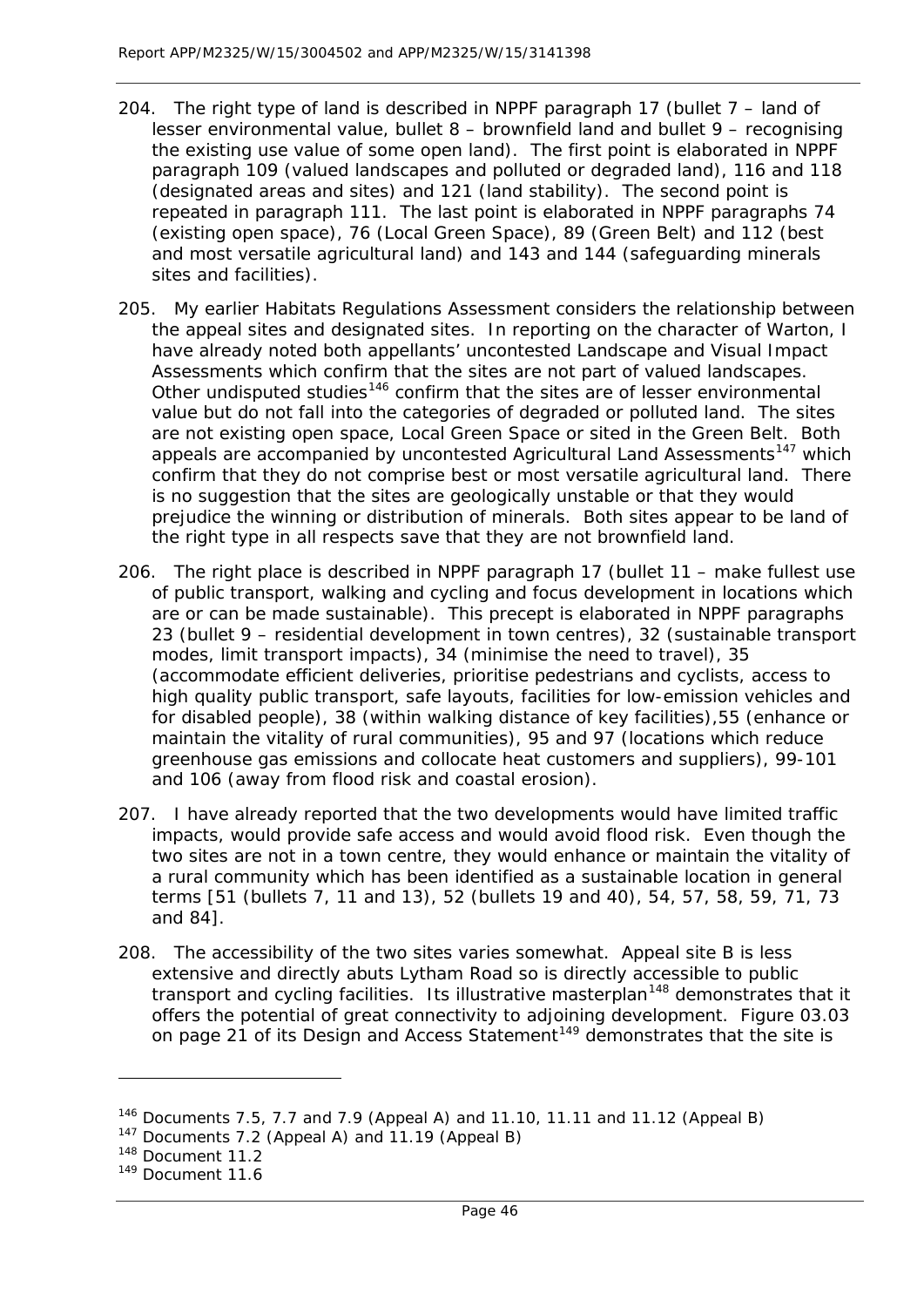204. The right type of land is described in NPPF paragraph 17 (bullet 7 – land of lesser environmental value, bullet 8 – brownfield land and bullet 9 – recognising the existing use value of some open land). The first point is elaborated in NPPF paragraph 109 (valued landscapes and polluted or degraded land), 116 and 118 (designated areas and sites) and 121 (land stability). The second point is repeated in paragraph 111. The last point is elaborated in NPPF paragraphs 74 (existing open space), 76 (Local Green Space), 89 (Green Belt) and 112 (best and most versatile agricultural land) and 143 and 144 (safeguarding minerals sites and facilities).

205. My earlier Habitats Regulations Assessment considers the relationship between the appeal sites and designated sites. In reporting on the character of Warton, I have already noted both appellants' uncontested Landscape and Visual Impact Assessments which confirm that the sites are not part of valued landscapes. Other undisputed studies[146] confirm that the sites are of lesser environmental value but do not fall into the categories of degraded or polluted land. The sites are not existing open space, Local Green Space or sited in the Green Belt. Both appeals are accompanied by uncontested Agricultural Land Assessments[147] which confirm that they do not comprise best or most versatile agricultural land. There is no suggestion that the sites are geologically unstable or that they would prejudice the winning or distribution of minerals. Both sites appear to be land of the right type in all respects save that they are not brownfield land.

206. The right place is described in NPPF paragraph 17 (bullet 11 – make fullest use of public transport, walking and cycling and focus development in locations which are or can be made sustainable). This precept is elaborated in NPPF paragraphs 23 (bullet 9 – residential development in town centres), 32 (sustainable transport modes, limit transport impacts), 34 (minimise the need to travel), 35 (accommodate efficient deliveries, prioritise pedestrians and cyclists, access to high quality public transport, safe layouts, facilities for low-emission vehicles and for disabled people), 38 (within walking distance of key facilities),55 (enhance or maintain the vitality of rural communities), 95 and 97 (locations which reduce greenhouse gas emissions and collocate heat customers and suppliers), 99-101 and 106 (away from flood risk and coastal erosion).

207. I have already reported that the two developments would have limited traffic impacts, would provide safe access and would avoid flood risk. Even though the two sites are not in a town centre, they would enhance or maintain the vitality of a rural community which has been identified as a sustainable location in general terms [51 (bullets 7, 11 and 13), 52 (bullets 19 and 40), 54, 57, 58, 59, 71, 73 and 84].

208. The accessibility of the two sites varies somewhat. Appeal site B is less extensive and directly abuts Lytham Road so is directly accessible to public transport and cycling facilities. Its illustrative masterplan[148] demonstrates that it offers the potential of great connectivity to adjoining development. Figure 03.03 on page 21 of its Design and Access Statement[149] demonstrates that the site is

[146] Documents 7.5, 7.7 and 7.9 (Appeal A) and 11.10, 11.11 and 11.12 (Appeal B)
[147] Documents 7.2 (Appeal A) and 11.19 (Appeal B)
[148] Document 11.2
[149] Document 11.6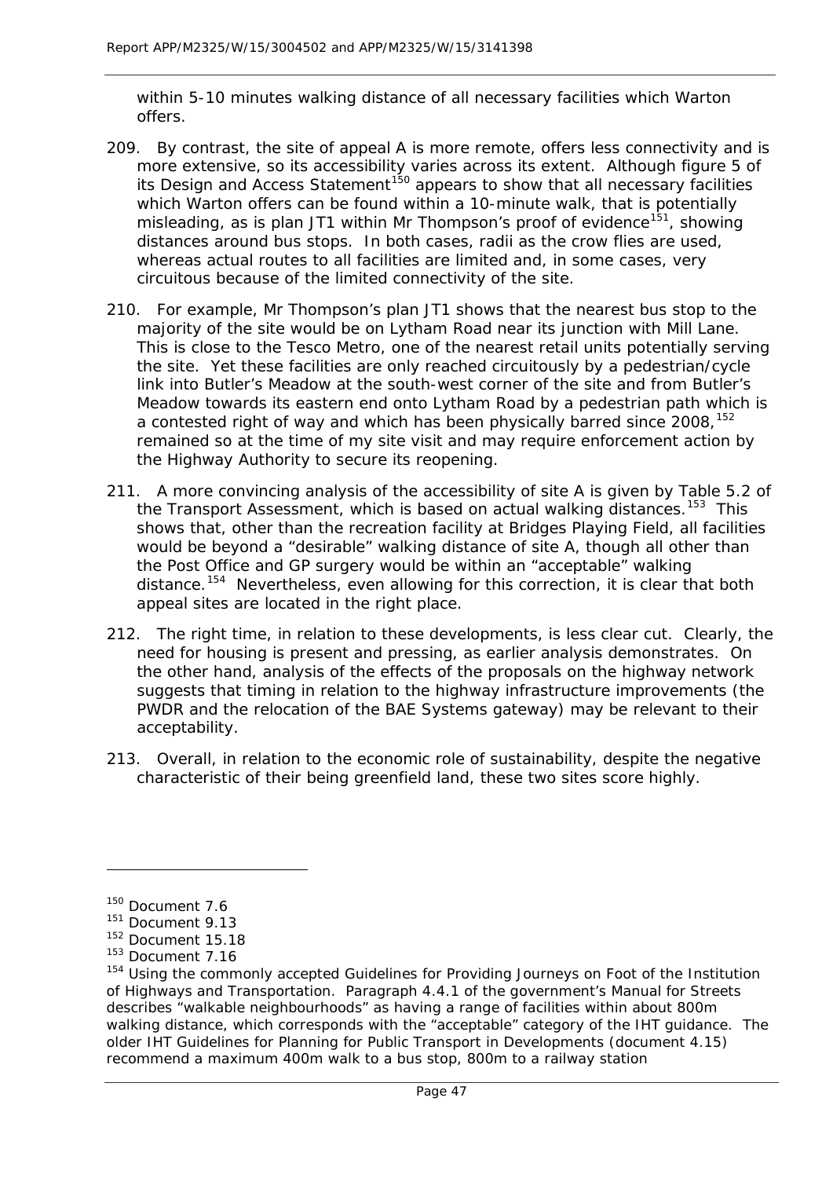within 5-10 minutes walking distance of all necessary facilities which Warton offers.

209. By contrast, the site of appeal A is more remote, offers less connectivity and is more extensive, so its accessibility varies across its extent. Although figure 5 of its Design and Access Statement[150] appears to show that all necessary facilities which Warton offers can be found within a 10-minute walk, that is potentially misleading, as is plan JT1 within Mr Thompson's proof of evidence[151], showing distances around bus stops. In both cases, radii as the crow flies are used, whereas actual routes to all facilities are limited and, in some cases, very circuitous because of the limited connectivity of the site.

210. For example, Mr Thompson's plan JT1 shows that the nearest bus stop to the majority of the site would be on Lytham Road near its junction with Mill Lane. This is close to the Tesco Metro, one of the nearest retail units potentially serving the site. Yet these facilities are only reached circuitously by a pedestrian/cycle link into Butler's Meadow at the south-west corner of the site and from Butler's Meadow towards its eastern end onto Lytham Road by a pedestrian path which is a contested right of way and which has been physically barred since 2008,[152] remained so at the time of my site visit and may require enforcement action by the Highway Authority to secure its reopening.

211. A more convincing analysis of the accessibility of site A is given by Table 5.2 of the Transport Assessment, which is based on actual walking distances.[153] This shows that, other than the recreation facility at Bridges Playing Field, all facilities would be beyond a "desirable" walking distance of site A, though all other than the Post Office and GP surgery would be within an "acceptable" walking distance.[154] Nevertheless, even allowing for this correction, it is clear that both appeal sites are located in the right place.

212. The right time, in relation to these developments, is less clear cut. Clearly, the need for housing is present and pressing, as earlier analysis demonstrates. On the other hand, analysis of the effects of the proposals on the highway network suggests that timing in relation to the highway infrastructure improvements (the PWDR and the relocation of the BAE Systems gateway) may be relevant to their acceptability.

213. Overall, in relation to the economic role of sustainability, despite the negative characteristic of their being greenfield land, these two sites score highly.

---

[150] Document 7.6

[151] Document 9.13

[152] Document 15.18

[153] Document 7.16

[154] Using the commonly accepted Guidelines for Providing Journeys on Foot of the Institution of Highways and Transportation. Paragraph 4.4.1 of the government's Manual for Streets describes "walkable neighbourhoods" as having a range of facilities within about 800m walking distance, which corresponds with the "acceptable" category of the IHT guidance. The older IHT Guidelines for Planning for Public Transport in Developments (document 4.15) recommend a maximum 400m walk to a bus stop, 800m to a railway station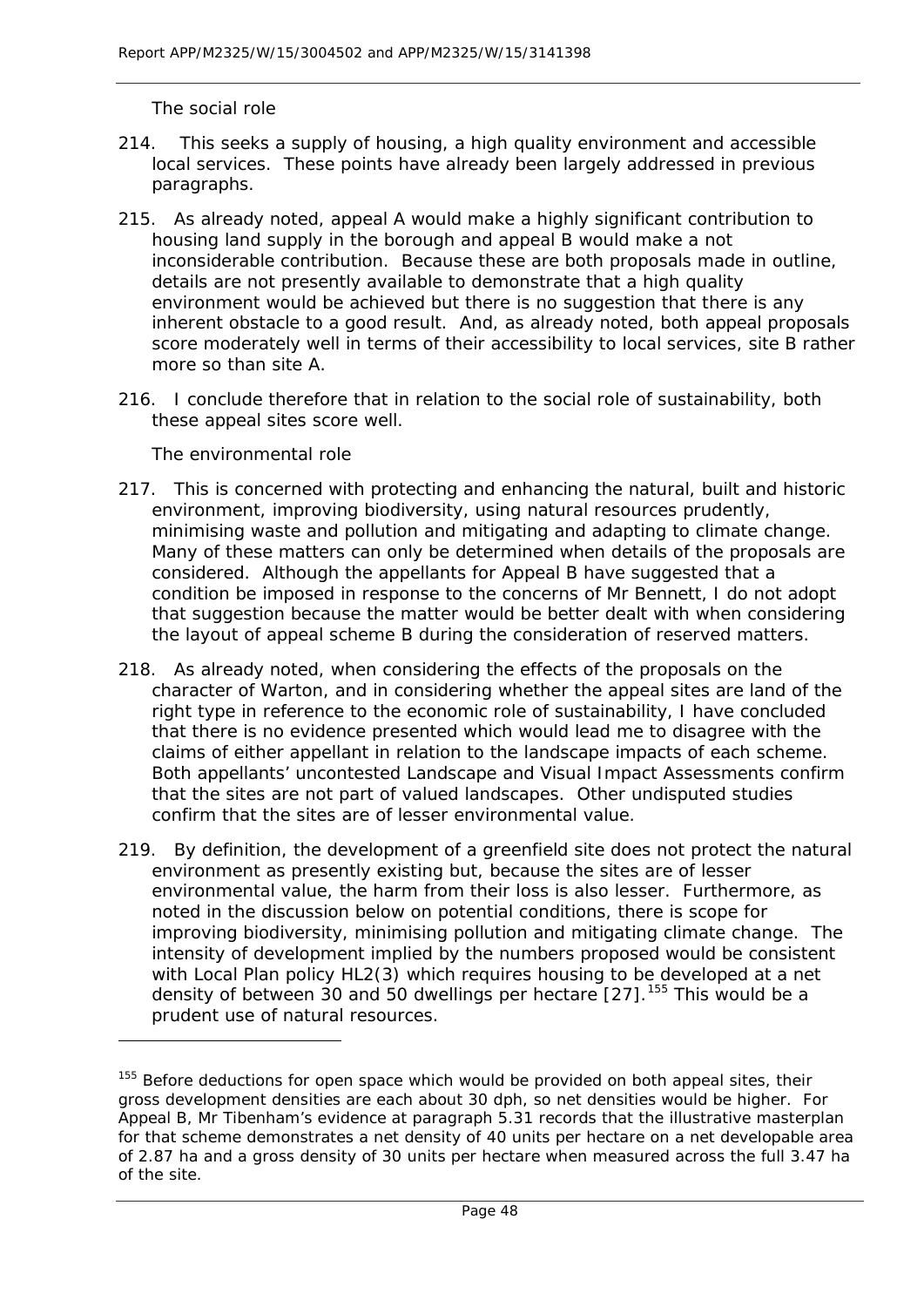The social role

214. This seeks a supply of housing, a high quality environment and accessible local services. These points have already been largely addressed in previous paragraphs.

215. As already noted, appeal A would make a highly significant contribution to housing land supply in the borough and appeal B would make a not inconsiderable contribution. Because these are both proposals made in outline, details are not presently available to demonstrate that a high quality environment would be achieved but there is no suggestion that there is any inherent obstacle to a good result. And, as already noted, both appeal proposals score moderately well in terms of their accessibility to local services, site B rather more so than site A.

216. I conclude therefore that in relation to the social role of sustainability, both these appeal sites score well.

The environmental role

217. This is concerned with protecting and enhancing the natural, built and historic environment, improving biodiversity, using natural resources prudently, minimising waste and pollution and mitigating and adapting to climate change. Many of these matters can only be determined when details of the proposals are considered. Although the appellants for Appeal B have suggested that a condition be imposed in response to the concerns of Mr Bennett, I do not adopt that suggestion because the matter would be better dealt with when considering the layout of appeal scheme B during the consideration of reserved matters.

218. As already noted, when considering the effects of the proposals on the character of Warton, and in considering whether the appeal sites are land of the right type in reference to the economic role of sustainability, I have concluded that there is no evidence presented which would lead me to disagree with the claims of either appellant in relation to the landscape impacts of each scheme. Both appellants' uncontested Landscape and Visual Impact Assessments confirm that the sites are not part of valued landscapes. Other undisputed studies confirm that the sites are of lesser environmental value.

219. By definition, the development of a greenfield site does not protect the natural environment as presently existing but, because the sites are of lesser environmental value, the harm from their loss is also lesser. Furthermore, as noted in the discussion below on potential conditions, there is scope for improving biodiversity, minimising pollution and mitigating climate change. The intensity of development implied by the numbers proposed would be consistent with Local Plan policy HL2(3) which requires housing to be developed at a net density of between 30 and 50 dwellings per hectare [27].[155] This would be a prudent use of natural resources.

---

[155] Before deductions for open space which would be provided on both appeal sites, their gross development densities are each about 30 dph, so net densities would be higher. For Appeal B, Mr Tibenham's evidence at paragraph 5.31 records that the illustrative masterplan for that scheme demonstrates a net density of 40 units per hectare on a net developable area of 2.87 ha and a gross density of 30 units per hectare when measured across the full 3.47 ha of the site.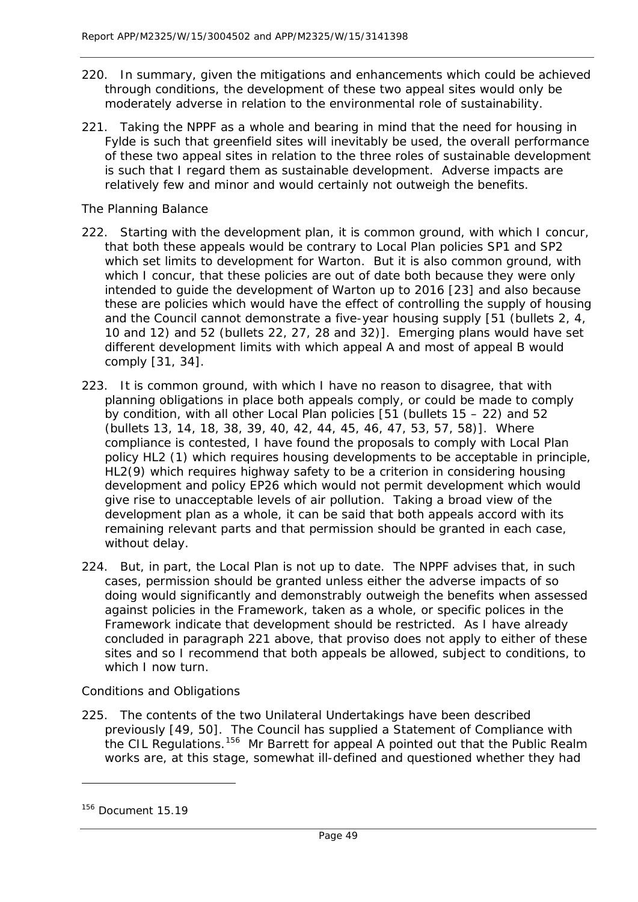220. In summary, given the mitigations and enhancements which could be achieved through conditions, the development of these two appeal sites would only be moderately adverse in relation to the environmental role of sustainability.

221. Taking the NPPF as a whole and bearing in mind that the need for housing in Fylde is such that greenfield sites will inevitably be used, the overall performance of these two appeal sites in relation to the three roles of sustainable development is such that I regard them as sustainable development. Adverse impacts are relatively few and minor and would certainly not outweigh the benefits.

### The Planning Balance

222. Starting with the development plan, it is common ground, with which I concur, that both these appeals would be contrary to Local Plan policies SP1 and SP2 which set limits to development for Warton. But it is also common ground, with which I concur, that these policies are out of date both because they were only intended to guide the development of Warton up to 2016 [23] and also because these are policies which would have the effect of controlling the supply of housing and the Council cannot demonstrate a five-year housing supply [51 (bullets 2, 4, 10 and 12) and 52 (bullets 22, 27, 28 and 32)]. Emerging plans would have set different development limits with which appeal A and most of appeal B would comply [31, 34].

223. It is common ground, with which I have no reason to disagree, that with planning obligations in place both appeals comply, or could be made to comply by condition, with all other Local Plan policies [51 (bullets 15 – 22) and 52 (bullets 13, 14, 18, 38, 39, 40, 42, 44, 45, 46, 47, 53, 57, 58)]. Where compliance is contested, I have found the proposals to comply with Local Plan policy HL2 (1) which requires housing developments to be acceptable in principle, HL2(9) which requires highway safety to be a criterion in considering housing development and policy EP26 which would not permit development which would give rise to unacceptable levels of air pollution. Taking a broad view of the development plan as a whole, it can be said that both appeals accord with its remaining relevant parts and that permission should be granted in each case, without delay.

224. But, in part, the Local Plan is not up to date. The NPPF advises that, in such cases, permission should be granted unless either the adverse impacts of so doing would significantly and demonstrably outweigh the benefits when assessed against policies in the Framework, taken as a whole, or specific polices in the Framework indicate that development should be restricted. As I have already concluded in paragraph 221 above, that proviso does not apply to either of these sites and so I recommend that both appeals be allowed, subject to conditions, to which I now turn.

### Conditions and Obligations

225. The contents of the two Unilateral Undertakings have been described previously [49, 50]. The Council has supplied a Statement of Compliance with the CIL Regulations.[156] Mr Barrett for appeal A pointed out that the Public Realm works are, at this stage, somewhat ill-defined and questioned whether they had

[156] Document 15.19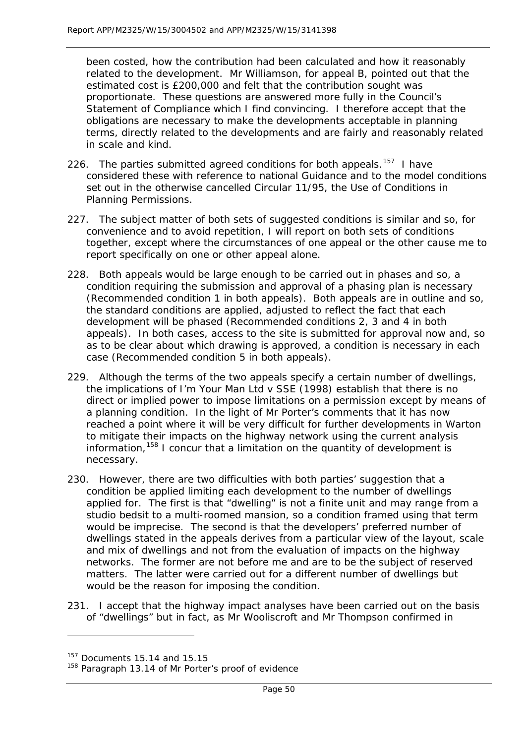been costed, how the contribution had been calculated and how it reasonably related to the development. Mr Williamson, for appeal B, pointed out that the estimated cost is £200,000 and felt that the contribution sought was proportionate. These questions are answered more fully in the Council's Statement of Compliance which I find convincing. I therefore accept that the obligations are necessary to make the developments acceptable in planning terms, directly related to the developments and are fairly and reasonably related in scale and kind.

226. The parties submitted agreed conditions for both appeals.[157] I have considered these with reference to national Guidance and to the model conditions set out in the otherwise cancelled Circular 11/95, the Use of Conditions in Planning Permissions.

227. The subject matter of both sets of suggested conditions is similar and so, for convenience and to avoid repetition, I will report on both sets of conditions together, except where the circumstances of one appeal or the other cause me to report specifically on one or other appeal alone.

228. Both appeals would be large enough to be carried out in phases and so, a condition requiring the submission and approval of a phasing plan is necessary (Recommended condition 1 in both appeals). Both appeals are in outline and so, the standard conditions are applied, adjusted to reflect the fact that each development will be phased (Recommended conditions 2, 3 and 4 in both appeals). In both cases, access to the site is submitted for approval now and, so as to be clear about which drawing is approved, a condition is necessary in each case (Recommended condition 5 in both appeals).

229. Although the terms of the two appeals specify a certain number of dwellings, the implications of I'm Your Man Ltd v SSE (1998) establish that there is no direct or implied power to impose limitations on a permission except by means of a planning condition. In the light of Mr Porter's comments that it has now reached a point where it will be very difficult for further developments in Warton to mitigate their impacts on the highway network using the current analysis information,[158] I concur that a limitation on the quantity of development is necessary.

230. However, there are two difficulties with both parties' suggestion that a condition be applied limiting each development to the number of dwellings applied for. The first is that "dwelling" is not a finite unit and may range from a studio bedsit to a multi-roomed mansion, so a condition framed using that term would be imprecise. The second is that the developers' preferred number of dwellings stated in the appeals derives from a particular view of the layout, scale and mix of dwellings and not from the evaluation of impacts on the highway networks. The former are not before me and are to be the subject of reserved matters. The latter were carried out for a different number of dwellings but would be the reason for imposing the condition.

231. I accept that the highway impact analyses have been carried out on the basis of "dwellings" but in fact, as Mr Wooliscroft and Mr Thompson confirmed in

[157] Documents 15.14 and 15.15

[158] Paragraph 13.14 of Mr Porter's proof of evidence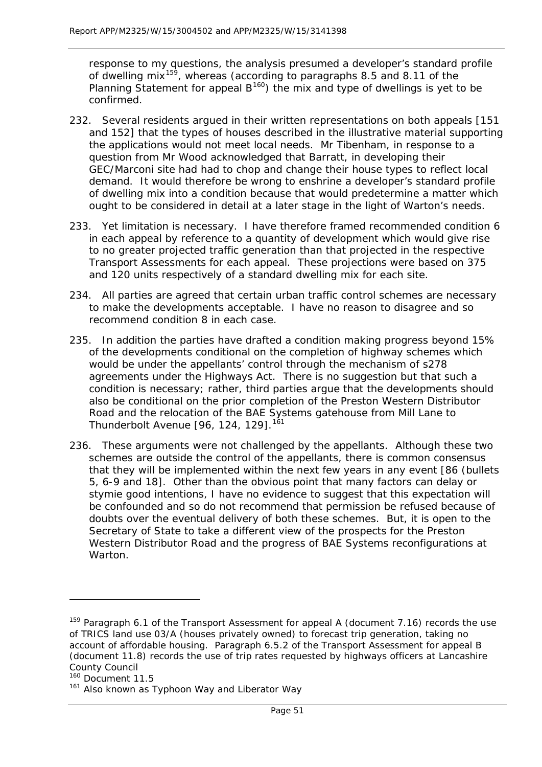response to my questions, the analysis presumed a developer's standard profile of dwelling mix[159], whereas (according to paragraphs 8.5 and 8.11 of the Planning Statement for appeal B[160]) the mix and type of dwellings is yet to be confirmed.

232. Several residents argued in their written representations on both appeals [151 and 152] that the types of houses described in the illustrative material supporting the applications would not meet local needs. Mr Tibenham, in response to a question from Mr Wood acknowledged that Barratt, in developing their GEC/Marconi site had had to chop and change their house types to reflect local demand. It would therefore be wrong to enshrine a developer's standard profile of dwelling mix into a condition because that would predetermine a matter which ought to be considered in detail at a later stage in the light of Warton's needs.

233. Yet limitation is necessary. I have therefore framed recommended condition 6 in each appeal by reference to a quantity of development which would give rise to no greater projected traffic generation than that projected in the respective Transport Assessments for each appeal. These projections were based on 375 and 120 units respectively of a standard dwelling mix for each site.

234. All parties are agreed that certain urban traffic control schemes are necessary to make the developments acceptable. I have no reason to disagree and so recommend condition 8 in each case.

235. In addition the parties have drafted a condition making progress beyond 15% of the developments conditional on the completion of highway schemes which would be under the appellants' control through the mechanism of s278 agreements under the Highways Act. There is no suggestion but that such a condition is necessary; rather, third parties argue that the developments should also be conditional on the prior completion of the Preston Western Distributor Road and the relocation of the BAE Systems gatehouse from Mill Lane to Thunderbolt Avenue [96, 124, 129].[161]

236. These arguments were not challenged by the appellants. Although these two schemes are outside the control of the appellants, there is common consensus that they will be implemented within the next few years in any event [86 (bullets 5, 6-9 and 18]. Other than the obvious point that many factors can delay or stymie good intentions, I have no evidence to suggest that this expectation will be confounded and so do not recommend that permission be refused because of doubts over the eventual delivery of both these schemes. But, it is open to the Secretary of State to take a different view of the prospects for the Preston Western Distributor Road and the progress of BAE Systems reconfigurations at Warton.

---

[159] Paragraph 6.1 of the Transport Assessment for appeal A (document 7.16) records the use of TRICS land use 03/A (houses privately owned) to forecast trip generation, taking no account of affordable housing. Paragraph 6.5.2 of the Transport Assessment for appeal B (document 11.8) records the use of trip rates requested by highways officers at Lancashire County Council

[160] Document 11.5

[161] Also known as Typhoon Way and Liberator Way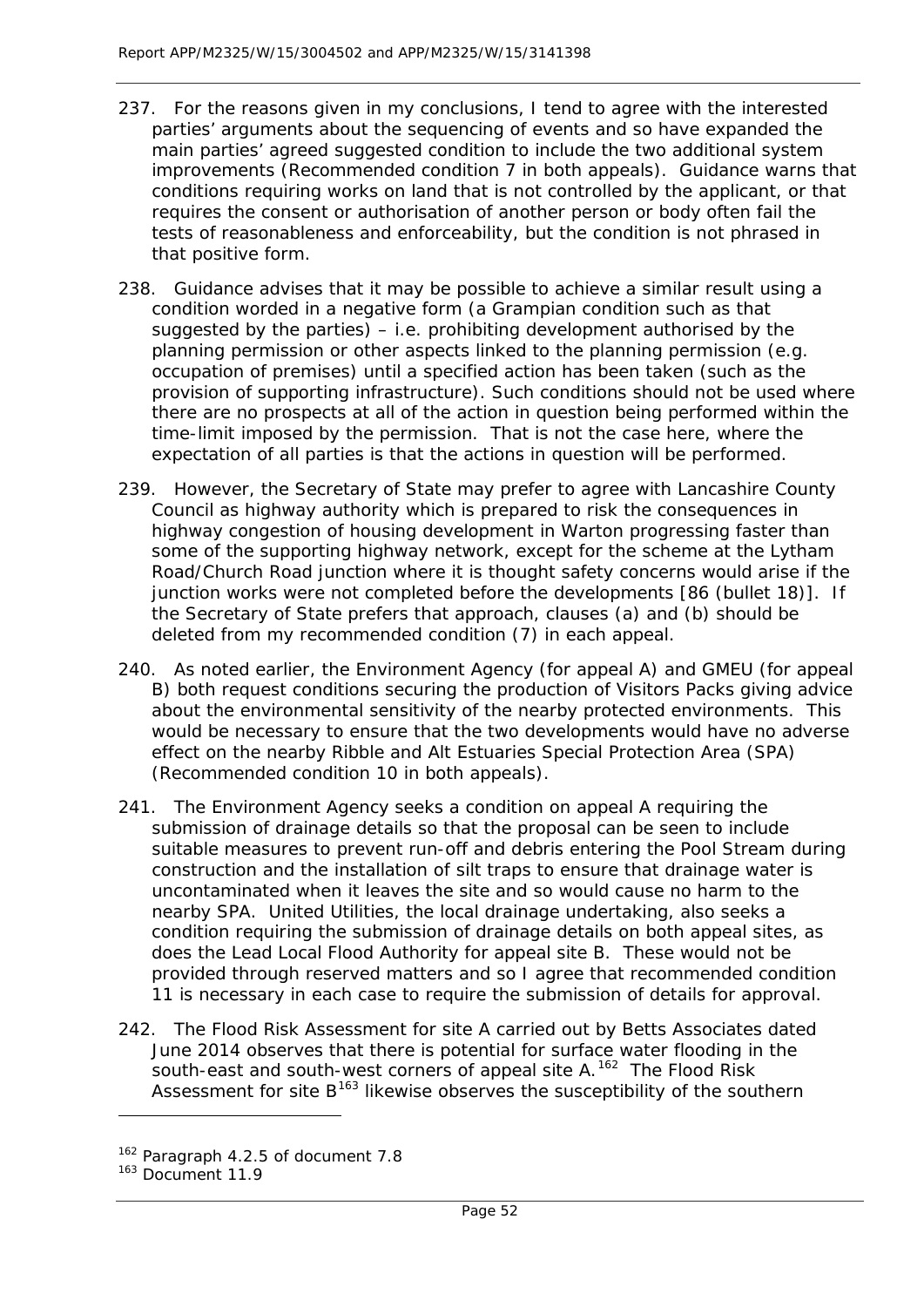237. For the reasons given in my conclusions, I tend to agree with the interested parties' arguments about the sequencing of events and so have expanded the main parties' agreed suggested condition to include the two additional system improvements (Recommended condition 7 in both appeals). Guidance warns that conditions requiring works on land that is not controlled by the applicant, or that requires the consent or authorisation of another person or body often fail the tests of reasonableness and enforceability, but the condition is not phrased in that positive form.

238. Guidance advises that it may be possible to achieve a similar result using a condition worded in a negative form (a Grampian condition such as that suggested by the parties) – i.e. prohibiting development authorised by the planning permission or other aspects linked to the planning permission (e.g. occupation of premises) until a specified action has been taken (such as the provision of supporting infrastructure). Such conditions should not be used where there are no prospects at all of the action in question being performed within the time-limit imposed by the permission. That is not the case here, where the expectation of all parties is that the actions in question will be performed.

239. However, the Secretary of State may prefer to agree with Lancashire County Council as highway authority which is prepared to risk the consequences in highway congestion of housing development in Warton progressing faster than some of the supporting highway network, except for the scheme at the Lytham Road/Church Road junction where it is thought safety concerns would arise if the junction works were not completed before the developments [86 (bullet 18)]. If the Secretary of State prefers that approach, clauses (a) and (b) should be deleted from my recommended condition (7) in each appeal.

240. As noted earlier, the Environment Agency (for appeal A) and GMEU (for appeal B) both request conditions securing the production of Visitors Packs giving advice about the environmental sensitivity of the nearby protected environments. This would be necessary to ensure that the two developments would have no adverse effect on the nearby Ribble and Alt Estuaries Special Protection Area (SPA) (Recommended condition 10 in both appeals).

241. The Environment Agency seeks a condition on appeal A requiring the submission of drainage details so that the proposal can be seen to include suitable measures to prevent run-off and debris entering the Pool Stream during construction and the installation of silt traps to ensure that drainage water is uncontaminated when it leaves the site and so would cause no harm to the nearby SPA. United Utilities, the local drainage undertaking, also seeks a condition requiring the submission of drainage details on both appeal sites, as does the Lead Local Flood Authority for appeal site B. These would not be provided through reserved matters and so I agree that recommended condition 11 is necessary in each case to require the submission of details for approval.

242. The Flood Risk Assessment for site A carried out by Betts Associates dated June 2014 observes that there is potential for surface water flooding in the south-east and south-west corners of appeal site A.[162] The Flood Risk Assessment for site B[163] likewise observes the susceptibility of the southern

---

[162] Paragraph 4.2.5 of document 7.8

[163] Document 11.9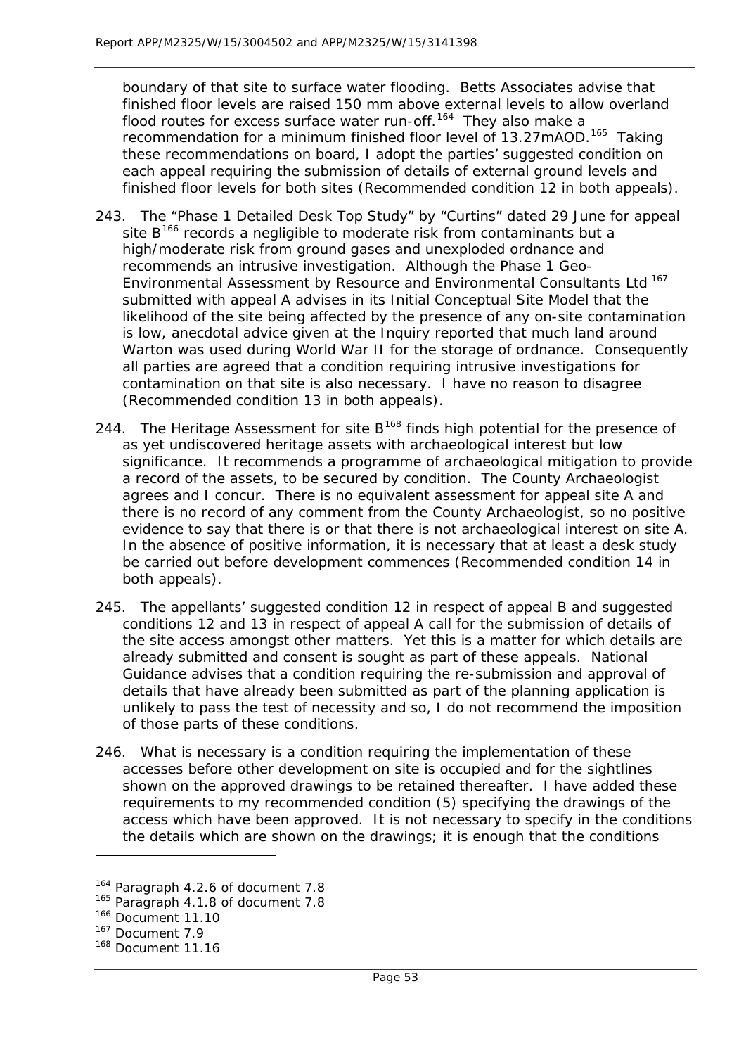boundary of that site to surface water flooding. Betts Associates advise that finished floor levels are raised 150 mm above external levels to allow overland flood routes for excess surface water run-off.[164] They also make a recommendation for a minimum finished floor level of 13.27mAOD.[165] Taking these recommendations on board, I adopt the parties' suggested condition on each appeal requiring the submission of details of external ground levels and finished floor levels for both sites (Recommended condition 12 in both appeals).

243. The "Phase 1 Detailed Desk Top Study" by "Curtins" dated 29 June for appeal site B[166] records a negligible to moderate risk from contaminants but a high/moderate risk from ground gases and unexploded ordnance and recommends an intrusive investigation. Although the Phase 1 Geo-Environmental Assessment by Resource and Environmental Consultants Ltd [167] submitted with appeal A advises in its Initial Conceptual Site Model that the likelihood of the site being affected by the presence of any on-site contamination is low, anecdotal advice given at the Inquiry reported that much land around Warton was used during World War II for the storage of ordnance. Consequently all parties are agreed that a condition requiring intrusive investigations for contamination on that site is also necessary. I have no reason to disagree (Recommended condition 13 in both appeals).

244. The Heritage Assessment for site B[168] finds high potential for the presence of as yet undiscovered heritage assets with archaeological interest but low significance. It recommends a programme of archaeological mitigation to provide a record of the assets, to be secured by condition. The County Archaeologist agrees and I concur. There is no equivalent assessment for appeal site A and there is no record of any comment from the County Archaeologist, so no positive evidence to say that there is or that there is not archaeological interest on site A. In the absence of positive information, it is necessary that at least a desk study be carried out before development commences (Recommended condition 14 in both appeals).

245. The appellants' suggested condition 12 in respect of appeal B and suggested conditions 12 and 13 in respect of appeal A call for the submission of details of the site access amongst other matters. Yet this is a matter for which details are already submitted and consent is sought as part of these appeals. National Guidance advises that a condition requiring the re-submission and approval of details that have already been submitted as part of the planning application is unlikely to pass the test of necessity and so, I do not recommend the imposition of those parts of these conditions.

246. What is necessary is a condition requiring the implementation of these accesses before other development on site is occupied and for the sightlines shown on the approved drawings to be retained thereafter. I have added these requirements to my recommended condition (5) specifying the drawings of the access which have been approved. It is not necessary to specify in the conditions the details which are shown on the drawings; it is enough that the conditions

---

[164] Paragraph 4.2.6 of document 7.8
[165] Paragraph 4.1.8 of document 7.8
[166] Document 11.10
[167] Document 7.9
[168] Document 11.16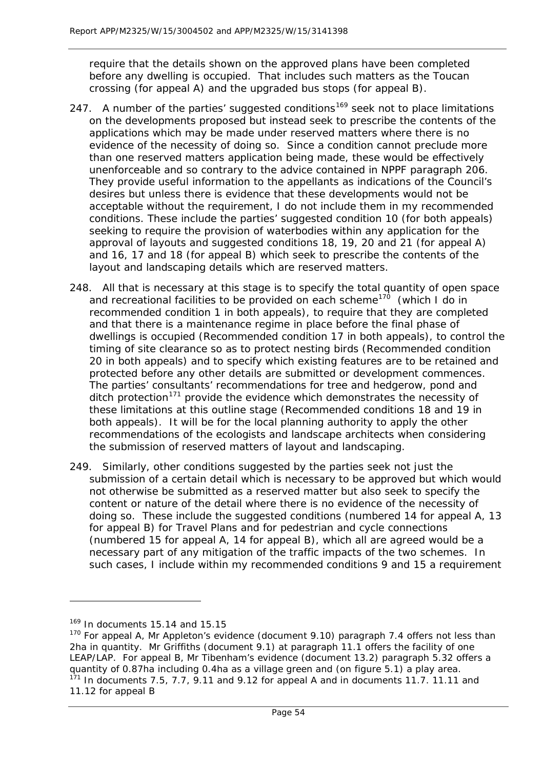require that the details shown on the approved plans have been completed before any dwelling is occupied. That includes such matters as the Toucan crossing (for appeal A) and the upgraded bus stops (for appeal B).

247. A number of the parties' suggested conditions[169] seek not to place limitations on the developments proposed but instead seek to prescribe the contents of the applications which may be made under reserved matters where there is no evidence of the necessity of doing so. Since a condition cannot preclude more than one reserved matters application being made, these would be effectively unenforceable and so contrary to the advice contained in NPPF paragraph 206. They provide useful information to the appellants as indications of the Council's desires but unless there is evidence that these developments would not be acceptable without the requirement, I do not include them in my recommended conditions. These include the parties' suggested condition 10 (for both appeals) seeking to require the provision of waterbodies within any application for the approval of layouts and suggested conditions 18, 19, 20 and 21 (for appeal A) and 16, 17 and 18 (for appeal B) which seek to prescribe the contents of the layout and landscaping details which are reserved matters.

248. All that is necessary at this stage is to specify the total quantity of open space and recreational facilities to be provided on each scheme[170] (which I do in recommended condition 1 in both appeals), to require that they are completed and that there is a maintenance regime in place before the final phase of dwellings is occupied (Recommended condition 17 in both appeals), to control the timing of site clearance so as to protect nesting birds (Recommended condition 20 in both appeals) and to specify which existing features are to be retained and protected before any other details are submitted or development commences. The parties' consultants' recommendations for tree and hedgerow, pond and ditch protection[171] provide the evidence which demonstrates the necessity of these limitations at this outline stage (Recommended conditions 18 and 19 in both appeals). It will be for the local planning authority to apply the other recommendations of the ecologists and landscape architects when considering the submission of reserved matters of layout and landscaping.

249. Similarly, other conditions suggested by the parties seek not just the submission of a certain detail which is necessary to be approved but which would not otherwise be submitted as a reserved matter but also seek to specify the content or nature of the detail where there is no evidence of the necessity of doing so. These include the suggested conditions (numbered 14 for appeal A, 13 for appeal B) for Travel Plans and for pedestrian and cycle connections (numbered 15 for appeal A, 14 for appeal B), which all are agreed would be a necessary part of any mitigation of the traffic impacts of the two schemes. In such cases, I include within my recommended conditions 9 and 15 a requirement

---

[169] In documents 15.14 and 15.15

[170] For appeal A, Mr Appleton's evidence (document 9.10) paragraph 7.4 offers not less than 2ha in quantity. Mr Griffiths (document 9.1) at paragraph 11.1 offers the facility of one LEAP/LAP. For appeal B, Mr Tibenham's evidence (document 13.2) paragraph 5.32 offers a quantity of 0.87ha including 0.4ha as a village green and (on figure 5.1) a play area.

[171] In documents 7.5, 7.7, 9.11 and 9.12 for appeal A and in documents 11.7. 11.11 and 11.12 for appeal B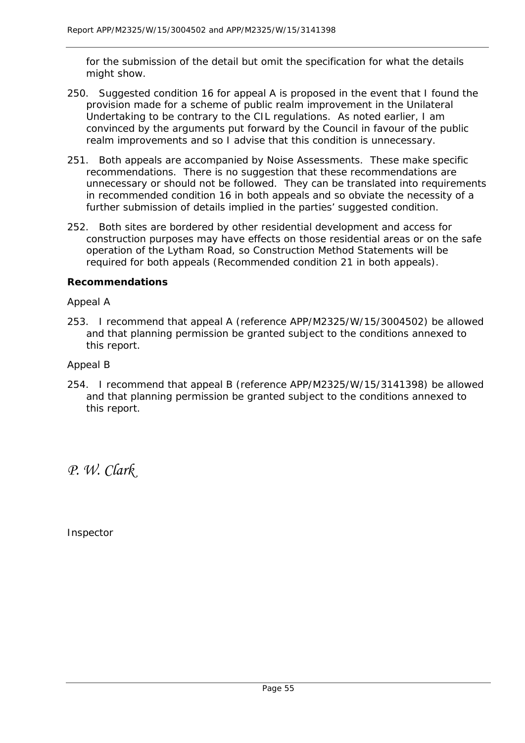for the submission of the detail but omit the specification for what the details might show.

250. Suggested condition 16 for appeal A is proposed in the event that I found the provision made for a scheme of public realm improvement in the Unilateral Undertaking to be contrary to the CIL regulations. As noted earlier, I am convinced by the arguments put forward by the Council in favour of the public realm improvements and so I advise that this condition is unnecessary.

251. Both appeals are accompanied by Noise Assessments. These make specific recommendations. There is no suggestion that these recommendations are unnecessary or should not be followed. They can be translated into requirements in recommended condition 16 in both appeals and so obviate the necessity of a further submission of details implied in the parties' suggested condition.

252. Both sites are bordered by other residential development and access for construction purposes may have effects on those residential areas or on the safe operation of the Lytham Road, so Construction Method Statements will be required for both appeals (Recommended condition 21 in both appeals).

**Recommendations**

Appeal A

253. I recommend that appeal A (reference APP/M2325/W/15/3004502) be allowed and that planning permission be granted subject to the conditions annexed to this report.

Appeal B

254. I recommend that appeal B (reference APP/M2325/W/15/3141398) be allowed and that planning permission be granted subject to the conditions annexed to this report.

*P. W. Clark*

Inspector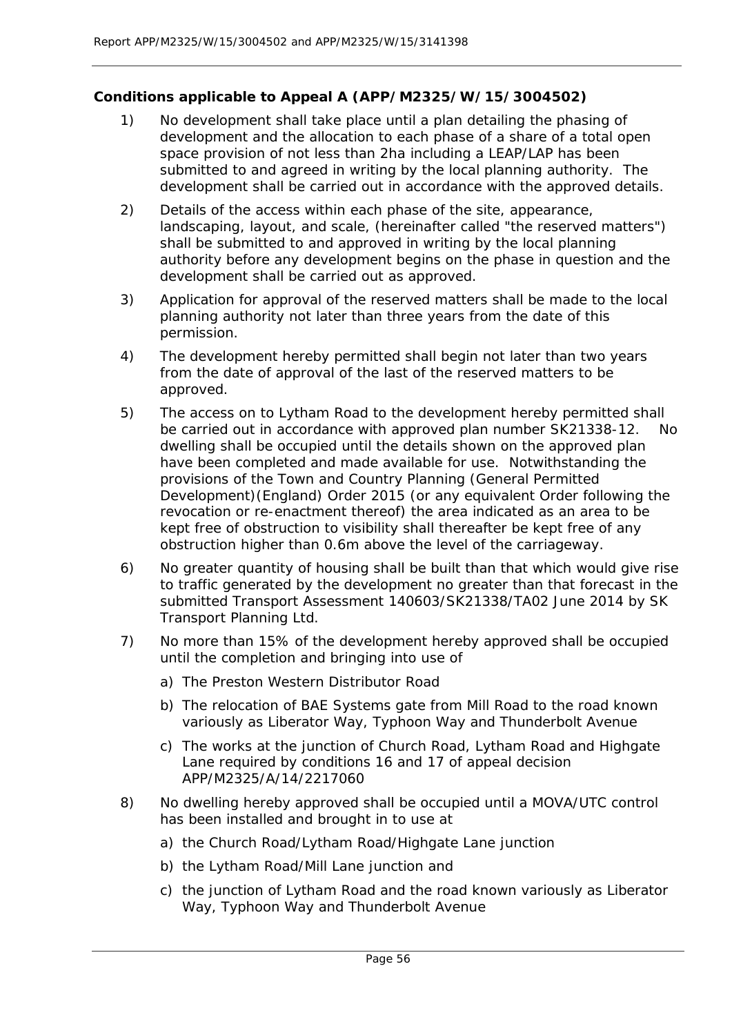**Conditions applicable to Appeal A (APP/M2325/W/15/3004502)**

1) No development shall take place until a plan detailing the phasing of development and the allocation to each phase of a share of a total open space provision of not less than 2ha including a LEAP/LAP has been submitted to and agreed in writing by the local planning authority. The development shall be carried out in accordance with the approved details.

2) Details of the access within each phase of the site, appearance, landscaping, layout, and scale, (hereinafter called "the reserved matters") shall be submitted to and approved in writing by the local planning authority before any development begins on the phase in question and the development shall be carried out as approved.

3) Application for approval of the reserved matters shall be made to the local planning authority not later than three years from the date of this permission.

4) The development hereby permitted shall begin not later than two years from the date of approval of the last of the reserved matters to be approved.

5) The access on to Lytham Road to the development hereby permitted shall be carried out in accordance with approved plan number SK21338-12. No dwelling shall be occupied until the details shown on the approved plan have been completed and made available for use. Notwithstanding the provisions of the Town and Country Planning (General Permitted Development)(England) Order 2015 (or any equivalent Order following the revocation or re-enactment thereof) the area indicated as an area to be kept free of obstruction to visibility shall thereafter be kept free of any obstruction higher than 0.6m above the level of the carriageway.

6) No greater quantity of housing shall be built than that which would give rise to traffic generated by the development no greater than that forecast in the submitted Transport Assessment 140603/SK21338/TA02 June 2014 by SK Transport Planning Ltd.

7) No more than 15% of the development hereby approved shall be occupied until the completion and bringing into use of

   a) The Preston Western Distributor Road

   b) The relocation of BAE Systems gate from Mill Road to the road known variously as Liberator Way, Typhoon Way and Thunderbolt Avenue

   c) The works at the junction of Church Road, Lytham Road and Highgate Lane required by conditions 16 and 17 of appeal decision APP/M2325/A/14/2217060

8) No dwelling hereby approved shall be occupied until a MOVA/UTC control has been installed and brought in to use at

   a) the Church Road/Lytham Road/Highgate Lane junction

   b) the Lytham Road/Mill Lane junction and

   c) the junction of Lytham Road and the road known variously as Liberator Way, Typhoon Way and Thunderbolt Avenue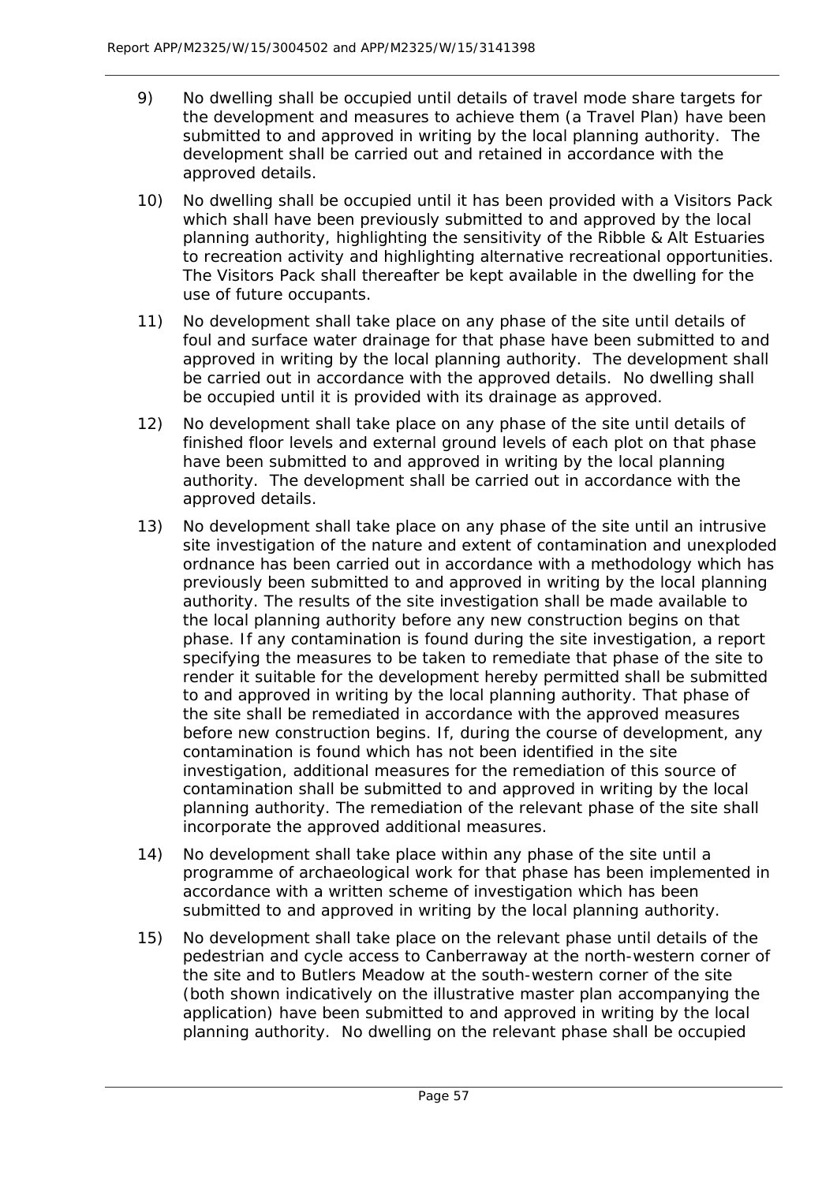9) No dwelling shall be occupied until details of travel mode share targets for the development and measures to achieve them (a Travel Plan) have been submitted to and approved in writing by the local planning authority. The development shall be carried out and retained in accordance with the approved details.

10) No dwelling shall be occupied until it has been provided with a Visitors Pack which shall have been previously submitted to and approved by the local planning authority, highlighting the sensitivity of the Ribble & Alt Estuaries to recreation activity and highlighting alternative recreational opportunities. The Visitors Pack shall thereafter be kept available in the dwelling for the use of future occupants.

11) No development shall take place on any phase of the site until details of foul and surface water drainage for that phase have been submitted to and approved in writing by the local planning authority. The development shall be carried out in accordance with the approved details. No dwelling shall be occupied until it is provided with its drainage as approved.

12) No development shall take place on any phase of the site until details of finished floor levels and external ground levels of each plot on that phase have been submitted to and approved in writing by the local planning authority. The development shall be carried out in accordance with the approved details.

13) No development shall take place on any phase of the site until an intrusive site investigation of the nature and extent of contamination and unexploded ordnance has been carried out in accordance with a methodology which has previously been submitted to and approved in writing by the local planning authority. The results of the site investigation shall be made available to the local planning authority before any new construction begins on that phase. If any contamination is found during the site investigation, a report specifying the measures to be taken to remediate that phase of the site to render it suitable for the development hereby permitted shall be submitted to and approved in writing by the local planning authority. That phase of the site shall be remediated in accordance with the approved measures before new construction begins. If, during the course of development, any contamination is found which has not been identified in the site investigation, additional measures for the remediation of this source of contamination shall be submitted to and approved in writing by the local planning authority. The remediation of the relevant phase of the site shall incorporate the approved additional measures.

14) No development shall take place within any phase of the site until a programme of archaeological work for that phase has been implemented in accordance with a written scheme of investigation which has been submitted to and approved in writing by the local planning authority.

15) No development shall take place on the relevant phase until details of the pedestrian and cycle access to Canberraway at the north-western corner of the site and to Butlers Meadow at the south-western corner of the site (both shown indicatively on the illustrative master plan accompanying the application) have been submitted to and approved in writing by the local planning authority. No dwelling on the relevant phase shall be occupied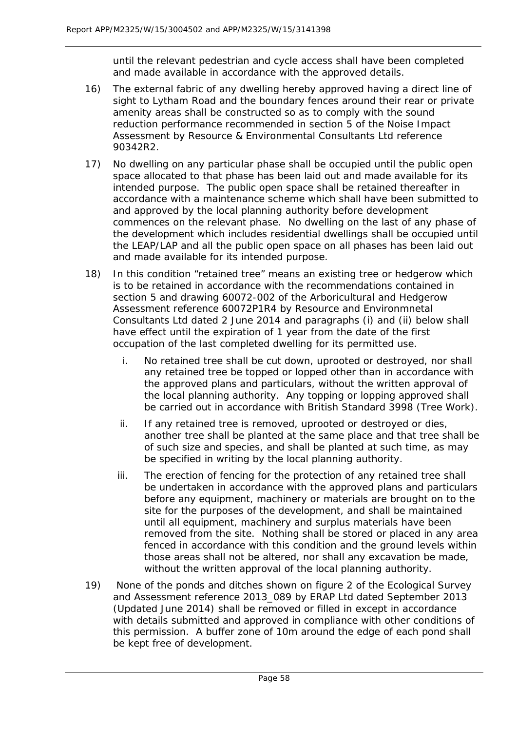until the relevant pedestrian and cycle access shall have been completed and made available in accordance with the approved details.

16) The external fabric of any dwelling hereby approved having a direct line of sight to Lytham Road and the boundary fences around their rear or private amenity areas shall be constructed so as to comply with the sound reduction performance recommended in section 5 of the Noise Impact Assessment by Resource & Environmental Consultants Ltd reference 90342R2.

17) No dwelling on any particular phase shall be occupied until the public open space allocated to that phase has been laid out and made available for its intended purpose. The public open space shall be retained thereafter in accordance with a maintenance scheme which shall have been submitted to and approved by the local planning authority before development commences on the relevant phase. No dwelling on the last of any phase of the development which includes residential dwellings shall be occupied until the LEAP/LAP and all the public open space on all phases has been laid out and made available for its intended purpose.

18) In this condition "retained tree" means an existing tree or hedgerow which is to be retained in accordance with the recommendations contained in section 5 and drawing 60072-002 of the Arboricultural and Hedgerow Assessment reference 60072P1R4 by Resource and Environmnetal Consultants Ltd dated 2 June 2014 and paragraphs (i) and (ii) below shall have effect until the expiration of 1 year from the date of the first occupation of the last completed dwelling for its permitted use.

    i. No retained tree shall be cut down, uprooted or destroyed, nor shall any retained tree be topped or lopped other than in accordance with the approved plans and particulars, without the written approval of the local planning authority. Any topping or lopping approved shall be carried out in accordance with British Standard 3998 (Tree Work).

    ii. If any retained tree is removed, uprooted or destroyed or dies, another tree shall be planted at the same place and that tree shall be of such size and species, and shall be planted at such time, as may be specified in writing by the local planning authority.

    iii. The erection of fencing for the protection of any retained tree shall be undertaken in accordance with the approved plans and particulars before any equipment, machinery or materials are brought on to the site for the purposes of the development, and shall be maintained until all equipment, machinery and surplus materials have been removed from the site. Nothing shall be stored or placed in any area fenced in accordance with this condition and the ground levels within those areas shall not be altered, nor shall any excavation be made, without the written approval of the local planning authority.

19) None of the ponds and ditches shown on figure 2 of the Ecological Survey and Assessment reference 2013_089 by ERAP Ltd dated September 2013 (Updated June 2014) shall be removed or filled in except in accordance with details submitted and approved in compliance with other conditions of this permission. A buffer zone of 10m around the edge of each pond shall be kept free of development.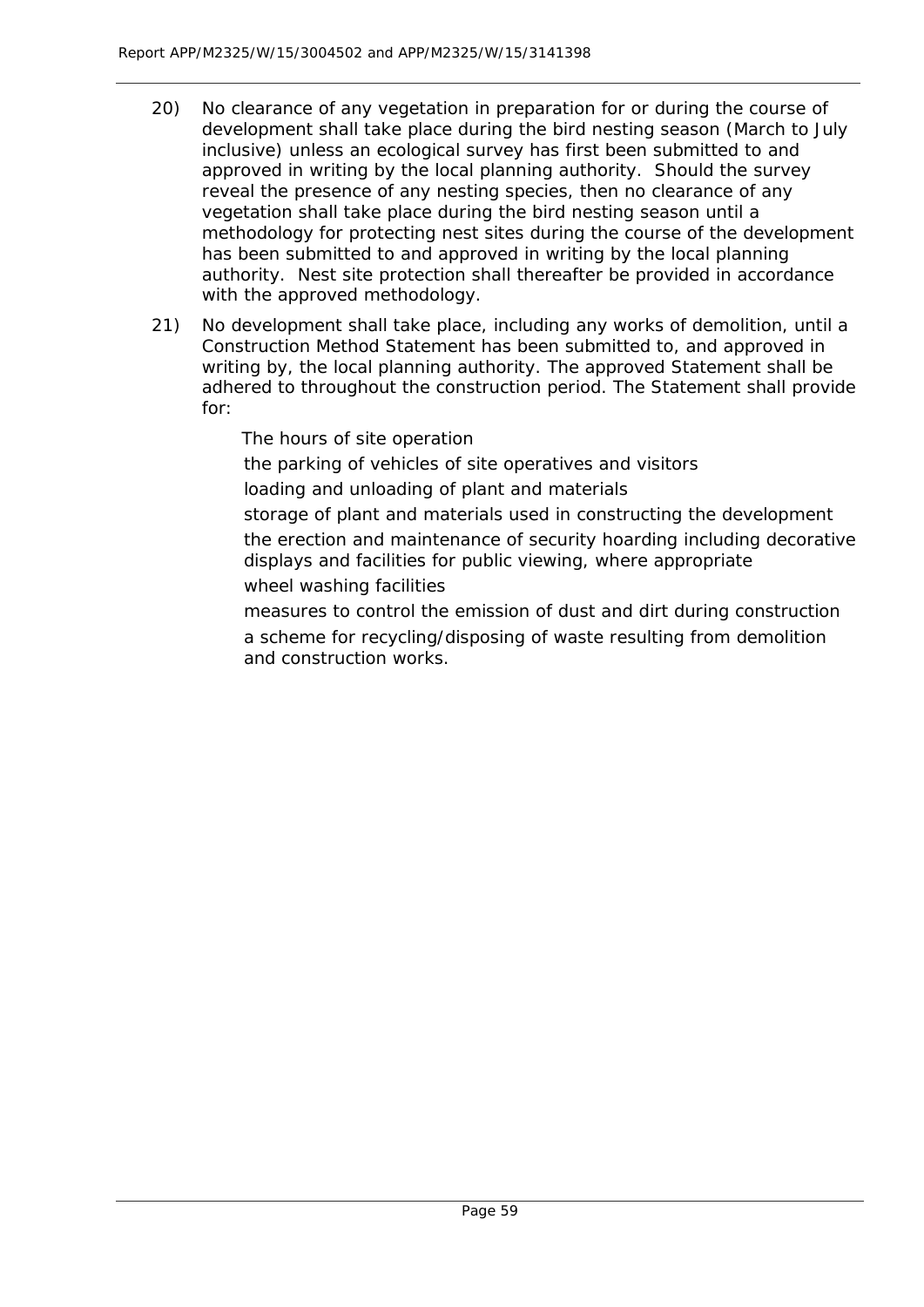20) No clearance of any vegetation in preparation for or during the course of development shall take place during the bird nesting season (March to July inclusive) unless an ecological survey has first been submitted to and approved in writing by the local planning authority. Should the survey reveal the presence of any nesting species, then no clearance of any vegetation shall take place during the bird nesting season until a methodology for protecting nest sites during the course of the development has been submitted to and approved in writing by the local planning authority. Nest site protection shall thereafter be provided in accordance with the approved methodology.

21) No development shall take place, including any works of demolition, until a Construction Method Statement has been submitted to, and approved in writing by, the local planning authority. The approved Statement shall be adhered to throughout the construction period. The Statement shall provide for:

- The hours of site operation
- the parking of vehicles of site operatives and visitors
- loading and unloading of plant and materials
- storage of plant and materials used in constructing the development
- the erection and maintenance of security hoarding including decorative displays and facilities for public viewing, where appropriate
- wheel washing facilities
- measures to control the emission of dust and dirt during construction
- a scheme for recycling/disposing of waste resulting from demolition and construction works.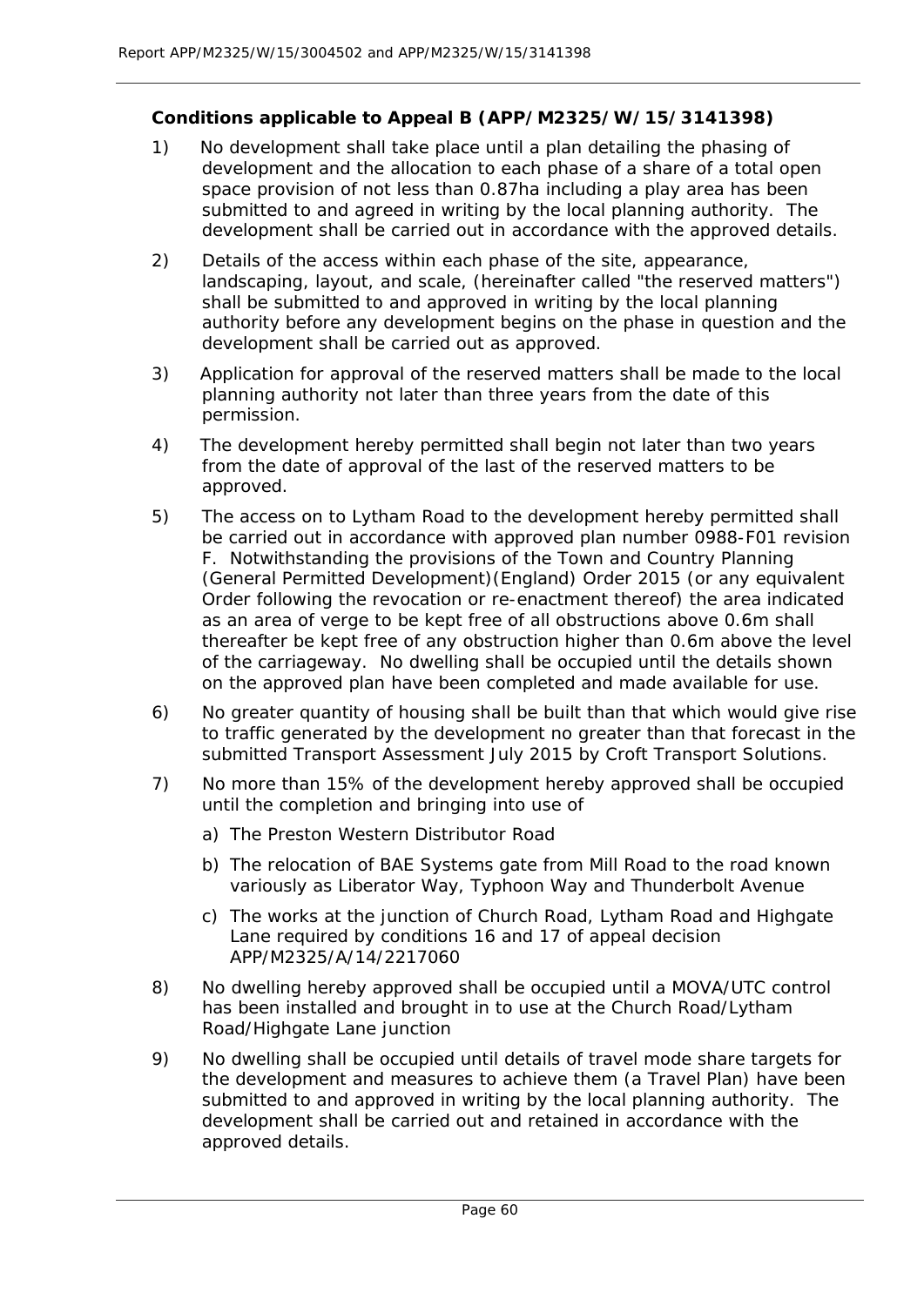**Conditions applicable to Appeal B (APP/M2325/W/15/3141398)**

1) No development shall take place until a plan detailing the phasing of development and the allocation to each phase of a share of a total open space provision of not less than 0.87ha including a play area has been submitted to and agreed in writing by the local planning authority. The development shall be carried out in accordance with the approved details.

2) Details of the access within each phase of the site, appearance, landscaping, layout, and scale, (hereinafter called "the reserved matters") shall be submitted to and approved in writing by the local planning authority before any development begins on the phase in question and the development shall be carried out as approved.

3) Application for approval of the reserved matters shall be made to the local planning authority not later than three years from the date of this permission.

4) The development hereby permitted shall begin not later than two years from the date of approval of the last of the reserved matters to be approved.

5) The access on to Lytham Road to the development hereby permitted shall be carried out in accordance with approved plan number 0988-F01 revision F. Notwithstanding the provisions of the Town and Country Planning (General Permitted Development)(England) Order 2015 (or any equivalent Order following the revocation or re-enactment thereof) the area indicated as an area of verge to be kept free of all obstructions above 0.6m shall thereafter be kept free of any obstruction higher than 0.6m above the level of the carriageway. No dwelling shall be occupied until the details shown on the approved plan have been completed and made available for use.

6) No greater quantity of housing shall be built than that which would give rise to traffic generated by the development no greater than that forecast in the submitted Transport Assessment July 2015 by Croft Transport Solutions.

7) No more than 15% of the development hereby approved shall be occupied until the completion and bringing into use of

   a) The Preston Western Distributor Road

   b) The relocation of BAE Systems gate from Mill Road to the road known variously as Liberator Way, Typhoon Way and Thunderbolt Avenue

   c) The works at the junction of Church Road, Lytham Road and Highgate Lane required by conditions 16 and 17 of appeal decision APP/M2325/A/14/2217060

8) No dwelling hereby approved shall be occupied until a MOVA/UTC control has been installed and brought in to use at the Church Road/Lytham Road/Highgate Lane junction

9) No dwelling shall be occupied until details of travel mode share targets for the development and measures to achieve them (a Travel Plan) have been submitted to and approved in writing by the local planning authority. The development shall be carried out and retained in accordance with the approved details.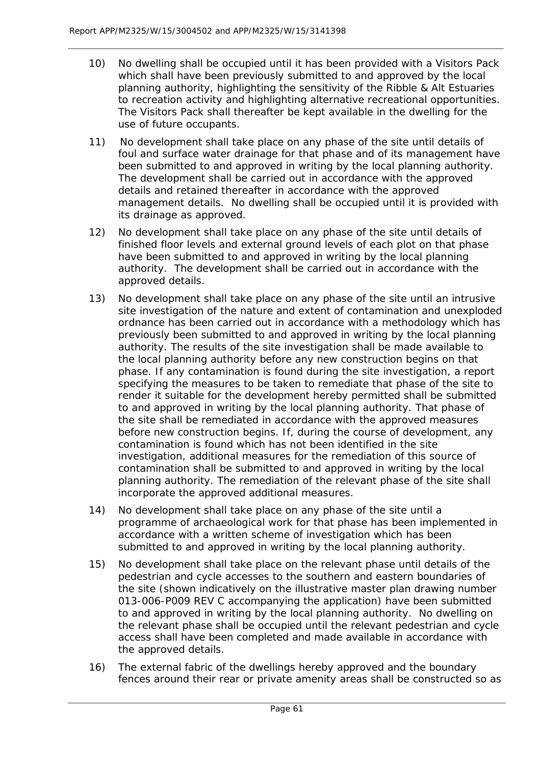10) No dwelling shall be occupied until it has been provided with a Visitors Pack which shall have been previously submitted to and approved by the local planning authority, highlighting the sensitivity of the Ribble & Alt Estuaries to recreation activity and highlighting alternative recreational opportunities. The Visitors Pack shall thereafter be kept available in the dwelling for the use of future occupants.

11) No development shall take place on any phase of the site until details of foul and surface water drainage for that phase and of its management have been submitted to and approved in writing by the local planning authority. The development shall be carried out in accordance with the approved details and retained thereafter in accordance with the approved management details. No dwelling shall be occupied until it is provided with its drainage as approved.

12) No development shall take place on any phase of the site until details of finished floor levels and external ground levels of each plot on that phase have been submitted to and approved in writing by the local planning authority. The development shall be carried out in accordance with the approved details.

13) No development shall take place on any phase of the site until an intrusive site investigation of the nature and extent of contamination and unexploded ordnance has been carried out in accordance with a methodology which has previously been submitted to and approved in writing by the local planning authority. The results of the site investigation shall be made available to the local planning authority before any new construction begins on that phase. If any contamination is found during the site investigation, a report specifying the measures to be taken to remediate that phase of the site to render it suitable for the development hereby permitted shall be submitted to and approved in writing by the local planning authority. That phase of the site shall be remediated in accordance with the approved measures before new construction begins. If, during the course of development, any contamination is found which has not been identified in the site investigation, additional measures for the remediation of this source of contamination shall be submitted to and approved in writing by the local planning authority. The remediation of the relevant phase of the site shall incorporate the approved additional measures.

14) No development shall take place on any phase of the site until a programme of archaeological work for that phase has been implemented in accordance with a written scheme of investigation which has been submitted to and approved in writing by the local planning authority.

15) No development shall take place on the relevant phase until details of the pedestrian and cycle accesses to the southern and eastern boundaries of the site (shown indicatively on the illustrative master plan drawing number 013-006-P009 REV C accompanying the application) have been submitted to and approved in writing by the local planning authority. No dwelling on the relevant phase shall be occupied until the relevant pedestrian and cycle access shall have been completed and made available in accordance with the approved details.

16) The external fabric of the dwellings hereby approved and the boundary fences around their rear or private amenity areas shall be constructed so as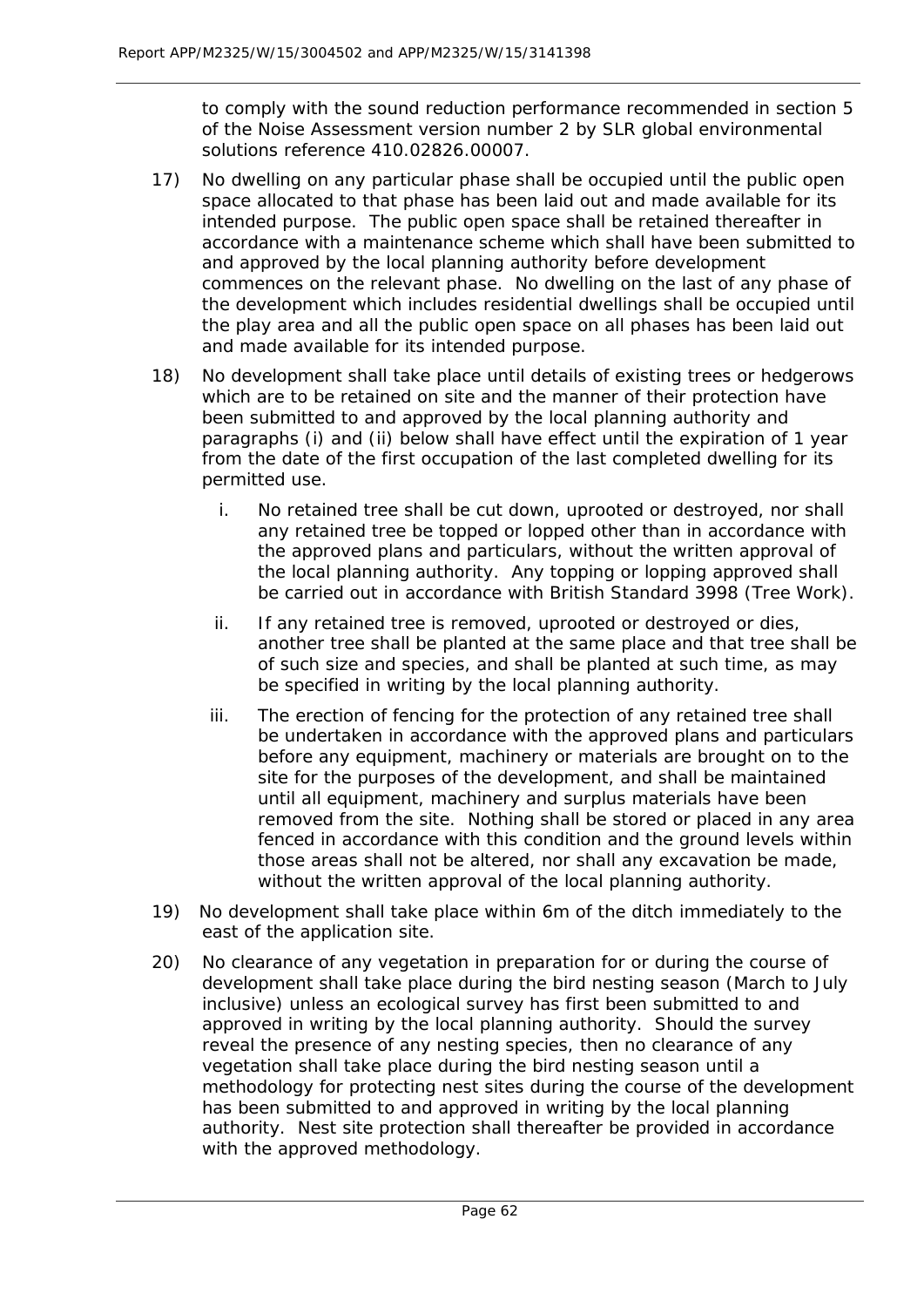to comply with the sound reduction performance recommended in section 5 of the Noise Assessment version number 2 by SLR global environmental solutions reference 410.02826.00007.

17) No dwelling on any particular phase shall be occupied until the public open space allocated to that phase has been laid out and made available for its intended purpose. The public open space shall be retained thereafter in accordance with a maintenance scheme which shall have been submitted to and approved by the local planning authority before development commences on the relevant phase. No dwelling on the last of any phase of the development which includes residential dwellings shall be occupied until the play area and all the public open space on all phases has been laid out and made available for its intended purpose.

18) No development shall take place until details of existing trees or hedgerows which are to be retained on site and the manner of their protection have been submitted to and approved by the local planning authority and paragraphs (i) and (ii) below shall have effect until the expiration of 1 year from the date of the first occupation of the last completed dwelling for its permitted use.

    i. No retained tree shall be cut down, uprooted or destroyed, nor shall any retained tree be topped or lopped other than in accordance with the approved plans and particulars, without the written approval of the local planning authority. Any topping or lopping approved shall be carried out in accordance with British Standard 3998 (Tree Work).

    ii. If any retained tree is removed, uprooted or destroyed or dies, another tree shall be planted at the same place and that tree shall be of such size and species, and shall be planted at such time, as may be specified in writing by the local planning authority.

    iii. The erection of fencing for the protection of any retained tree shall be undertaken in accordance with the approved plans and particulars before any equipment, machinery or materials are brought on to the site for the purposes of the development, and shall be maintained until all equipment, machinery and surplus materials have been removed from the site. Nothing shall be stored or placed in any area fenced in accordance with this condition and the ground levels within those areas shall not be altered, nor shall any excavation be made, without the written approval of the local planning authority.

19) No development shall take place within 6m of the ditch immediately to the east of the application site.

20) No clearance of any vegetation in preparation for or during the course of development shall take place during the bird nesting season (March to July inclusive) unless an ecological survey has first been submitted to and approved in writing by the local planning authority. Should the survey reveal the presence of any nesting species, then no clearance of any vegetation shall take place during the bird nesting season until a methodology for protecting nest sites during the course of the development has been submitted to and approved in writing by the local planning authority. Nest site protection shall thereafter be provided in accordance with the approved methodology.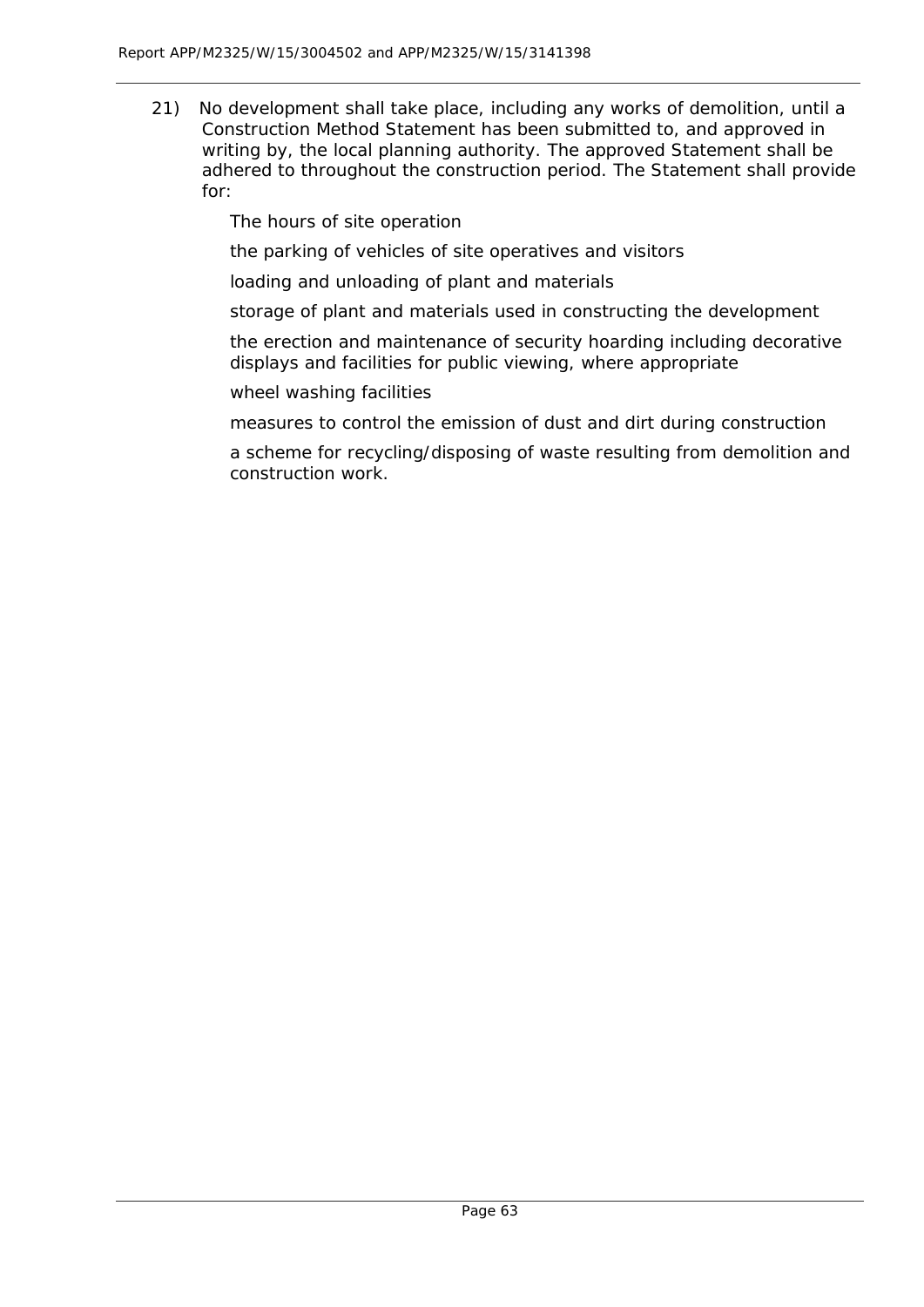21) No development shall take place, including any works of demolition, until a Construction Method Statement has been submitted to, and approved in writing by, the local planning authority. The approved Statement shall be adhered to throughout the construction period. The Statement shall provide for:

    The hours of site operation

    the parking of vehicles of site operatives and visitors

    loading and unloading of plant and materials

    storage of plant and materials used in constructing the development

    the erection and maintenance of security hoarding including decorative displays and facilities for public viewing, where appropriate

    wheel washing facilities

    measures to control the emission of dust and dirt during construction

    a scheme for recycling/disposing of waste resulting from demolition and construction work.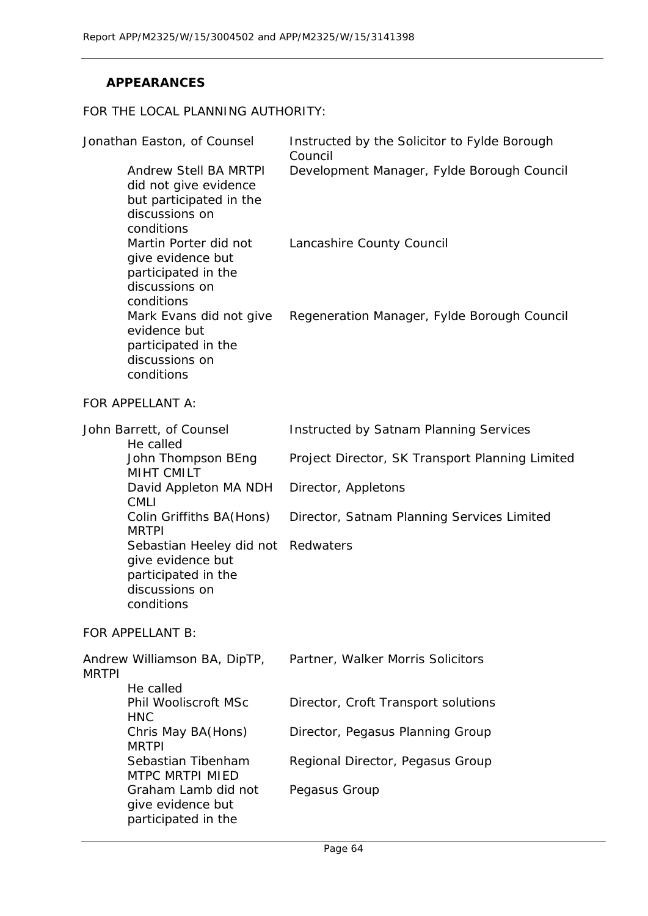## APPEARANCES

FOR THE LOCAL PLANNING AUTHORITY:

| | |
|---|---|
| Jonathan Easton, of Counsel | Instructed by the Solicitor to Fylde Borough Council |
| Andrew Stell BA MRTPI did not give evidence but participated in the discussions on conditions | Development Manager, Fylde Borough Council |
| Martin Porter did not give evidence but participated in the discussions on conditions | Lancashire County Council |
| Mark Evans did not give evidence but participated in the discussions on conditions | Regeneration Manager, Fylde Borough Council |

FOR APPELLANT A:

| | |
|---|---|
| John Barrett, of Counsel | Instructed by Satnam Planning Services |
| He called | |
| John Thompson BEng MIHT CMILT | Project Director, SK Transport Planning Limited |
| David Appleton MA NDH CMLI | Director, Appletons |
| Colin Griffiths BA(Hons) MRTPI | Director, Satnam Planning Services Limited |
| Sebastian Heeley did not give evidence but participated in the discussions on conditions | Redwaters |

FOR APPELLANT B:

| | |
|---|---|
| Andrew Williamson BA, DipTP, MRTPI | Partner, Walker Morris Solicitors |
| He called | |
| Phil Wooliscroft MSc HNC | Director, Croft Transport solutions |
| Chris May BA(Hons) MRTPI | Director, Pegasus Planning Group |
| Sebastian Tibenham MTPC MRTPI MIED | Regional Director, Pegasus Group |
| Graham Lamb did not give evidence but participated in the | Pegasus Group |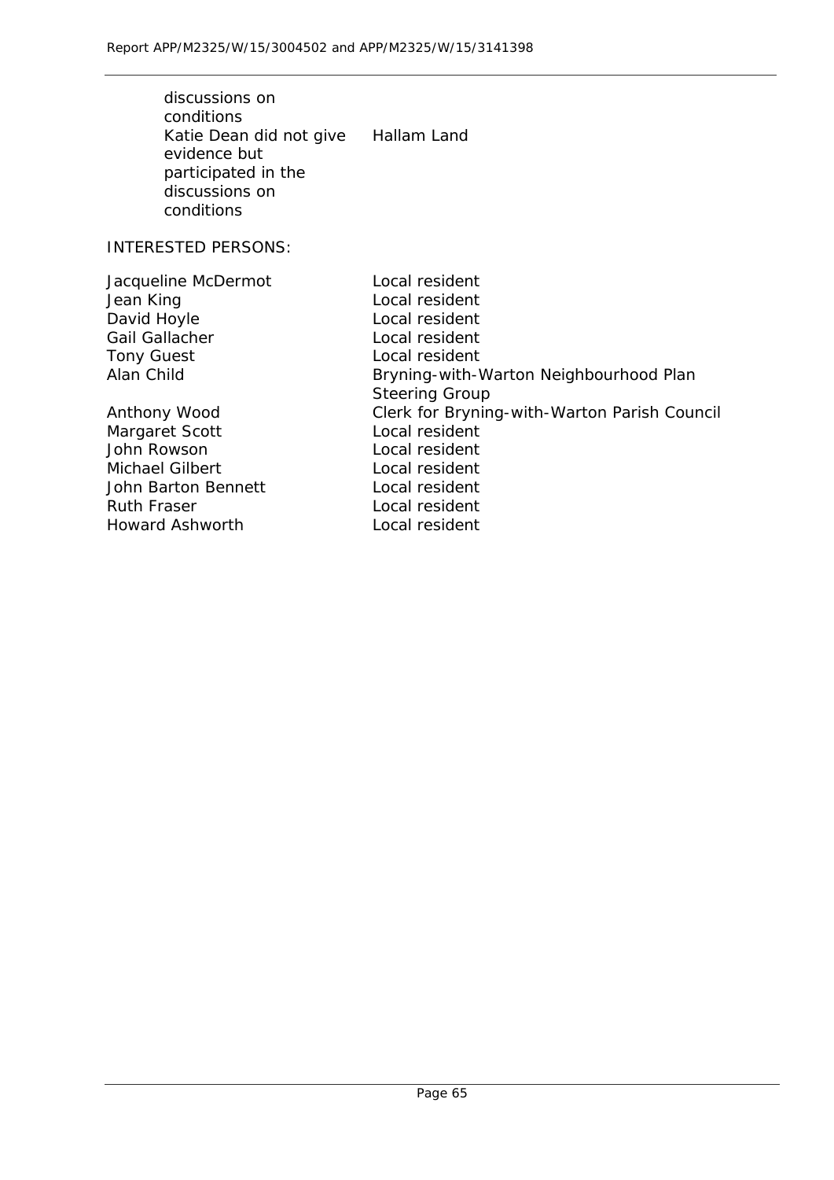| | |
|---|---|
| discussions on conditions | |
| Katie Dean did not give evidence but participated in the discussions on conditions | Hallam Land |

INTERESTED PERSONS:

| | |
|---|---|
| Jacqueline McDermot | Local resident |
| Jean King | Local resident |
| David Hoyle | Local resident |
| Gail Gallacher | Local resident |
| Tony Guest | Local resident |
| Alan Child | Bryning-with-Warton Neighbourhood Plan Steering Group |
| Anthony Wood | Clerk for Bryning-with-Warton Parish Council |
| Margaret Scott | Local resident |
| John Rowson | Local resident |
| Michael Gilbert | Local resident |
| John Barton Bennett | Local resident |
| Ruth Fraser | Local resident |
| Howard Ashworth | Local resident |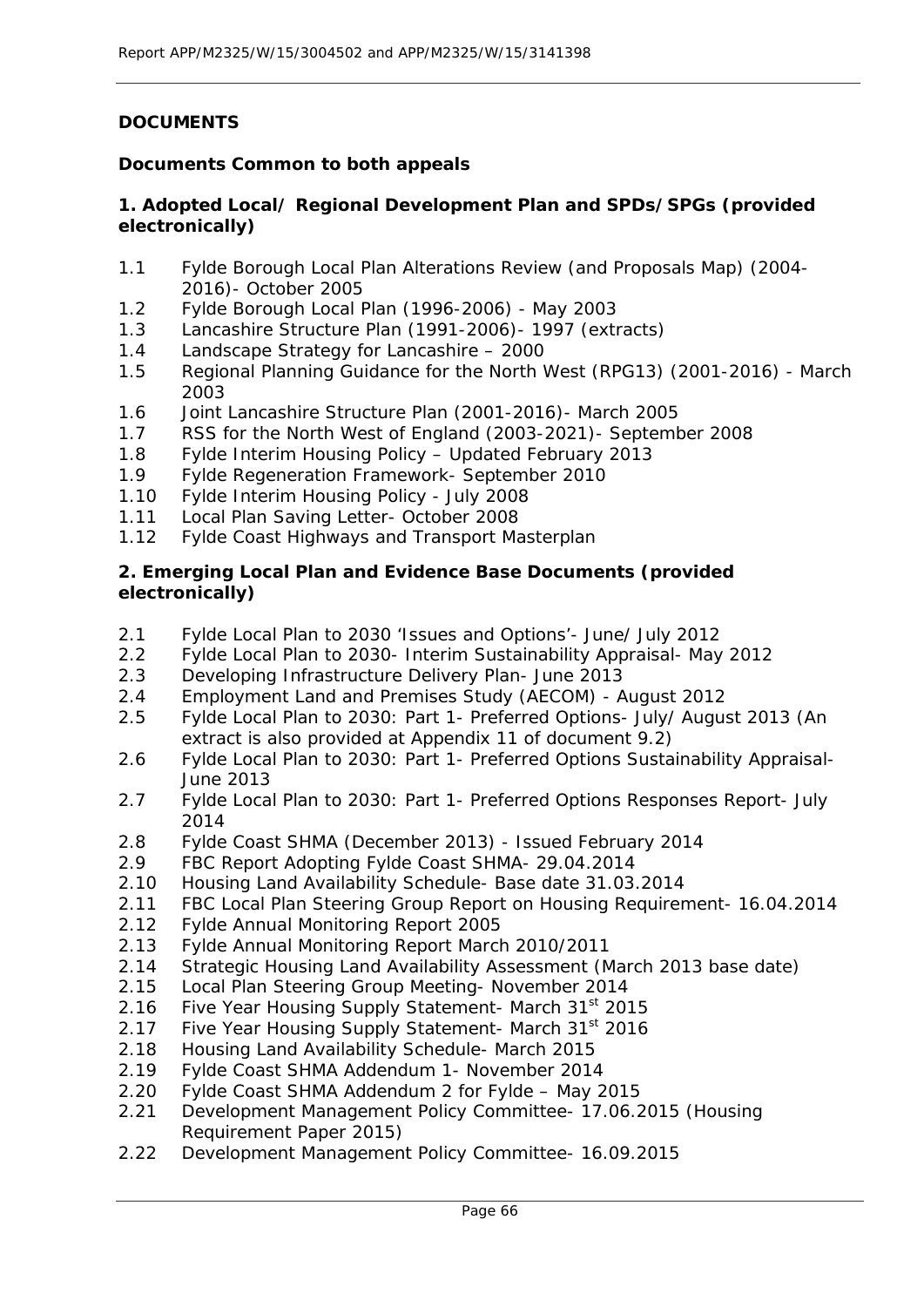## DOCUMENTS

### Documents Common to both appeals

#### 1. Adopted Local/ Regional Development Plan and SPDs/SPGs (provided electronically)

1.1 Fylde Borough Local Plan Alterations Review (and Proposals Map) (2004-2016)- October 2005

1.2 Fylde Borough Local Plan (1996-2006) - May 2003

1.3 Lancashire Structure Plan (1991-2006)- 1997 (extracts)

1.4 Landscape Strategy for Lancashire – 2000

1.5 Regional Planning Guidance for the North West (RPG13) (2001-2016) - March 2003

1.6 Joint Lancashire Structure Plan (2001-2016)- March 2005

1.7 RSS for the North West of England (2003-2021)- September 2008

1.8 Fylde Interim Housing Policy – Updated February 2013

1.9 Fylde Regeneration Framework- September 2010

1.10 Fylde Interim Housing Policy - July 2008

1.11 Local Plan Saving Letter- October 2008

1.12 Fylde Coast Highways and Transport Masterplan

#### 2. Emerging Local Plan and Evidence Base Documents (provided electronically)

2.1 Fylde Local Plan to 2030 'Issues and Options'- June/ July 2012

2.2 Fylde Local Plan to 2030- Interim Sustainability Appraisal- May 2012

2.3 Developing Infrastructure Delivery Plan- June 2013

2.4 Employment Land and Premises Study (AECOM) - August 2012

2.5 Fylde Local Plan to 2030: Part 1- Preferred Options- July/ August 2013 (An extract is also provided at Appendix 11 of document 9.2)

2.6 Fylde Local Plan to 2030: Part 1- Preferred Options Sustainability Appraisal- June 2013

2.7 Fylde Local Plan to 2030: Part 1- Preferred Options Responses Report- July 2014

2.8 Fylde Coast SHMA (December 2013) - Issued February 2014

2.9 FBC Report Adopting Fylde Coast SHMA- 29.04.2014

2.10 Housing Land Availability Schedule- Base date 31.03.2014

2.11 FBC Local Plan Steering Group Report on Housing Requirement- 16.04.2014

2.12 Fylde Annual Monitoring Report 2005

2.13 Fylde Annual Monitoring Report March 2010/2011

2.14 Strategic Housing Land Availability Assessment (March 2013 base date)

2.15 Local Plan Steering Group Meeting- November 2014

2.16 Five Year Housing Supply Statement- March 31st 2015

2.17 Five Year Housing Supply Statement- March 31st 2016

2.18 Housing Land Availability Schedule- March 2015

2.19 Fylde Coast SHMA Addendum 1- November 2014

2.20 Fylde Coast SHMA Addendum 2 for Fylde – May 2015

2.21 Development Management Policy Committee- 17.06.2015 (Housing Requirement Paper 2015)

2.22 Development Management Policy Committee- 16.09.2015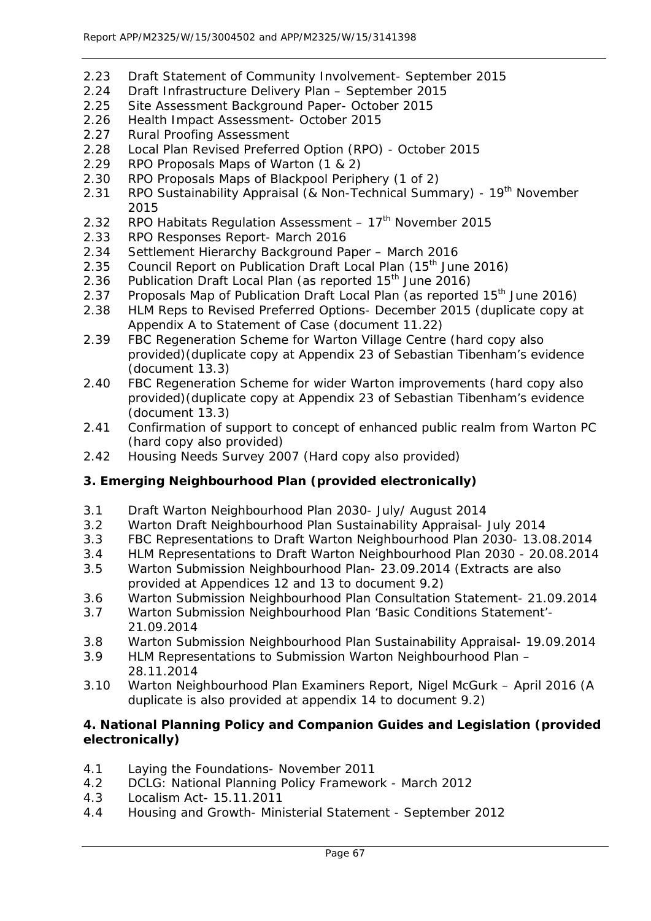2.23 Draft Statement of Community Involvement- September 2015
2.24 Draft Infrastructure Delivery Plan – September 2015
2.25 Site Assessment Background Paper- October 2015
2.26 Health Impact Assessment- October 2015
2.27 Rural Proofing Assessment
2.28 Local Plan Revised Preferred Option (RPO) - October 2015
2.29 RPO Proposals Maps of Warton (1 & 2)
2.30 RPO Proposals Maps of Blackpool Periphery (1 of 2)
2.31 RPO Sustainability Appraisal (& Non-Technical Summary) - 19th November 2015
2.32 RPO Habitats Regulation Assessment – 17th November 2015
2.33 RPO Responses Report- March 2016
2.34 Settlement Hierarchy Background Paper – March 2016
2.35 Council Report on Publication Draft Local Plan (15th June 2016)
2.36 Publication Draft Local Plan (as reported 15th June 2016)
2.37 Proposals Map of Publication Draft Local Plan (as reported 15th June 2016)
2.38 HLM Reps to Revised Preferred Options- December 2015 (duplicate copy at Appendix A to Statement of Case (document 11.22)
2.39 FBC Regeneration Scheme for Warton Village Centre (hard copy also provided)(duplicate copy at Appendix 23 of Sebastian Tibenham's evidence (document 13.3)
2.40 FBC Regeneration Scheme for wider Warton improvements (hard copy also provided)(duplicate copy at Appendix 23 of Sebastian Tibenham's evidence (document 13.3)
2.41 Confirmation of support to concept of enhanced public realm from Warton PC (hard copy also provided)
2.42 Housing Needs Survey 2007 (Hard copy also provided)

**3. Emerging Neighbourhood Plan (provided electronically)**

3.1 Draft Warton Neighbourhood Plan 2030- July/ August 2014
3.2 Warton Draft Neighbourhood Plan Sustainability Appraisal- July 2014
3.3 FBC Representations to Draft Warton Neighbourhood Plan 2030- 13.08.2014
3.4 HLM Representations to Draft Warton Neighbourhood Plan 2030 - 20.08.2014
3.5 Warton Submission Neighbourhood Plan- 23.09.2014 (Extracts are also provided at Appendices 12 and 13 to document 9.2)
3.6 Warton Submission Neighbourhood Plan Consultation Statement- 21.09.2014
3.7 Warton Submission Neighbourhood Plan 'Basic Conditions Statement'- 21.09.2014
3.8 Warton Submission Neighbourhood Plan Sustainability Appraisal- 19.09.2014
3.9 HLM Representations to Submission Warton Neighbourhood Plan – 28.11.2014
3.10 Warton Neighbourhood Plan Examiners Report, Nigel McGurk – April 2016 (A duplicate is also provided at appendix 14 to document 9.2)

**4. National Planning Policy and Companion Guides and Legislation (provided electronically)**

4.1 Laying the Foundations- November 2011
4.2 DCLG: National Planning Policy Framework - March 2012
4.3 Localism Act- 15.11.2011
4.4 Housing and Growth- Ministerial Statement - September 2012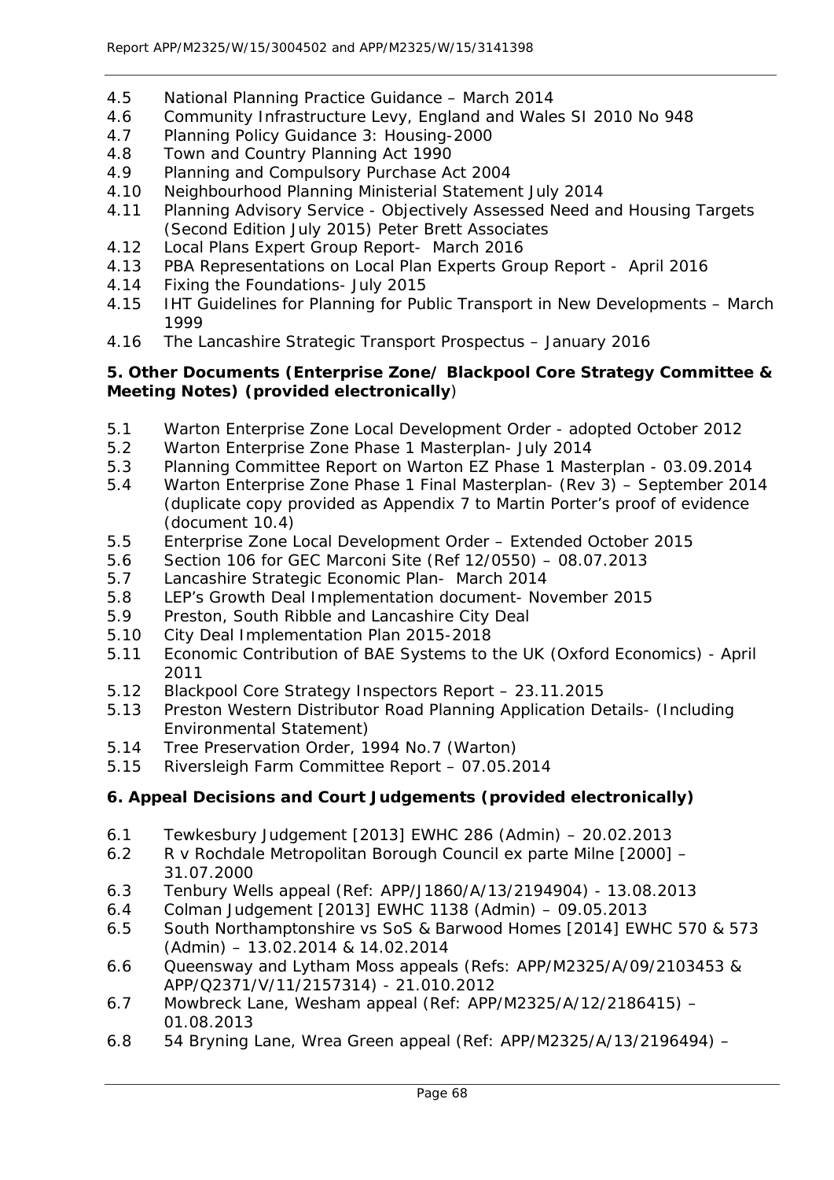4.5 National Planning Practice Guidance – March 2014
4.6 Community Infrastructure Levy, England and Wales SI 2010 No 948
4.7 Planning Policy Guidance 3: Housing-2000
4.8 Town and Country Planning Act 1990
4.9 Planning and Compulsory Purchase Act 2004
4.10 Neighbourhood Planning Ministerial Statement July 2014
4.11 Planning Advisory Service - Objectively Assessed Need and Housing Targets (Second Edition July 2015) Peter Brett Associates
4.12 Local Plans Expert Group Report- March 2016
4.13 PBA Representations on Local Plan Experts Group Report - April 2016
4.14 Fixing the Foundations- July 2015
4.15 IHT Guidelines for Planning for Public Transport in New Developments – March 1999
4.16 The Lancashire Strategic Transport Prospectus – January 2016

**5. Other Documents (Enterprise Zone/ Blackpool Core Strategy Committee & Meeting Notes) (provided electronically**)

5.1 Warton Enterprise Zone Local Development Order - adopted October 2012
5.2 Warton Enterprise Zone Phase 1 Masterplan- July 2014
5.3 Planning Committee Report on Warton EZ Phase 1 Masterplan - 03.09.2014
5.4 Warton Enterprise Zone Phase 1 Final Masterplan- (Rev 3) – September 2014 (duplicate copy provided as Appendix 7 to Martin Porter's proof of evidence (document 10.4)
5.5 Enterprise Zone Local Development Order – Extended October 2015
5.6 Section 106 for GEC Marconi Site (Ref 12/0550) – 08.07.2013
5.7 Lancashire Strategic Economic Plan- March 2014
5.8 LEP's Growth Deal Implementation document- November 2015
5.9 Preston, South Ribble and Lancashire City Deal
5.10 City Deal Implementation Plan 2015-2018
5.11 Economic Contribution of BAE Systems to the UK (Oxford Economics) - April 2011
5.12 Blackpool Core Strategy Inspectors Report – 23.11.2015
5.13 Preston Western Distributor Road Planning Application Details- (Including Environmental Statement)
5.14 Tree Preservation Order, 1994 No.7 (Warton)
5.15 Riversleigh Farm Committee Report – 07.05.2014

**6. Appeal Decisions and Court Judgements (provided electronically)**

6.1 Tewkesbury Judgement [2013] EWHC 286 (Admin) – 20.02.2013
6.2 R v Rochdale Metropolitan Borough Council ex parte Milne [2000] – 31.07.2000
6.3 Tenbury Wells appeal (Ref: APP/J1860/A/13/2194904) - 13.08.2013
6.4 Colman Judgement [2013] EWHC 1138 (Admin) – 09.05.2013
6.5 South Northamptonshire vs SoS & Barwood Homes [2014] EWHC 570 & 573 (Admin) – 13.02.2014 & 14.02.2014
6.6 Queensway and Lytham Moss appeals (Refs: APP/M2325/A/09/2103453 & APP/Q2371/V/11/2157314) - 21.010.2012
6.7 Mowbreck Lane, Wesham appeal (Ref: APP/M2325/A/12/2186415) – 01.08.2013
6.8 54 Bryning Lane, Wrea Green appeal (Ref: APP/M2325/A/13/2196494) –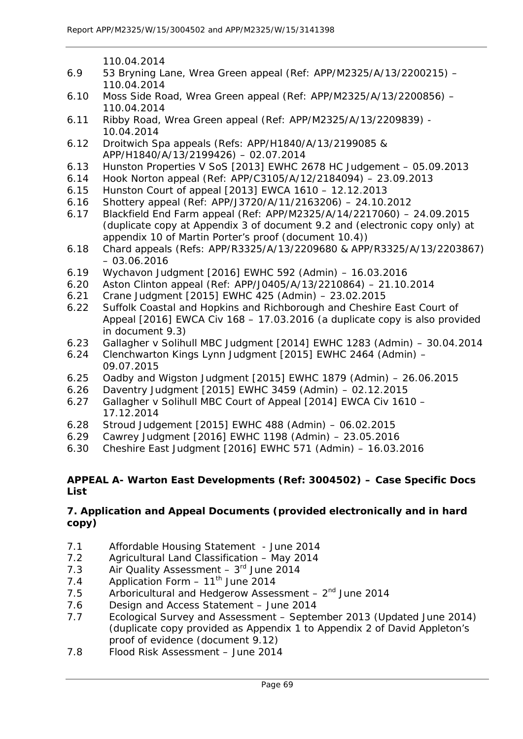110.04.2014

6.9 53 Bryning Lane, Wrea Green appeal (Ref: APP/M2325/A/13/2200215) – 110.04.2014

6.10 Moss Side Road, Wrea Green appeal (Ref: APP/M2325/A/13/2200856) – 110.04.2014

6.11 Ribby Road, Wrea Green appeal (Ref: APP/M2325/A/13/2209839) - 10.04.2014

6.12 Droitwich Spa appeals (Refs: APP/H1840/A/13/2199085 & APP/H1840/A/13/2199426) – 02.07.2014

6.13 Hunston Properties V SoS [2013] EWHC 2678 HC Judgement – 05.09.2013

6.14 Hook Norton appeal (Ref: APP/C3105/A/12/2184094) – 23.09.2013

6.15 Hunston Court of appeal [2013] EWCA 1610 – 12.12.2013

6.16 Shottery appeal (Ref: APP/J3720/A/11/2163206) – 24.10.2012

6.17 Blackfield End Farm appeal (Ref: APP/M2325/A/14/2217060) – 24.09.2015 (duplicate copy at Appendix 3 of document 9.2 and (electronic copy only) at appendix 10 of Martin Porter's proof (document 10.4))

6.18 Chard appeals (Refs: APP/R3325/A/13/2209680 & APP/R3325/A/13/2203867) – 03.06.2016

6.19 Wychavon Judgment [2016] EWHC 592 (Admin) – 16.03.2016

6.20 Aston Clinton appeal (Ref: APP/J0405/A/13/2210864) – 21.10.2014

6.21 Crane Judgment [2015] EWHC 425 (Admin) – 23.02.2015

6.22 Suffolk Coastal and Hopkins and Richborough and Cheshire East Court of Appeal [2016] EWCA Civ 168 – 17.03.2016 (a duplicate copy is also provided in document 9.3)

6.23 Gallagher v Solihull MBC Judgment [2014] EWHC 1283 (Admin) – 30.04.2014

6.24 Clenchwarton Kings Lynn Judgment [2015] EWHC 2464 (Admin) – 09.07.2015

6.25 Oadby and Wigston Judgment [2015] EWHC 1879 (Admin) – 26.06.2015

6.26 Daventry Judgment [2015] EWHC 3459 (Admin) – 02.12.2015

6.27 Gallagher v Solihull MBC Court of Appeal [2014] EWCA Civ 1610 – 17.12.2014

6.28 Stroud Judgement [2015] EWHC 488 (Admin) – 06.02.2015

6.29 Cawrey Judgment [2016] EWHC 1198 (Admin) – 23.05.2016

6.30 Cheshire East Judgment [2016] EWHC 571 (Admin) – 16.03.2016

**APPEAL A- Warton East Developments (Ref: 3004502) – Case Specific Docs List**

**7. Application and Appeal Documents (provided electronically and in hard copy)**

7.1 Affordable Housing Statement - June 2014

7.2 Agricultural Land Classification – May 2014

7.3 Air Quality Assessment – 3rd June 2014

7.4 Application Form – 11th June 2014

7.5 Arboricultural and Hedgerow Assessment – 2nd June 2014

7.6 Design and Access Statement – June 2014

7.7 Ecological Survey and Assessment – September 2013 (Updated June 2014) (duplicate copy provided as Appendix 1 to Appendix 2 of David Appleton's proof of evidence (document 9.12)

7.8 Flood Risk Assessment – June 2014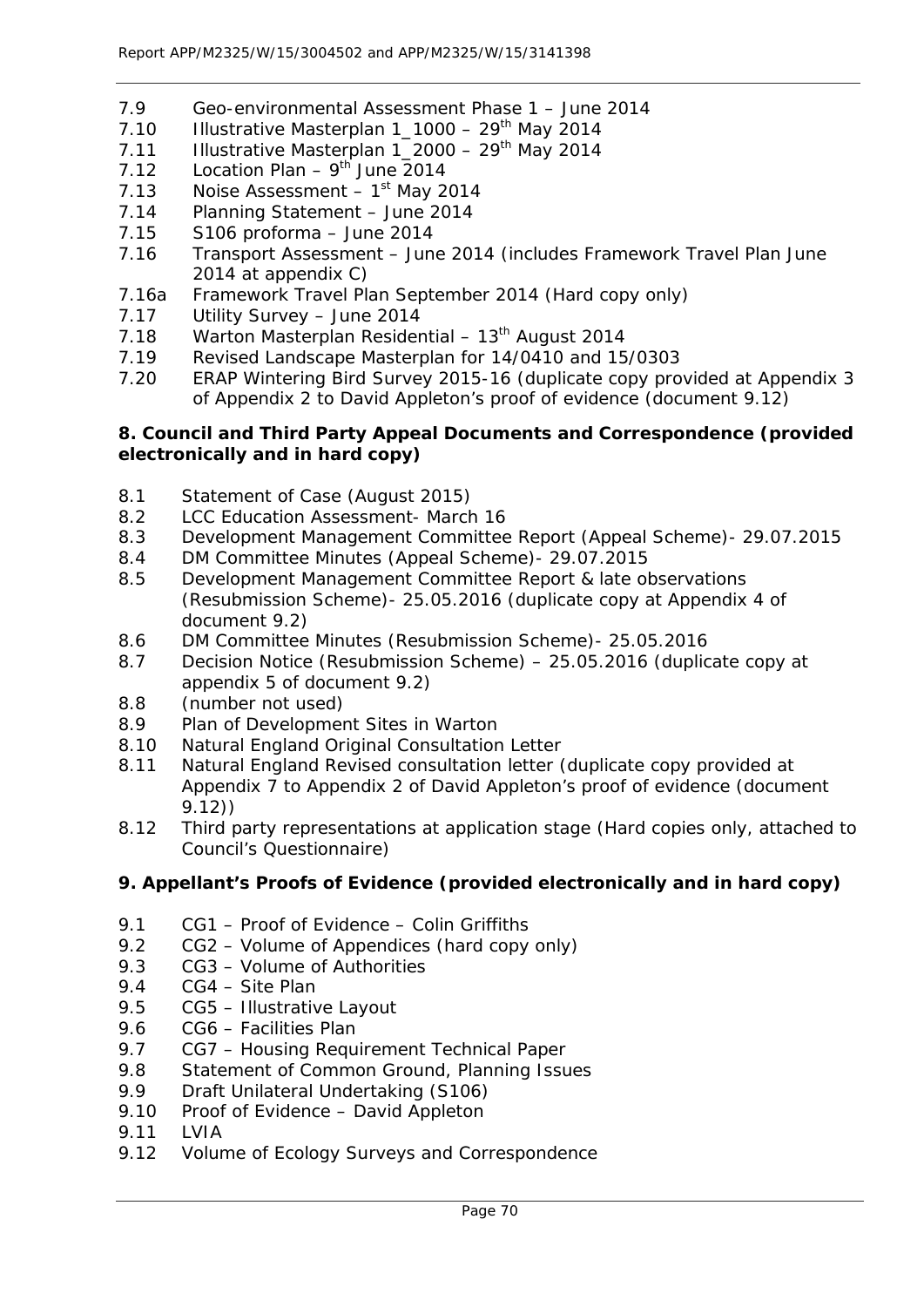- 7.9 Geo-environmental Assessment Phase 1 – June 2014
- 7.10 Illustrative Masterplan 1_1000 – 29th May 2014
- 7.11 Illustrative Masterplan 1_2000 – 29th May 2014
- 7.12 Location Plan – 9th June 2014
- 7.13 Noise Assessment – 1st May 2014
- 7.14 Planning Statement – June 2014
- 7.15 S106 proforma – June 2014
- 7.16 Transport Assessment – June 2014 (includes Framework Travel Plan June 2014 at appendix C)
- 7.16a Framework Travel Plan September 2014 (Hard copy only)
- 7.17 Utility Survey – June 2014
- 7.18 Warton Masterplan Residential – 13th August 2014
- 7.19 Revised Landscape Masterplan for 14/0410 and 15/0303
- 7.20 ERAP Wintering Bird Survey 2015-16 (duplicate copy provided at Appendix 3 of Appendix 2 to David Appleton's proof of evidence (document 9.12)

**8. Council and Third Party Appeal Documents and Correspondence (provided electronically and in hard copy)**

- 8.1 Statement of Case (August 2015)
- 8.2 LCC Education Assessment- March 16
- 8.3 Development Management Committee Report (Appeal Scheme)- 29.07.2015
- 8.4 DM Committee Minutes (Appeal Scheme)- 29.07.2015
- 8.5 Development Management Committee Report & late observations (Resubmission Scheme)- 25.05.2016 (duplicate copy at Appendix 4 of document 9.2)
- 8.6 DM Committee Minutes (Resubmission Scheme)- 25.05.2016
- 8.7 Decision Notice (Resubmission Scheme) – 25.05.2016 (duplicate copy at appendix 5 of document 9.2)
- 8.8 (number not used)
- 8.9 Plan of Development Sites in Warton
- 8.10 Natural England Original Consultation Letter
- 8.11 Natural England Revised consultation letter (duplicate copy provided at Appendix 7 to Appendix 2 of David Appleton's proof of evidence (document 9.12))
- 8.12 Third party representations at application stage (Hard copies only, attached to Council's Questionnaire)

**9. Appellant's Proofs of Evidence (provided electronically and in hard copy)**

- 9.1 CG1 – Proof of Evidence – Colin Griffiths
- 9.2 CG2 – Volume of Appendices (hard copy only)
- 9.3 CG3 – Volume of Authorities
- 9.4 CG4 – Site Plan
- 9.5 CG5 – Illustrative Layout
- 9.6 CG6 – Facilities Plan
- 9.7 CG7 – Housing Requirement Technical Paper
- 9.8 Statement of Common Ground, Planning Issues
- 9.9 Draft Unilateral Undertaking (S106)
- 9.10 Proof of Evidence – David Appleton
- 9.11 LVIA
- 9.12 Volume of Ecology Surveys and Correspondence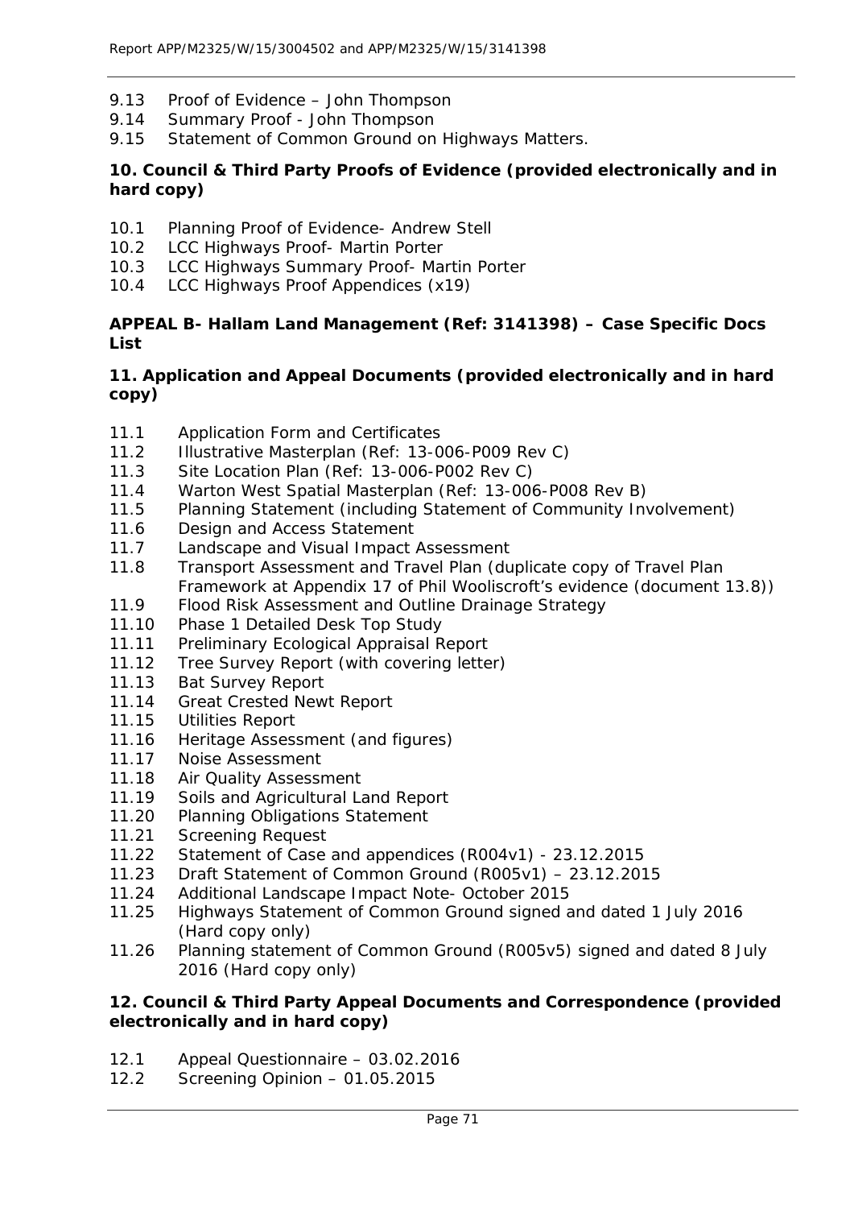- 9.13 Proof of Evidence – John Thompson
- 9.14 Summary Proof - John Thompson
- 9.15 Statement of Common Ground on Highways Matters.

**10. Council & Third Party Proofs of Evidence (provided electronically and in hard copy)**

- 10.1 Planning Proof of Evidence- Andrew Stell
- 10.2 LCC Highways Proof- Martin Porter
- 10.3 LCC Highways Summary Proof- Martin Porter
- 10.4 LCC Highways Proof Appendices (x19)

**APPEAL B- Hallam Land Management (Ref: 3141398) – Case Specific Docs List**

**11. Application and Appeal Documents (provided electronically and in hard copy)**

- 11.1 Application Form and Certificates
- 11.2 Illustrative Masterplan (Ref: 13-006-P009 Rev C)
- 11.3 Site Location Plan (Ref: 13-006-P002 Rev C)
- 11.4 Warton West Spatial Masterplan (Ref: 13-006-P008 Rev B)
- 11.5 Planning Statement (including Statement of Community Involvement)
- 11.6 Design and Access Statement
- 11.7 Landscape and Visual Impact Assessment
- 11.8 Transport Assessment and Travel Plan (duplicate copy of Travel Plan Framework at Appendix 17 of Phil Wooliscroft's evidence (document 13.8))
- 11.9 Flood Risk Assessment and Outline Drainage Strategy
- 11.10 Phase 1 Detailed Desk Top Study
- 11.11 Preliminary Ecological Appraisal Report
- 11.12 Tree Survey Report (with covering letter)
- 11.13 Bat Survey Report
- 11.14 Great Crested Newt Report
- 11.15 Utilities Report
- 11.16 Heritage Assessment (and figures)
- 11.17 Noise Assessment
- 11.18 Air Quality Assessment
- 11.19 Soils and Agricultural Land Report
- 11.20 Planning Obligations Statement
- 11.21 Screening Request
- 11.22 Statement of Case and appendices (R004v1) - 23.12.2015
- 11.23 Draft Statement of Common Ground (R005v1) – 23.12.2015
- 11.24 Additional Landscape Impact Note- October 2015
- 11.25 Highways Statement of Common Ground signed and dated 1 July 2016 (Hard copy only)
- 11.26 Planning statement of Common Ground (R005v5) signed and dated 8 July 2016 (Hard copy only)

**12. Council & Third Party Appeal Documents and Correspondence (provided electronically and in hard copy)**

- 12.1 Appeal Questionnaire – 03.02.2016
- 12.2 Screening Opinion – 01.05.2015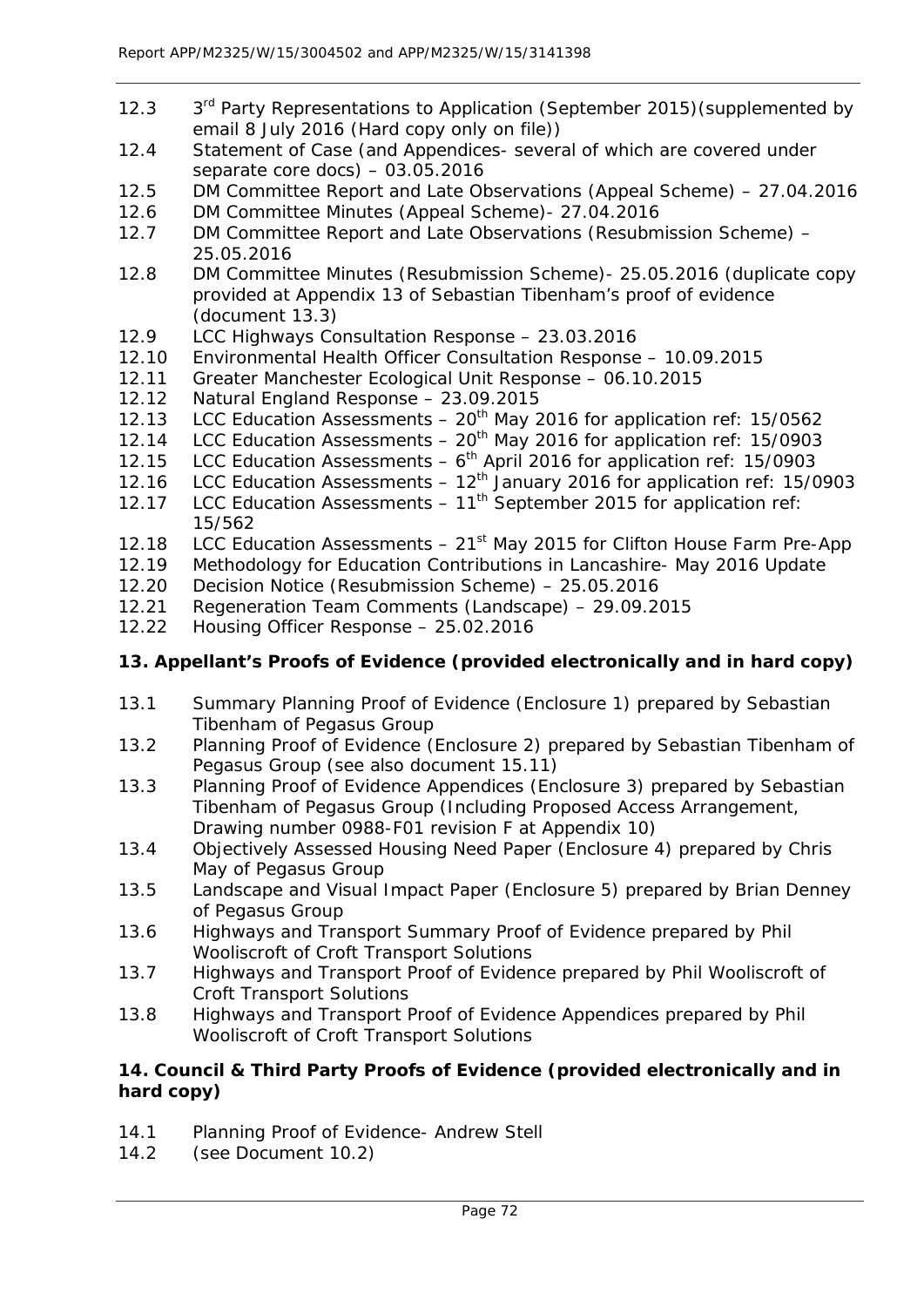12.3 3rd Party Representations to Application (September 2015)(supplemented by email 8 July 2016 (Hard copy only on file))

12.4 Statement of Case (and Appendices- several of which are covered under separate core docs) – 03.05.2016

12.5 DM Committee Report and Late Observations (Appeal Scheme) – 27.04.2016

12.6 DM Committee Minutes (Appeal Scheme)- 27.04.2016

12.7 DM Committee Report and Late Observations (Resubmission Scheme) – 25.05.2016

12.8 DM Committee Minutes (Resubmission Scheme)- 25.05.2016 (duplicate copy provided at Appendix 13 of Sebastian Tibenham's proof of evidence (document 13.3)

12.9 LCC Highways Consultation Response – 23.03.2016

12.10 Environmental Health Officer Consultation Response – 10.09.2015

12.11 Greater Manchester Ecological Unit Response – 06.10.2015

12.12 Natural England Response – 23.09.2015

12.13 LCC Education Assessments – 20th May 2016 for application ref: 15/0562

12.14 LCC Education Assessments – 20th May 2016 for application ref: 15/0903

12.15 LCC Education Assessments – 6th April 2016 for application ref: 15/0903

12.16 LCC Education Assessments – 12th January 2016 for application ref: 15/0903

12.17 LCC Education Assessments – 11th September 2015 for application ref: 15/562

12.18 LCC Education Assessments – 21st May 2015 for Clifton House Farm Pre-App

12.19 Methodology for Education Contributions in Lancashire- May 2016 Update

12.20 Decision Notice (Resubmission Scheme) – 25.05.2016

12.21 Regeneration Team Comments (Landscape) – 29.09.2015

12.22 Housing Officer Response – 25.02.2016

## 13. Appellant's Proofs of Evidence (provided electronically and in hard copy)

13.1 Summary Planning Proof of Evidence (Enclosure 1) prepared by Sebastian Tibenham of Pegasus Group

13.2 Planning Proof of Evidence (Enclosure 2) prepared by Sebastian Tibenham of Pegasus Group (see also document 15.11)

13.3 Planning Proof of Evidence Appendices (Enclosure 3) prepared by Sebastian Tibenham of Pegasus Group (Including Proposed Access Arrangement, Drawing number 0988-F01 revision F at Appendix 10)

13.4 Objectively Assessed Housing Need Paper (Enclosure 4) prepared by Chris May of Pegasus Group

13.5 Landscape and Visual Impact Paper (Enclosure 5) prepared by Brian Denney of Pegasus Group

13.6 Highways and Transport Summary Proof of Evidence prepared by Phil Wooliscroft of Croft Transport Solutions

13.7 Highways and Transport Proof of Evidence prepared by Phil Wooliscroft of Croft Transport Solutions

13.8 Highways and Transport Proof of Evidence Appendices prepared by Phil Wooliscroft of Croft Transport Solutions

## 14. Council & Third Party Proofs of Evidence (provided electronically and in hard copy)

14.1 Planning Proof of Evidence- Andrew Stell

14.2 (see Document 10.2)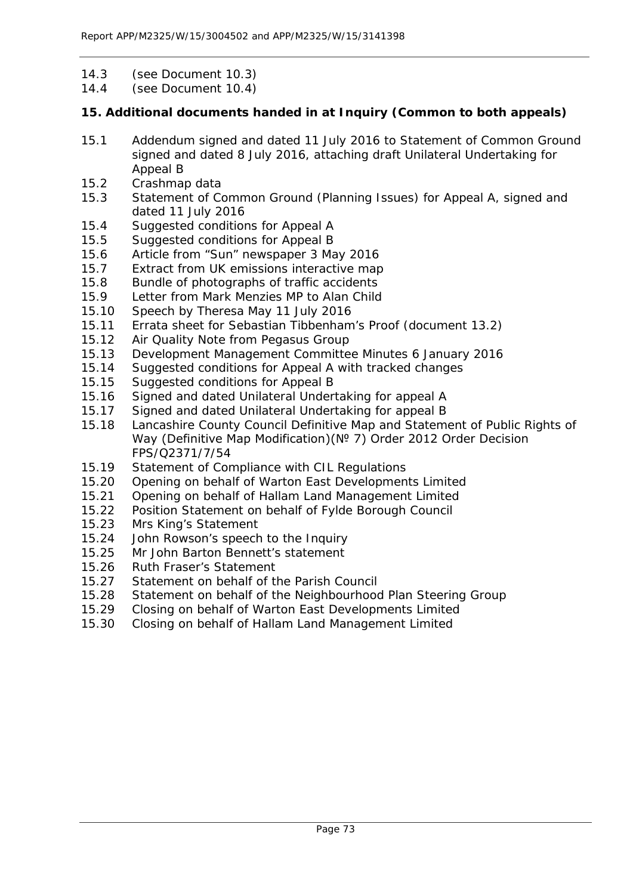14.3 (see Document 10.3)
14.4 (see Document 10.4)

## 15. Additional documents handed in at Inquiry (Common to both appeals)

15.1 Addendum signed and dated 11 July 2016 to Statement of Common Ground signed and dated 8 July 2016, attaching draft Unilateral Undertaking for Appeal B
15.2 Crashmap data
15.3 Statement of Common Ground (Planning Issues) for Appeal A, signed and dated 11 July 2016
15.4 Suggested conditions for Appeal A
15.5 Suggested conditions for Appeal B
15.6 Article from "Sun" newspaper 3 May 2016
15.7 Extract from UK emissions interactive map
15.8 Bundle of photographs of traffic accidents
15.9 Letter from Mark Menzies MP to Alan Child
15.10 Speech by Theresa May 11 July 2016
15.11 Errata sheet for Sebastian Tibbenham's Proof (document 13.2)
15.12 Air Quality Note from Pegasus Group
15.13 Development Management Committee Minutes 6 January 2016
15.14 Suggested conditions for Appeal A with tracked changes
15.15 Suggested conditions for Appeal B
15.16 Signed and dated Unilateral Undertaking for appeal A
15.17 Signed and dated Unilateral Undertaking for appeal B
15.18 Lancashire County Council Definitive Map and Statement of Public Rights of Way (Definitive Map Modification)(№ 7) Order 2012 Order Decision FPS/Q2371/7/54
15.19 Statement of Compliance with CIL Regulations
15.20 Opening on behalf of Warton East Developments Limited
15.21 Opening on behalf of Hallam Land Management Limited
15.22 Position Statement on behalf of Fylde Borough Council
15.23 Mrs King's Statement
15.24 John Rowson's speech to the Inquiry
15.25 Mr John Barton Bennett's statement
15.26 Ruth Fraser's Statement
15.27 Statement on behalf of the Parish Council
15.28 Statement on behalf of the Neighbourhood Plan Steering Group
15.29 Closing on behalf of Warton East Developments Limited
15.30 Closing on behalf of Hallam Land Management Limited